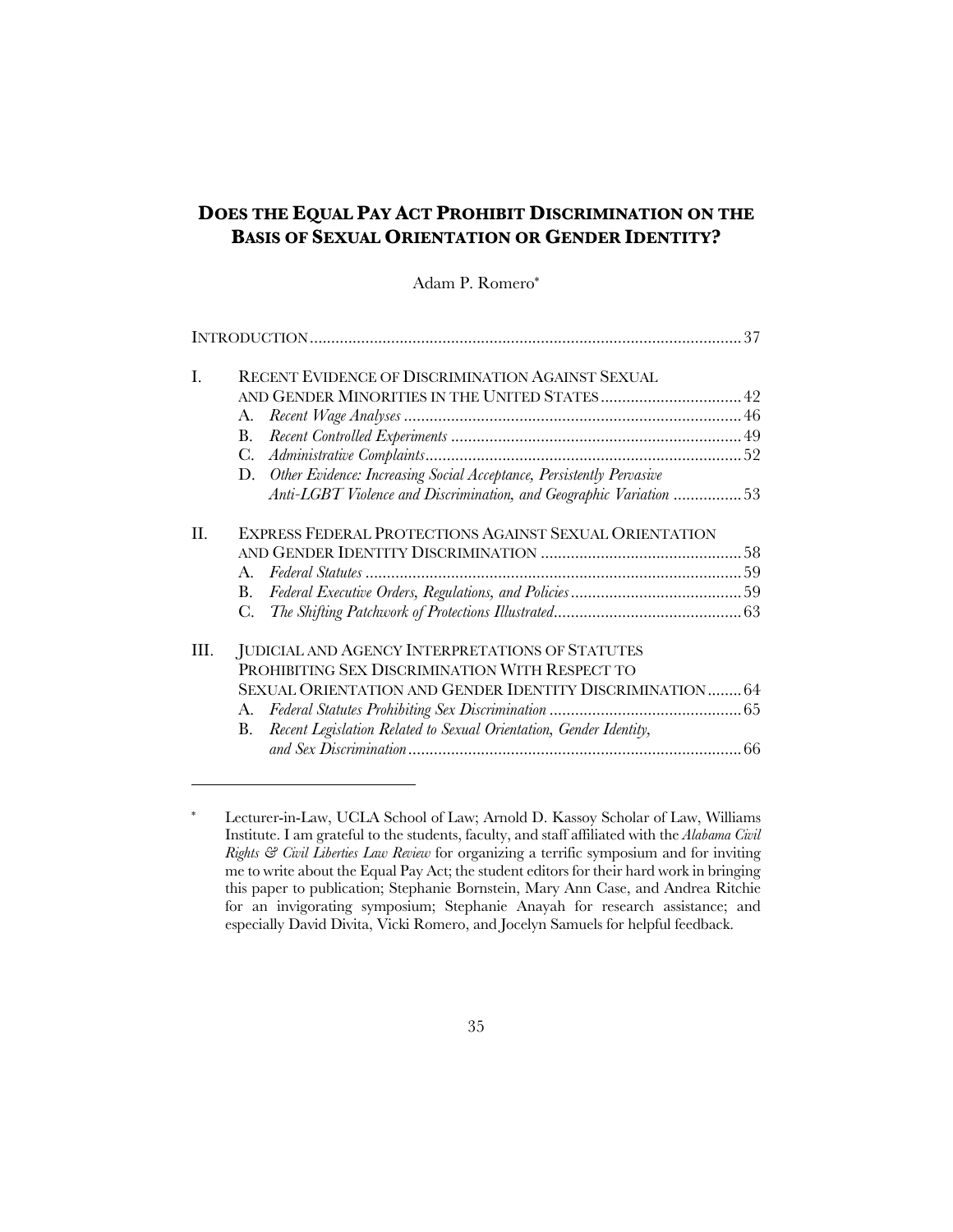# DOES THE EQUAL PAY ACT PROHIBIT DISCRIMINATION ON THE BASIS OF SEXUAL ORIENTATION OR GENDER IDENTITY?

Adam P. Romero*

INTRODUCTION .................................................................................................... 37

I. RECENT EVIDENCE OF DISCRIMINATION AGAINST SEXUAL AND GENDER MINORITIES IN THE UNITED STATES ................................ 42
   - A. *Recent Wage Analyses* ............................................................................... 46
   - B. *Recent Controlled Experiments* .................................................................... 49
   - C. *Administrative Complaints* .......................................................................... 52
   - D. *Other Evidence: Increasing Social Acceptance, Persistently Pervasive Anti-LGBT Violence and Discrimination, and Geographic Variation* ................ 53

II. EXPRESS FEDERAL PROTECTIONS AGAINST SEXUAL ORIENTATION AND GENDER IDENTITY DISCRIMINATION ............................................... 58
   - A. *Federal Statutes* ........................................................................................ 59
   - B. *Federal Executive Orders, Regulations, and Policies* ........................................ 59
   - C. *The Shifting Patchwork of Protections Illustrated* ........................................... 63

III. JUDICIAL AND AGENCY INTERPRETATIONS OF STATUTES PROHIBITING SEX DISCRIMINATION WITH RESPECT TO SEXUAL ORIENTATION AND GENDER IDENTITY DISCRIMINATION ........ 64
   - A. *Federal Statutes Prohibiting Sex Discrimination* ............................................. 65
   - B. *Recent Legislation Related to Sexual Orientation, Gender Identity, and Sex Discrimination* .............................................................................. 66

---

\* Lecturer-in-Law, UCLA School of Law; Arnold D. Kassoy Scholar of Law, Williams Institute. I am grateful to the students, faculty, and staff affiliated with the *Alabama Civil Rights & Civil Liberties Law Review* for organizing a terrific symposium and for inviting me to write about the Equal Pay Act; the student editors for their hard work in bringing this paper to publication; Stephanie Bornstein, Mary Ann Case, and Andrea Ritchie for an invigorating symposium; Stephanie Anayah for research assistance; and especially David Divita, Vicki Romero, and Jocelyn Samuels for helpful feedback.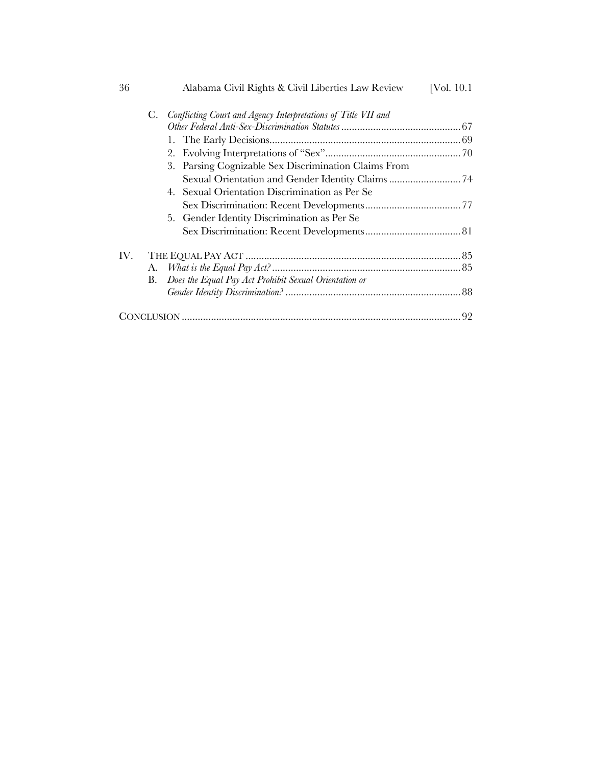C. *Conflicting Court and Agency Interpretations of Title VII and Other Federal Anti-Sex-Discrimination Statutes* ........ 67
   1. The Early Decisions ........ 69
   2. Evolving Interpretations of "Sex" ........ 70
   3. Parsing Cognizable Sex Discrimination Claims From Sexual Orientation and Gender Identity Claims ........ 74
   4. Sexual Orientation Discrimination as Per Se Sex Discrimination: Recent Developments ........ 77
   5. Gender Identity Discrimination as Per Se Sex Discrimination: Recent Developments ........ 81

IV. THE EQUAL PAY ACT ........ 85
   A. *What is the Equal Pay Act?* ........ 85
   B. *Does the Equal Pay Act Prohibit Sexual Orientation or Gender Identity Discrimination?* ........ 88

CONCLUSION ........ 92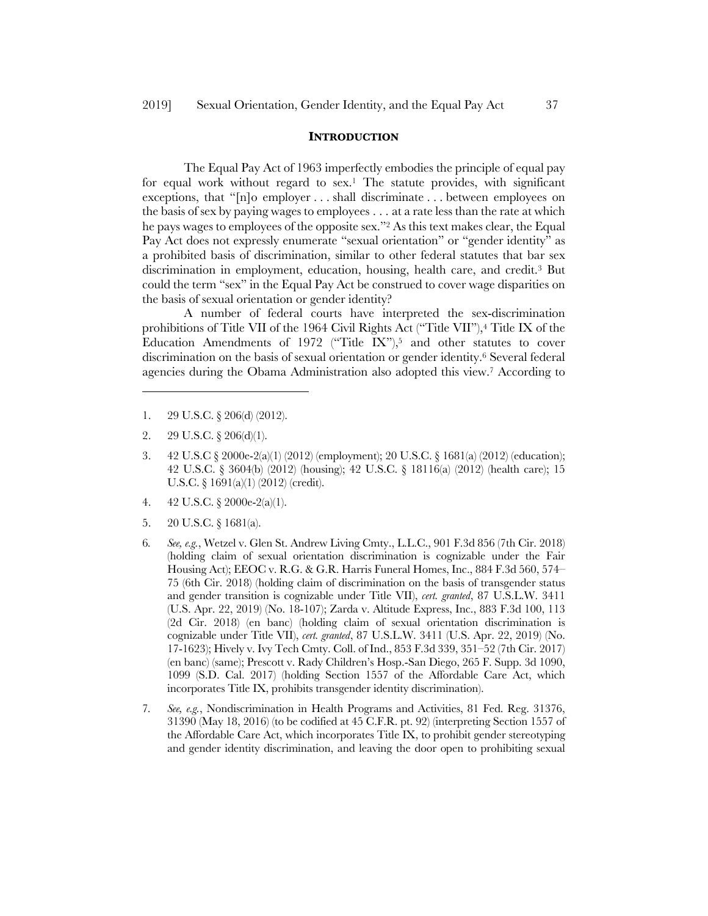## INTRODUCTION

The Equal Pay Act of 1963 imperfectly embodies the principle of equal pay for equal work without regard to sex.[1] The statute provides, with significant exceptions, that "[n]o employer . . . shall discriminate . . . between employees on the basis of sex by paying wages to employees . . . at a rate less than the rate at which he pays wages to employees of the opposite sex."[2] As this text makes clear, the Equal Pay Act does not expressly enumerate "sexual orientation" or "gender identity" as a prohibited basis of discrimination, similar to other federal statutes that bar sex discrimination in employment, education, housing, health care, and credit.[3] But could the term "sex" in the Equal Pay Act be construed to cover wage disparities on the basis of sexual orientation or gender identity?

A number of federal courts have interpreted the sex-discrimination prohibitions of Title VII of the 1964 Civil Rights Act ("Title VII"),[4] Title IX of the Education Amendments of 1972 ("Title IX"),[5] and other statutes to cover discrimination on the basis of sexual orientation or gender identity.[6] Several federal agencies during the Obama Administration also adopted this view.[7] According to

---

1. 29 U.S.C. § 206(d) (2012).

2. 29 U.S.C. § 206(d)(1).

3. 42 U.S.C § 2000e-2(a)(1) (2012) (employment); 20 U.S.C. § 1681(a) (2012) (education); 42 U.S.C. § 3604(b) (2012) (housing); 42 U.S.C. § 18116(a) (2012) (health care); 15 U.S.C. § 1691(a)(1) (2012) (credit).

4. 42 U.S.C. § 2000e-2(a)(1).

5. 20 U.S.C. § 1681(a).

6. *See, e.g.*, Wetzel v. Glen St. Andrew Living Cmty., L.L.C., 901 F.3d 856 (7th Cir. 2018) (holding claim of sexual orientation discrimination is cognizable under the Fair Housing Act); EEOC v. R.G. & G.R. Harris Funeral Homes, Inc., 884 F.3d 560, 574–75 (6th Cir. 2018) (holding claim of discrimination on the basis of transgender status and gender transition is cognizable under Title VII), *cert. granted*, 87 U.S.L.W. 3411 (U.S. Apr. 22, 2019) (No. 18-107); Zarda v. Altitude Express, Inc., 883 F.3d 100, 113 (2d Cir. 2018) (en banc) (holding claim of sexual orientation discrimination is cognizable under Title VII), *cert. granted*, 87 U.S.L.W. 3411 (U.S. Apr. 22, 2019) (No. 17-1623); Hively v. Ivy Tech Cmty. Coll. of Ind., 853 F.3d 339, 351–52 (7th Cir. 2017) (en banc) (same); Prescott v. Rady Children's Hosp.-San Diego, 265 F. Supp. 3d 1090, 1099 (S.D. Cal. 2017) (holding Section 1557 of the Affordable Care Act, which incorporates Title IX, prohibits transgender identity discrimination).

7. *See, e.g.*, Nondiscrimination in Health Programs and Activities, 81 Fed. Reg. 31376, 31390 (May 18, 2016) (to be codified at 45 C.F.R. pt. 92) (interpreting Section 1557 of the Affordable Care Act, which incorporates Title IX, to prohibit gender stereotyping and gender identity discrimination, and leaving the door open to prohibiting sexual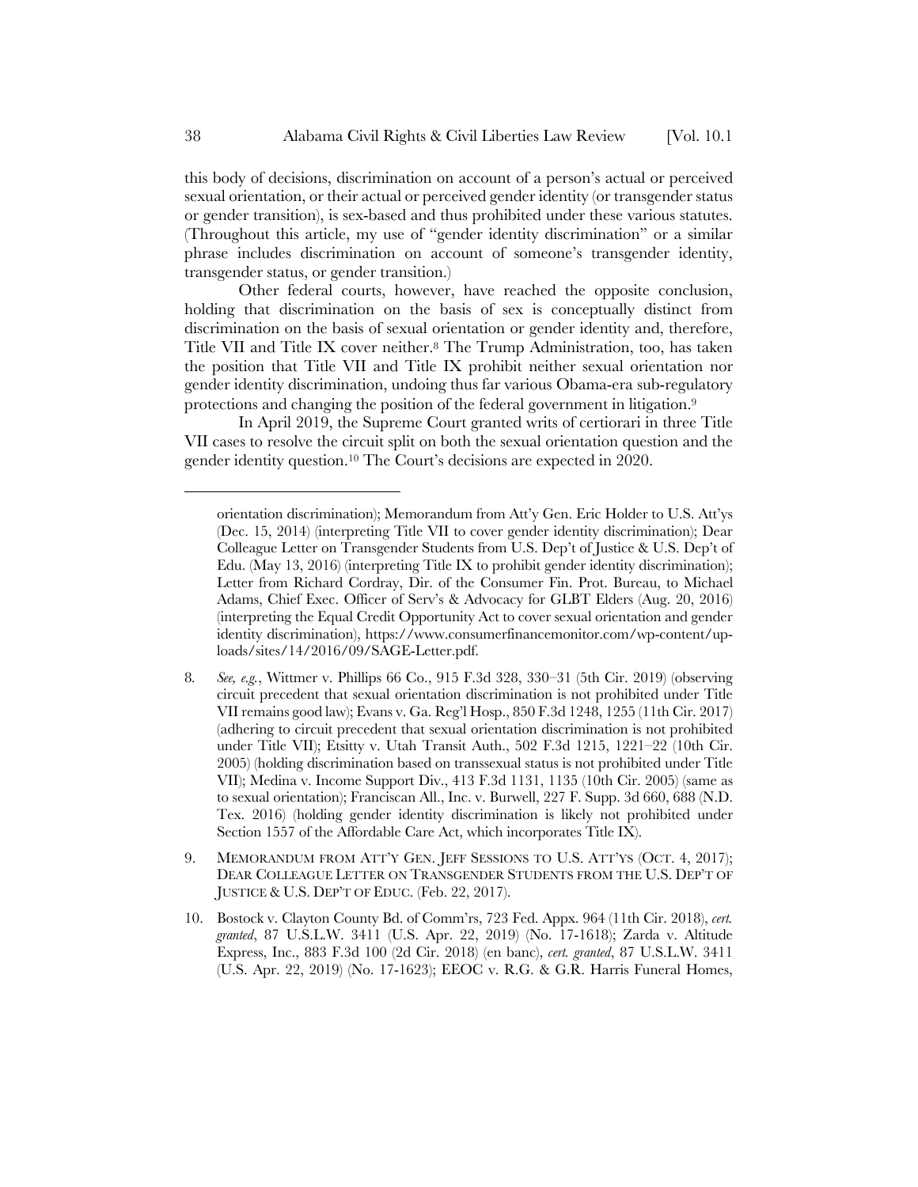this body of decisions, discrimination on account of a person's actual or perceived sexual orientation, or their actual or perceived gender identity (or transgender status or gender transition), is sex-based and thus prohibited under these various statutes. (Throughout this article, my use of "gender identity discrimination" or a similar phrase includes discrimination on account of someone's transgender identity, transgender status, or gender transition.)

Other federal courts, however, have reached the opposite conclusion, holding that discrimination on the basis of sex is conceptually distinct from discrimination on the basis of sexual orientation or gender identity and, therefore, Title VII and Title IX cover neither.[8] The Trump Administration, too, has taken the position that Title VII and Title IX prohibit neither sexual orientation nor gender identity discrimination, undoing thus far various Obama-era sub-regulatory protections and changing the position of the federal government in litigation.[9]

In April 2019, the Supreme Court granted writs of certiorari in three Title VII cases to resolve the circuit split on both the sexual orientation question and the gender identity question.[10] The Court's decisions are expected in 2020.

---

orientation discrimination); Memorandum from Att'y Gen. Eric Holder to U.S. Att'ys (Dec. 15, 2014) (interpreting Title VII to cover gender identity discrimination); Dear Colleague Letter on Transgender Students from U.S. Dep't of Justice & U.S. Dep't of Edu. (May 13, 2016) (interpreting Title IX to prohibit gender identity discrimination); Letter from Richard Cordray, Dir. of the Consumer Fin. Prot. Bureau, to Michael Adams, Chief Exec. Officer of Serv's & Advocacy for GLBT Elders (Aug. 20, 2016) (interpreting the Equal Credit Opportunity Act to cover sexual orientation and gender identity discrimination), https://www.consumerfinancemonitor.com/wp-content/uploads/sites/14/2016/09/SAGE-Letter.pdf.

8. *See, e.g.*, Wittmer v. Phillips 66 Co., 915 F.3d 328, 330–31 (5th Cir. 2019) (observing circuit precedent that sexual orientation discrimination is not prohibited under Title VII remains good law); Evans v. Ga. Reg'l Hosp., 850 F.3d 1248, 1255 (11th Cir. 2017) (adhering to circuit precedent that sexual orientation discrimination is not prohibited under Title VII); Etsitty v. Utah Transit Auth., 502 F.3d 1215, 1221–22 (10th Cir. 2005) (holding discrimination based on transsexual status is not prohibited under Title VII); Medina v. Income Support Div., 413 F.3d 1131, 1135 (10th Cir. 2005) (same as to sexual orientation); Franciscan All., Inc. v. Burwell, 227 F. Supp. 3d 660, 688 (N.D. Tex. 2016) (holding gender identity discrimination is likely not prohibited under Section 1557 of the Affordable Care Act, which incorporates Title IX).

9. MEMORANDUM FROM ATT'Y GEN. JEFF SESSIONS TO U.S. ATT'YS (OCT. 4, 2017); DEAR COLLEAGUE LETTER ON TRANSGENDER STUDENTS FROM THE U.S. DEP'T OF JUSTICE & U.S. DEP'T OF EDUC. (Feb. 22, 2017).

10. Bostock v. Clayton County Bd. of Comm'rs, 723 Fed. Appx. 964 (11th Cir. 2018), *cert. granted*, 87 U.S.L.W. 3411 (U.S. Apr. 22, 2019) (No. 17-1618); Zarda v. Altitude Express, Inc., 883 F.3d 100 (2d Cir. 2018) (en banc), *cert. granted*, 87 U.S.L.W. 3411 (U.S. Apr. 22, 2019) (No. 17-1623); EEOC v. R.G. & G.R. Harris Funeral Homes,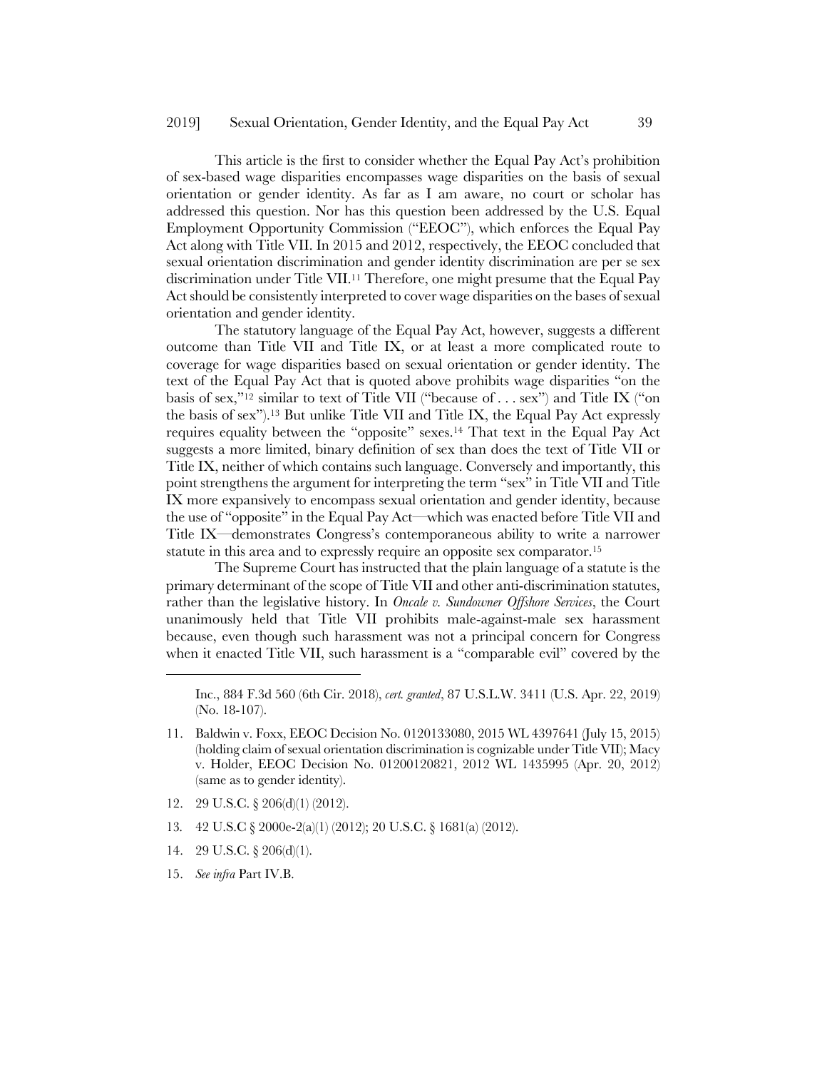This article is the first to consider whether the Equal Pay Act's prohibition of sex-based wage disparities encompasses wage disparities on the basis of sexual orientation or gender identity. As far as I am aware, no court or scholar has addressed this question. Nor has this question been addressed by the U.S. Equal Employment Opportunity Commission ("EEOC"), which enforces the Equal Pay Act along with Title VII. In 2015 and 2012, respectively, the EEOC concluded that sexual orientation discrimination and gender identity discrimination are per se sex discrimination under Title VII.[11] Therefore, one might presume that the Equal Pay Act should be consistently interpreted to cover wage disparities on the bases of sexual orientation and gender identity.

The statutory language of the Equal Pay Act, however, suggests a different outcome than Title VII and Title IX, or at least a more complicated route to coverage for wage disparities based on sexual orientation or gender identity. The text of the Equal Pay Act that is quoted above prohibits wage disparities "on the basis of sex,"[12] similar to text of Title VII ("because of . . . sex") and Title IX ("on the basis of sex").[13] But unlike Title VII and Title IX, the Equal Pay Act expressly requires equality between the "opposite" sexes.[14] That text in the Equal Pay Act suggests a more limited, binary definition of sex than does the text of Title VII or Title IX, neither of which contains such language. Conversely and importantly, this point strengthens the argument for interpreting the term "sex" in Title VII and Title IX more expansively to encompass sexual orientation and gender identity, because the use of "opposite" in the Equal Pay Act—which was enacted before Title VII and Title IX—demonstrates Congress's contemporaneous ability to write a narrower statute in this area and to expressly require an opposite sex comparator.[15]

The Supreme Court has instructed that the plain language of a statute is the primary determinant of the scope of Title VII and other anti-discrimination statutes, rather than the legislative history. In *Oncale v. Sundowner Offshore Services*, the Court unanimously held that Title VII prohibits male-against-male sex harassment because, even though such harassment was not a principal concern for Congress when it enacted Title VII, such harassment is a "comparable evil" covered by the

---

Inc., 884 F.3d 560 (6th Cir. 2018), *cert. granted*, 87 U.S.L.W. 3411 (U.S. Apr. 22, 2019) (No. 18-107).

11. Baldwin v. Foxx, EEOC Decision No. 0120133080, 2015 WL 4397641 (July 15, 2015) (holding claim of sexual orientation discrimination is cognizable under Title VII); Macy v. Holder, EEOC Decision No. 01200120821, 2012 WL 1435995 (Apr. 20, 2012) (same as to gender identity).
12. 29 U.S.C. § 206(d)(1) (2012).
13. 42 U.S.C § 2000e-2(a)(1) (2012); 20 U.S.C. § 1681(a) (2012).
14. 29 U.S.C. § 206(d)(1).
15. *See infra* Part IV.B.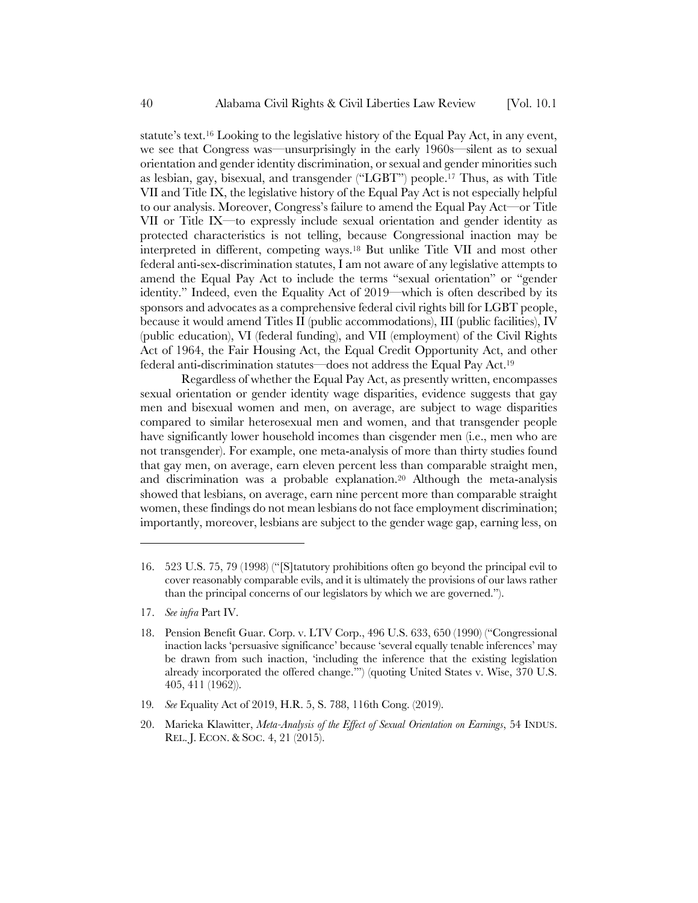statute's text.[16] Looking to the legislative history of the Equal Pay Act, in any event, we see that Congress was—unsurprisingly in the early 1960s—silent as to sexual orientation and gender identity discrimination, or sexual and gender minorities such as lesbian, gay, bisexual, and transgender ("LGBT") people.[17] Thus, as with Title VII and Title IX, the legislative history of the Equal Pay Act is not especially helpful to our analysis. Moreover, Congress's failure to amend the Equal Pay Act—or Title VII or Title IX—to expressly include sexual orientation and gender identity as protected characteristics is not telling, because Congressional inaction may be interpreted in different, competing ways.[18] But unlike Title VII and most other federal anti-sex-discrimination statutes, I am not aware of any legislative attempts to amend the Equal Pay Act to include the terms "sexual orientation" or "gender identity." Indeed, even the Equality Act of 2019—which is often described by its sponsors and advocates as a comprehensive federal civil rights bill for LGBT people, because it would amend Titles II (public accommodations), III (public facilities), IV (public education), VI (federal funding), and VII (employment) of the Civil Rights Act of 1964, the Fair Housing Act, the Equal Credit Opportunity Act, and other federal anti-discrimination statutes—does not address the Equal Pay Act.[19]

Regardless of whether the Equal Pay Act, as presently written, encompasses sexual orientation or gender identity wage disparities, evidence suggests that gay men and bisexual women and men, on average, are subject to wage disparities compared to similar heterosexual men and women, and that transgender people have significantly lower household incomes than cisgender men (i.e., men who are not transgender). For example, one meta-analysis of more than thirty studies found that gay men, on average, earn eleven percent less than comparable straight men, and discrimination was a probable explanation.[20] Although the meta-analysis showed that lesbians, on average, earn nine percent more than comparable straight women, these findings do not mean lesbians do not face employment discrimination; importantly, moreover, lesbians are subject to the gender wage gap, earning less, on

---

16. 523 U.S. 75, 79 (1998) ("[S]tatutory prohibitions often go beyond the principal evil to cover reasonably comparable evils, and it is ultimately the provisions of our laws rather than the principal concerns of our legislators by which we are governed.").

17. *See infra* Part IV.

18. Pension Benefit Guar. Corp. v. LTV Corp., 496 U.S. 633, 650 (1990) ("Congressional inaction lacks 'persuasive significance' because 'several equally tenable inferences' may be drawn from such inaction, 'including the inference that the existing legislation already incorporated the offered change.'") (quoting United States v. Wise, 370 U.S. 405, 411 (1962)).

19. *See* Equality Act of 2019, H.R. 5, S. 788, 116th Cong. (2019).

20. Marieka Klawitter, *Meta-Analysis of the Effect of Sexual Orientation on Earnings*, 54 INDUS. REL. J. ECON. & SOC. 4, 21 (2015).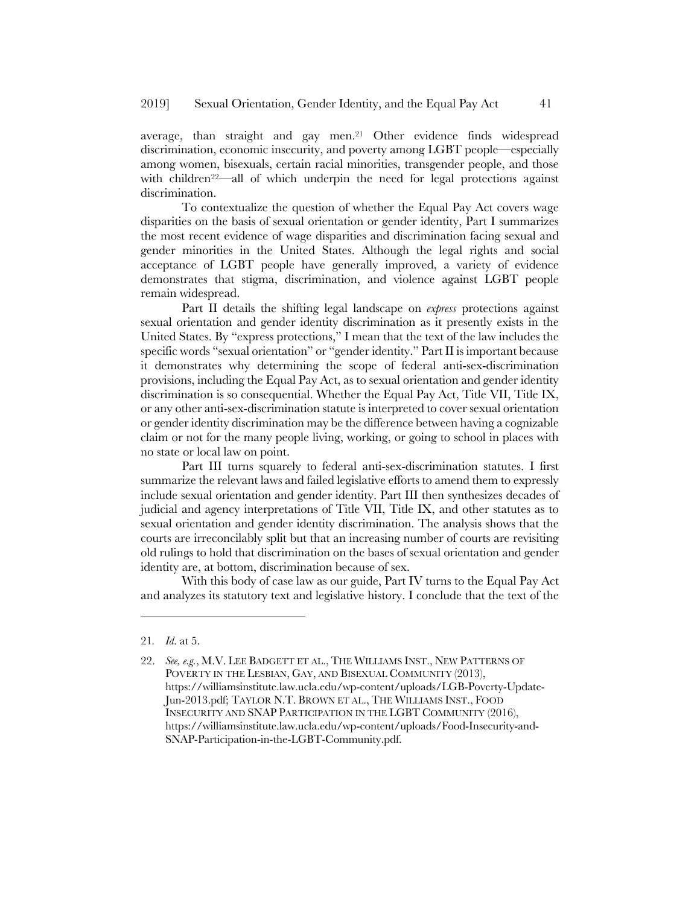average, than straight and gay men.[21] Other evidence finds widespread discrimination, economic insecurity, and poverty among LGBT people—especially among women, bisexuals, certain racial minorities, transgender people, and those with children[22]—all of which underpin the need for legal protections against discrimination.

To contextualize the question of whether the Equal Pay Act covers wage disparities on the basis of sexual orientation or gender identity, Part I summarizes the most recent evidence of wage disparities and discrimination facing sexual and gender minorities in the United States. Although the legal rights and social acceptance of LGBT people have generally improved, a variety of evidence demonstrates that stigma, discrimination, and violence against LGBT people remain widespread.

Part II details the shifting legal landscape on *express* protections against sexual orientation and gender identity discrimination as it presently exists in the United States. By "express protections," I mean that the text of the law includes the specific words "sexual orientation" or "gender identity." Part II is important because it demonstrates why determining the scope of federal anti-sex-discrimination provisions, including the Equal Pay Act, as to sexual orientation and gender identity discrimination is so consequential. Whether the Equal Pay Act, Title VII, Title IX, or any other anti-sex-discrimination statute is interpreted to cover sexual orientation or gender identity discrimination may be the difference between having a cognizable claim or not for the many people living, working, or going to school in places with no state or local law on point.

Part III turns squarely to federal anti-sex-discrimination statutes. I first summarize the relevant laws and failed legislative efforts to amend them to expressly include sexual orientation and gender identity. Part III then synthesizes decades of judicial and agency interpretations of Title VII, Title IX, and other statutes as to sexual orientation and gender identity discrimination. The analysis shows that the courts are irreconcilably split but that an increasing number of courts are revisiting old rulings to hold that discrimination on the bases of sexual orientation and gender identity are, at bottom, discrimination because of sex.

With this body of case law as our guide, Part IV turns to the Equal Pay Act and analyzes its statutory text and legislative history. I conclude that the text of the

---

21. *Id.* at 5.

22. *See, e.g.*, M.V. LEE BADGETT ET AL., THE WILLIAMS INST., NEW PATTERNS OF POVERTY IN THE LESBIAN, GAY, AND BISEXUAL COMMUNITY (2013), https://williamsinstitute.law.ucla.edu/wp-content/uploads/LGB-Poverty-Update-Jun-2013.pdf; TAYLOR N.T. BROWN ET AL., THE WILLIAMS INST., FOOD INSECURITY AND SNAP PARTICIPATION IN THE LGBT COMMUNITY (2016), https://williamsinstitute.law.ucla.edu/wp-content/uploads/Food-Insecurity-and-SNAP-Participation-in-the-LGBT-Community.pdf.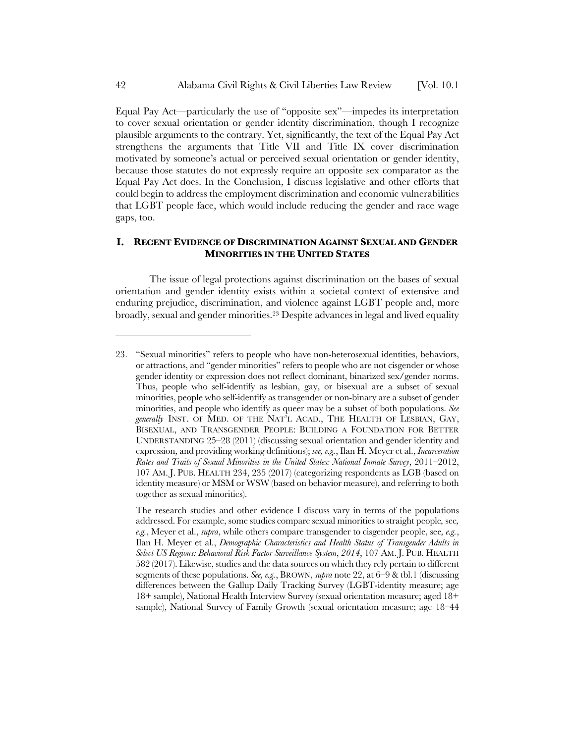Equal Pay Act—particularly the use of "opposite sex"—impedes its interpretation to cover sexual orientation or gender identity discrimination, though I recognize plausible arguments to the contrary. Yet, significantly, the text of the Equal Pay Act strengthens the arguments that Title VII and Title IX cover discrimination motivated by someone's actual or perceived sexual orientation or gender identity, because those statutes do not expressly require an opposite sex comparator as the Equal Pay Act does. In the Conclusion, I discuss legislative and other efforts that could begin to address the employment discrimination and economic vulnerabilities that LGBT people face, which would include reducing the gender and race wage gaps, too.

## I. RECENT EVIDENCE OF DISCRIMINATION AGAINST SEXUAL AND GENDER MINORITIES IN THE UNITED STATES

The issue of legal protections against discrimination on the bases of sexual orientation and gender identity exists within a societal context of extensive and enduring prejudice, discrimination, and violence against LGBT people and, more broadly, sexual and gender minorities.[23] Despite advances in legal and lived equality

---

23. "Sexual minorities" refers to people who have non-heterosexual identities, behaviors, or attractions, and "gender minorities" refers to people who are not cisgender or whose gender identity or expression does not reflect dominant, binarized sex/gender norms. Thus, people who self-identify as lesbian, gay, or bisexual are a subset of sexual minorities, people who self-identify as transgender or non-binary are a subset of gender minorities, and people who identify as queer may be a subset of both populations. *See generally* INST. OF MED. OF THE NAT'L ACAD., THE HEALTH OF LESBIAN, GAY, BISEXUAL, AND TRANSGENDER PEOPLE: BUILDING A FOUNDATION FOR BETTER UNDERSTANDING 25–28 (2011) (discussing sexual orientation and gender identity and expression, and providing working definitions); *see, e.g.*, Ilan H. Meyer et al., *Incarceration Rates and Traits of Sexual Minorities in the United States: National Inmate Survey*, 2011–2012, 107 AM. J. PUB. HEALTH 234, 235 (2017) (categorizing respondents as LGB (based on identity measure) or MSM or WSW (based on behavior measure), and referring to both together as sexual minorities).

The research studies and other evidence I discuss vary in terms of the populations addressed. For example, some studies compare sexual minorities to straight people, see, *e.g.*, Meyer et al., *supra*, while others compare transgender to cisgender people, see, *e.g.*, Ilan H. Meyer et al., *Demographic Characteristics and Health Status of Transgender Adults in Select US Regions: Behavioral Risk Factor Surveillance System*, *2014*, 107 AM. J. PUB. HEALTH 582 (2017). Likewise, studies and the data sources on which they rely pertain to different segments of these populations. *See, e.g.*, BROWN, *supra* note 22, at 6–9 & tbl.1 (discussing differences between the Gallup Daily Tracking Survey (LGBT-identity measure; age 18+ sample), National Health Interview Survey (sexual orientation measure; aged 18+ sample), National Survey of Family Growth (sexual orientation measure; age 18–44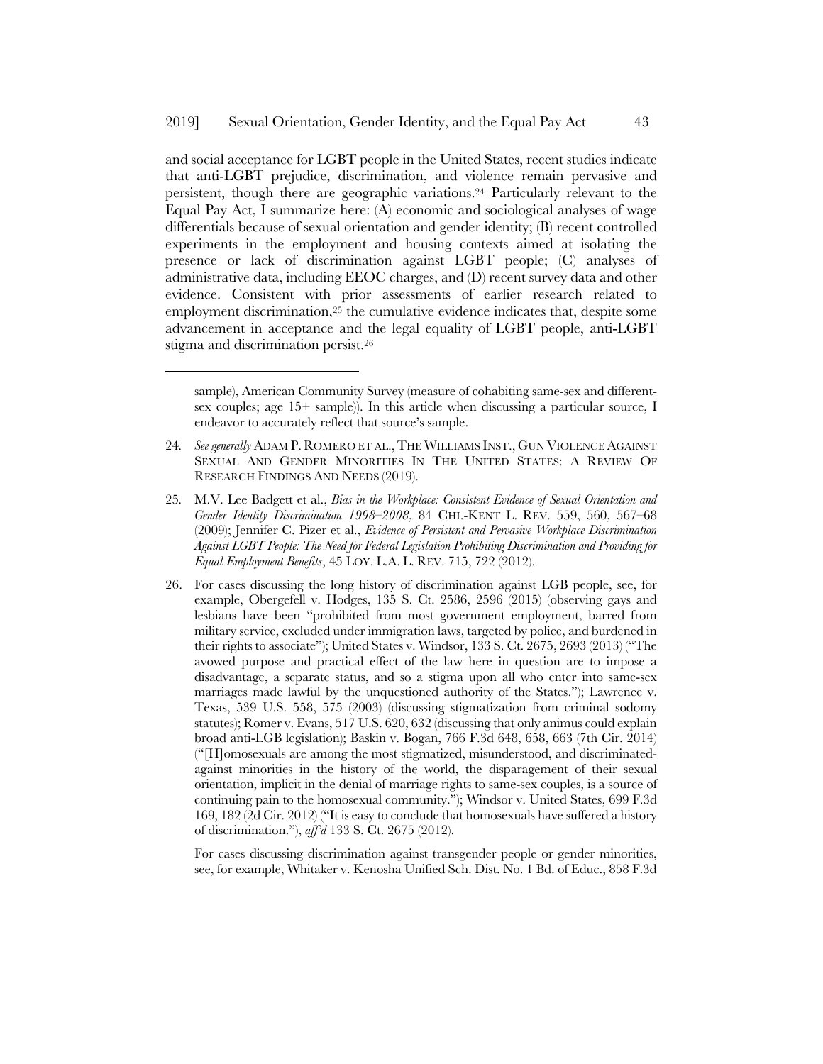and social acceptance for LGBT people in the United States, recent studies indicate that anti-LGBT prejudice, discrimination, and violence remain pervasive and persistent, though there are geographic variations.[24] Particularly relevant to the Equal Pay Act, I summarize here: (A) economic and sociological analyses of wage differentials because of sexual orientation and gender identity; (B) recent controlled experiments in the employment and housing contexts aimed at isolating the presence or lack of discrimination against LGBT people; (C) analyses of administrative data, including EEOC charges, and (D) recent survey data and other evidence. Consistent with prior assessments of earlier research related to employment discrimination,[25] the cumulative evidence indicates that, despite some advancement in acceptance and the legal equality of LGBT people, anti-LGBT stigma and discrimination persist.[26]

---

sample), American Community Survey (measure of cohabiting same-sex and different-sex couples; age 15+ sample)). In this article when discussing a particular source, I endeavor to accurately reflect that source's sample.

24. *See generally* ADAM P. ROMERO ET AL., THE WILLIAMS INST., GUN VIOLENCE AGAINST SEXUAL AND GENDER MINORITIES IN THE UNITED STATES: A REVIEW OF RESEARCH FINDINGS AND NEEDS (2019).

25. M.V. Lee Badgett et al., *Bias in the Workplace: Consistent Evidence of Sexual Orientation and Gender Identity Discrimination 1998–2008*, 84 CHI.-KENT L. REV. 559, 560, 567–68 (2009); Jennifer C. Pizer et al., *Evidence of Persistent and Pervasive Workplace Discrimination Against LGBT People: The Need for Federal Legislation Prohibiting Discrimination and Providing for Equal Employment Benefits*, 45 LOY. L.A. L. REV. 715, 722 (2012).

26. For cases discussing the long history of discrimination against LGB people, see, for example, Obergefell v. Hodges, 135 S. Ct. 2586, 2596 (2015) (observing gays and lesbians have been "prohibited from most government employment, barred from military service, excluded under immigration laws, targeted by police, and burdened in their rights to associate"); United States v. Windsor, 133 S. Ct. 2675, 2693 (2013) ("The avowed purpose and practical effect of the law here in question are to impose a disadvantage, a separate status, and so a stigma upon all who enter into same-sex marriages made lawful by the unquestioned authority of the States."); Lawrence v. Texas, 539 U.S. 558, 575 (2003) (discussing stigmatization from criminal sodomy statutes); Romer v. Evans, 517 U.S. 620, 632 (discussing that only animus could explain broad anti-LGB legislation); Baskin v. Bogan, 766 F.3d 648, 658, 663 (7th Cir. 2014) ("[H]omosexuals are among the most stigmatized, misunderstood, and discriminated-against minorities in the history of the world, the disparagement of their sexual orientation, implicit in the denial of marriage rights to same-sex couples, is a source of continuing pain to the homosexual community."); Windsor v. United States, 699 F.3d 169, 182 (2d Cir. 2012) ("It is easy to conclude that homosexuals have suffered a history of discrimination."), *aff'd* 133 S. Ct. 2675 (2012).

    For cases discussing discrimination against transgender people or gender minorities, see, for example, Whitaker v. Kenosha Unified Sch. Dist. No. 1 Bd. of Educ., 858 F.3d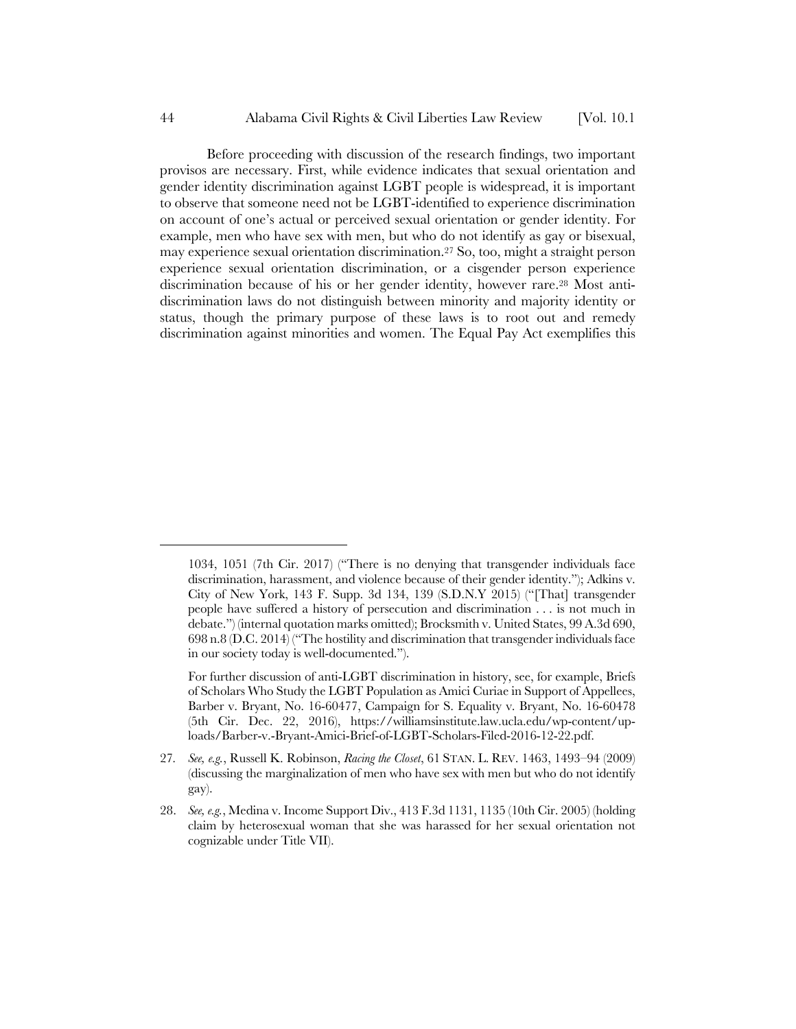Before proceeding with discussion of the research findings, two important provisos are necessary. First, while evidence indicates that sexual orientation and gender identity discrimination against LGBT people is widespread, it is important to observe that someone need not be LGBT-identified to experience discrimination on account of one's actual or perceived sexual orientation or gender identity. For example, men who have sex with men, but who do not identify as gay or bisexual, may experience sexual orientation discrimination.[27] So, too, might a straight person experience sexual orientation discrimination, or a cisgender person experience discrimination because of his or her gender identity, however rare.[28] Most anti-discrimination laws do not distinguish between minority and majority identity or status, though the primary purpose of these laws is to root out and remedy discrimination against minorities and women. The Equal Pay Act exemplifies this

---

1034, 1051 (7th Cir. 2017) ("There is no denying that transgender individuals face discrimination, harassment, and violence because of their gender identity."); Adkins v. City of New York, 143 F. Supp. 3d 134, 139 (S.D.N.Y 2015) ("[That] transgender people have suffered a history of persecution and discrimination . . . is not much in debate.") (internal quotation marks omitted); Brocksmith v. United States, 99 A.3d 690, 698 n.8 (D.C. 2014) ("The hostility and discrimination that transgender individuals face in our society today is well-documented.").

For further discussion of anti-LGBT discrimination in history, see, for example, Briefs of Scholars Who Study the LGBT Population as Amici Curiae in Support of Appellees, Barber v. Bryant, No. 16-60477, Campaign for S. Equality v. Bryant, No. 16-60478 (5th Cir. Dec. 22, 2016), https://williamsinstitute.law.ucla.edu/wp-content/uploads/Barber-v.-Bryant-Amici-Brief-of-LGBT-Scholars-Filed-2016-12-22.pdf.

27. *See, e.g.*, Russell K. Robinson, *Racing the Closet*, 61 STAN. L. REV. 1463, 1493–94 (2009) (discussing the marginalization of men who have sex with men but who do not identify gay).

28. *See, e.g.*, Medina v. Income Support Div., 413 F.3d 1131, 1135 (10th Cir. 2005) (holding claim by heterosexual woman that she was harassed for her sexual orientation not cognizable under Title VII).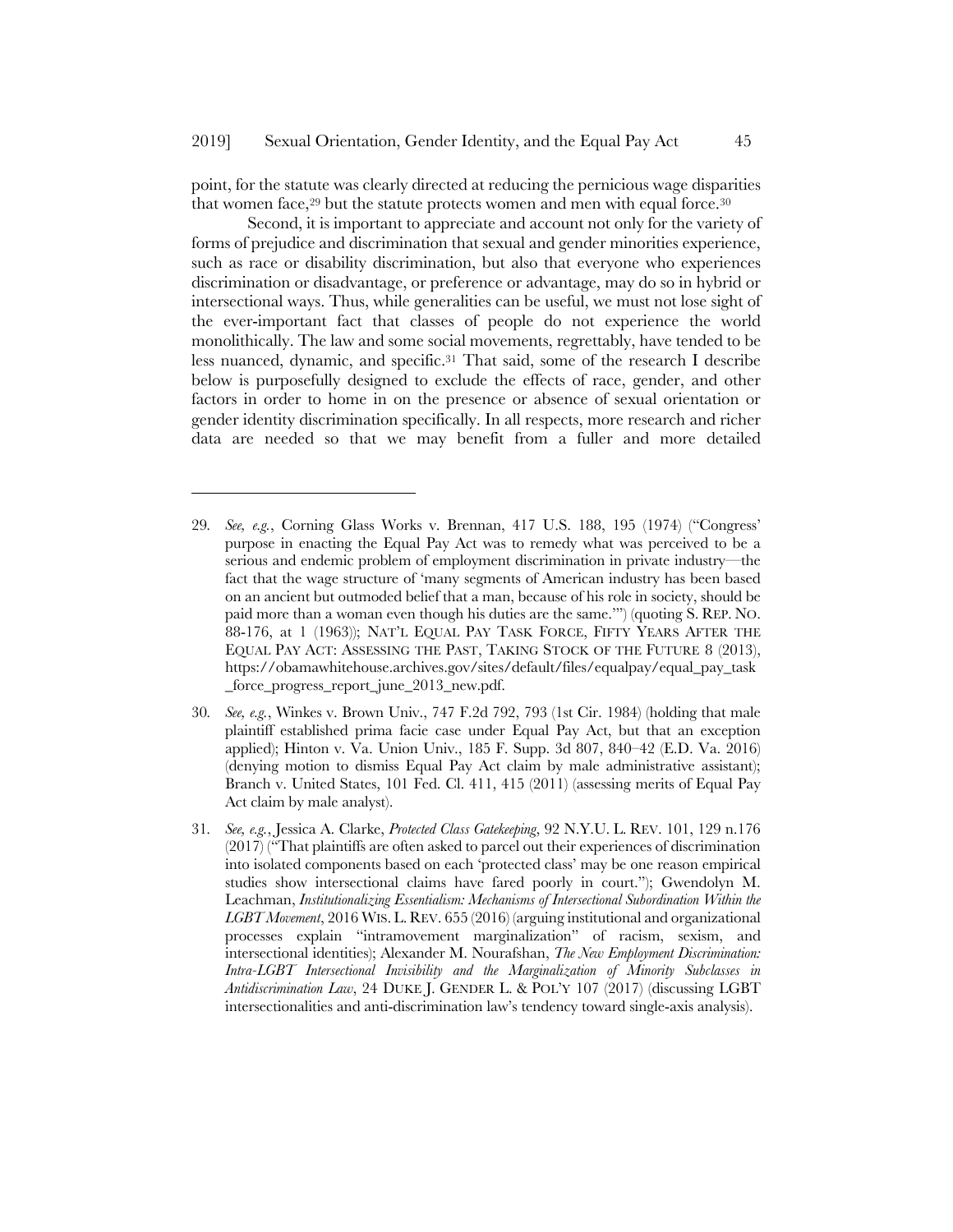point, for the statute was clearly directed at reducing the pernicious wage disparities that women face,[29] but the statute protects women and men with equal force.[30]

Second, it is important to appreciate and account not only for the variety of forms of prejudice and discrimination that sexual and gender minorities experience, such as race or disability discrimination, but also that everyone who experiences discrimination or disadvantage, or preference or advantage, may do so in hybrid or intersectional ways. Thus, while generalities can be useful, we must not lose sight of the ever-important fact that classes of people do not experience the world monolithically. The law and some social movements, regrettably, have tended to be less nuanced, dynamic, and specific.[31] That said, some of the research I describe below is purposefully designed to exclude the effects of race, gender, and other factors in order to home in on the presence or absence of sexual orientation or gender identity discrimination specifically. In all respects, more research and richer data are needed so that we may benefit from a fuller and more detailed

---

29. *See, e.g.*, Corning Glass Works v. Brennan, 417 U.S. 188, 195 (1974) ("Congress' purpose in enacting the Equal Pay Act was to remedy what was perceived to be a serious and endemic problem of employment discrimination in private industry—the fact that the wage structure of 'many segments of American industry has been based on an ancient but outmoded belief that a man, because of his role in society, should be paid more than a woman even though his duties are the same.'") (quoting S. REP. NO. 88-176, at 1 (1963)); NAT'L EQUAL PAY TASK FORCE, FIFTY YEARS AFTER THE EQUAL PAY ACT: ASSESSING THE PAST, TAKING STOCK OF THE FUTURE 8 (2013), https://obamawhitehouse.archives.gov/sites/default/files/equalpay/equal_pay_task_force_progress_report_june_2013_new.pdf.

30. *See, e.g.*, Winkes v. Brown Univ., 747 F.2d 792, 793 (1st Cir. 1984) (holding that male plaintiff established prima facie case under Equal Pay Act, but that an exception applied); Hinton v. Va. Union Univ., 185 F. Supp. 3d 807, 840–42 (E.D. Va. 2016) (denying motion to dismiss Equal Pay Act claim by male administrative assistant); Branch v. United States, 101 Fed. Cl. 411, 415 (2011) (assessing merits of Equal Pay Act claim by male analyst).

31. *See, e.g.*, Jessica A. Clarke, *Protected Class Gatekeeping*, 92 N.Y.U. L. REV. 101, 129 n.176 (2017) ("That plaintiffs are often asked to parcel out their experiences of discrimination into isolated components based on each 'protected class' may be one reason empirical studies show intersectional claims have fared poorly in court."); Gwendolyn M. Leachman, *Institutionalizing Essentialism: Mechanisms of Intersectional Subordination Within the LGBT Movement*, 2016 WIS. L. REV. 655 (2016) (arguing institutional and organizational processes explain "intramovement marginalization" of racism, sexism, and intersectional identities); Alexander M. Nourafshan, *The New Employment Discrimination: Intra-LGBT Intersectional Invisibility and the Marginalization of Minority Subclasses in Antidiscrimination Law*, 24 DUKE J. GENDER L. & POL'Y 107 (2017) (discussing LGBT intersectionalities and anti-discrimination law's tendency toward single-axis analysis).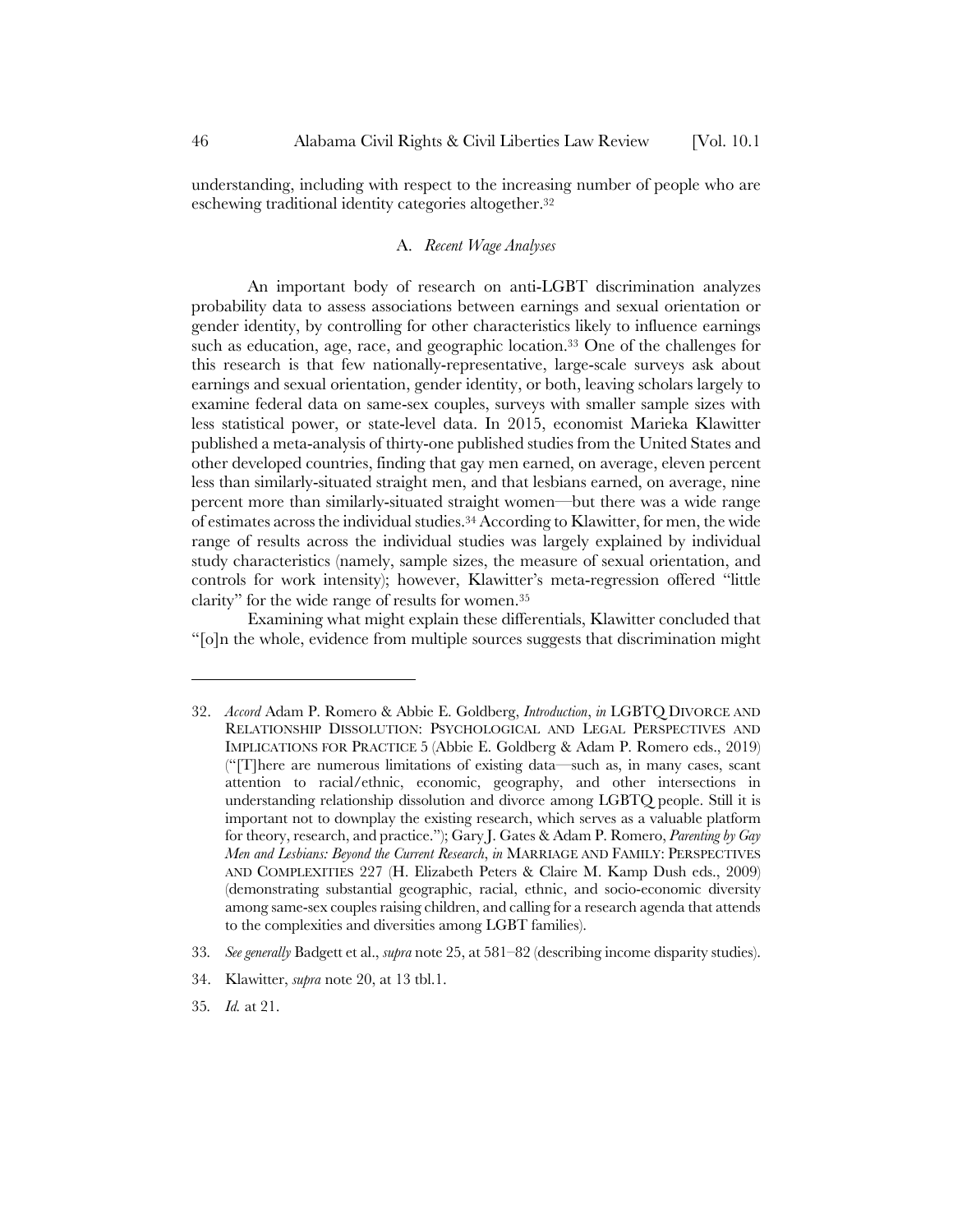understanding, including with respect to the increasing number of people who are eschewing traditional identity categories altogether.[32]

### A. *Recent Wage Analyses*

An important body of research on anti-LGBT discrimination analyzes probability data to assess associations between earnings and sexual orientation or gender identity, by controlling for other characteristics likely to influence earnings such as education, age, race, and geographic location.[33] One of the challenges for this research is that few nationally-representative, large-scale surveys ask about earnings and sexual orientation, gender identity, or both, leaving scholars largely to examine federal data on same-sex couples, surveys with smaller sample sizes with less statistical power, or state-level data. In 2015, economist Marieka Klawitter published a meta-analysis of thirty-one published studies from the United States and other developed countries, finding that gay men earned, on average, eleven percent less than similarly-situated straight men, and that lesbians earned, on average, nine percent more than similarly-situated straight women—but there was a wide range of estimates across the individual studies.[34] According to Klawitter, for men, the wide range of results across the individual studies was largely explained by individual study characteristics (namely, sample sizes, the measure of sexual orientation, and controls for work intensity); however, Klawitter's meta-regression offered "little clarity" for the wide range of results for women.[35]

Examining what might explain these differentials, Klawitter concluded that "[o]n the whole, evidence from multiple sources suggests that discrimination might

---

32. *Accord* Adam P. Romero & Abbie E. Goldberg, *Introduction*, *in* LGBTQ DIVORCE AND RELATIONSHIP DISSOLUTION: PSYCHOLOGICAL AND LEGAL PERSPECTIVES AND IMPLICATIONS FOR PRACTICE 5 (Abbie E. Goldberg & Adam P. Romero eds., 2019) ("[T]here are numerous limitations of existing data—such as, in many cases, scant attention to racial/ethnic, economic, geography, and other intersections in understanding relationship dissolution and divorce among LGBTQ people. Still it is important not to downplay the existing research, which serves as a valuable platform for theory, research, and practice."); Gary J. Gates & Adam P. Romero, *Parenting by Gay Men and Lesbians: Beyond the Current Research*, *in* MARRIAGE AND FAMILY: PERSPECTIVES AND COMPLEXITIES 227 (H. Elizabeth Peters & Claire M. Kamp Dush eds., 2009) (demonstrating substantial geographic, racial, ethnic, and socio-economic diversity among same-sex couples raising children, and calling for a research agenda that attends to the complexities and diversities among LGBT families).

33. *See generally* Badgett et al., *supra* note 25, at 581–82 (describing income disparity studies).

34. Klawitter, *supra* note 20, at 13 tbl.1.

35. *Id.* at 21.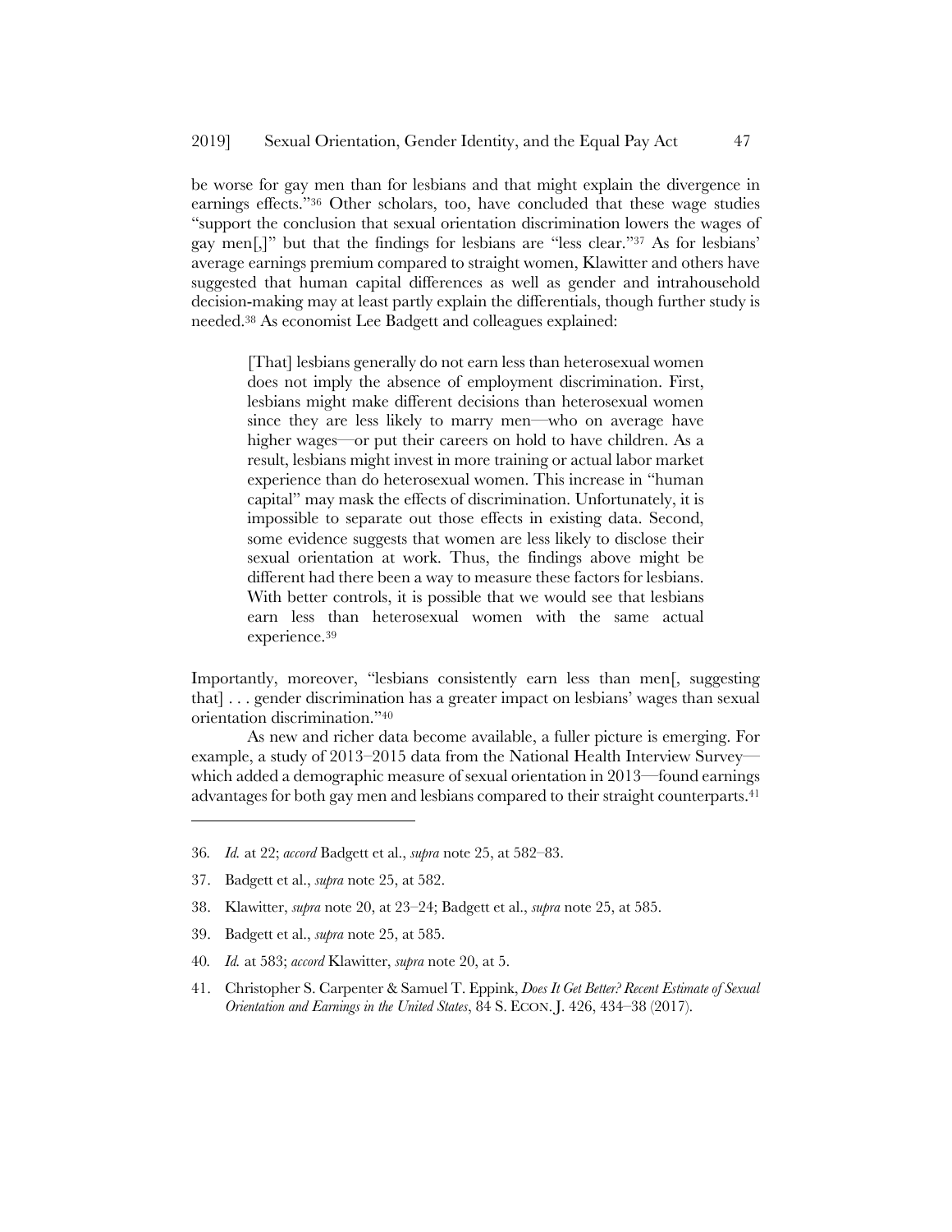be worse for gay men than for lesbians and that might explain the divergence in earnings effects."[36] Other scholars, too, have concluded that these wage studies "support the conclusion that sexual orientation discrimination lowers the wages of gay men[,]" but that the findings for lesbians are "less clear."[37] As for lesbians' average earnings premium compared to straight women, Klawitter and others have suggested that human capital differences as well as gender and intrahousehold decision-making may at least partly explain the differentials, though further study is needed.[38] As economist Lee Badgett and colleagues explained:

> [That] lesbians generally do not earn less than heterosexual women does not imply the absence of employment discrimination. First, lesbians might make different decisions than heterosexual women since they are less likely to marry men—who on average have higher wages—or put their careers on hold to have children. As a result, lesbians might invest in more training or actual labor market experience than do heterosexual women. This increase in "human capital" may mask the effects of discrimination. Unfortunately, it is impossible to separate out those effects in existing data. Second, some evidence suggests that women are less likely to disclose their sexual orientation at work. Thus, the findings above might be different had there been a way to measure these factors for lesbians. With better controls, it is possible that we would see that lesbians earn less than heterosexual women with the same actual experience.[39]

Importantly, moreover, "lesbians consistently earn less than men[, suggesting that] . . . gender discrimination has a greater impact on lesbians' wages than sexual orientation discrimination."[40]

As new and richer data become available, a fuller picture is emerging. For example, a study of 2013–2015 data from the National Health Interview Survey—which added a demographic measure of sexual orientation in 2013—found earnings advantages for both gay men and lesbians compared to their straight counterparts.[41]

---

36. *Id.* at 22; *accord* Badgett et al., *supra* note 25, at 582–83.

37. Badgett et al., *supra* note 25, at 582.

38. Klawitter, *supra* note 20, at 23–24; Badgett et al., *supra* note 25, at 585.

39. Badgett et al., *supra* note 25, at 585.

40. *Id.* at 583; *accord* Klawitter, *supra* note 20, at 5.

41. Christopher S. Carpenter & Samuel T. Eppink, *Does It Get Better? Recent Estimate of Sexual Orientation and Earnings in the United States*, 84 S. ECON. J. 426, 434–38 (2017).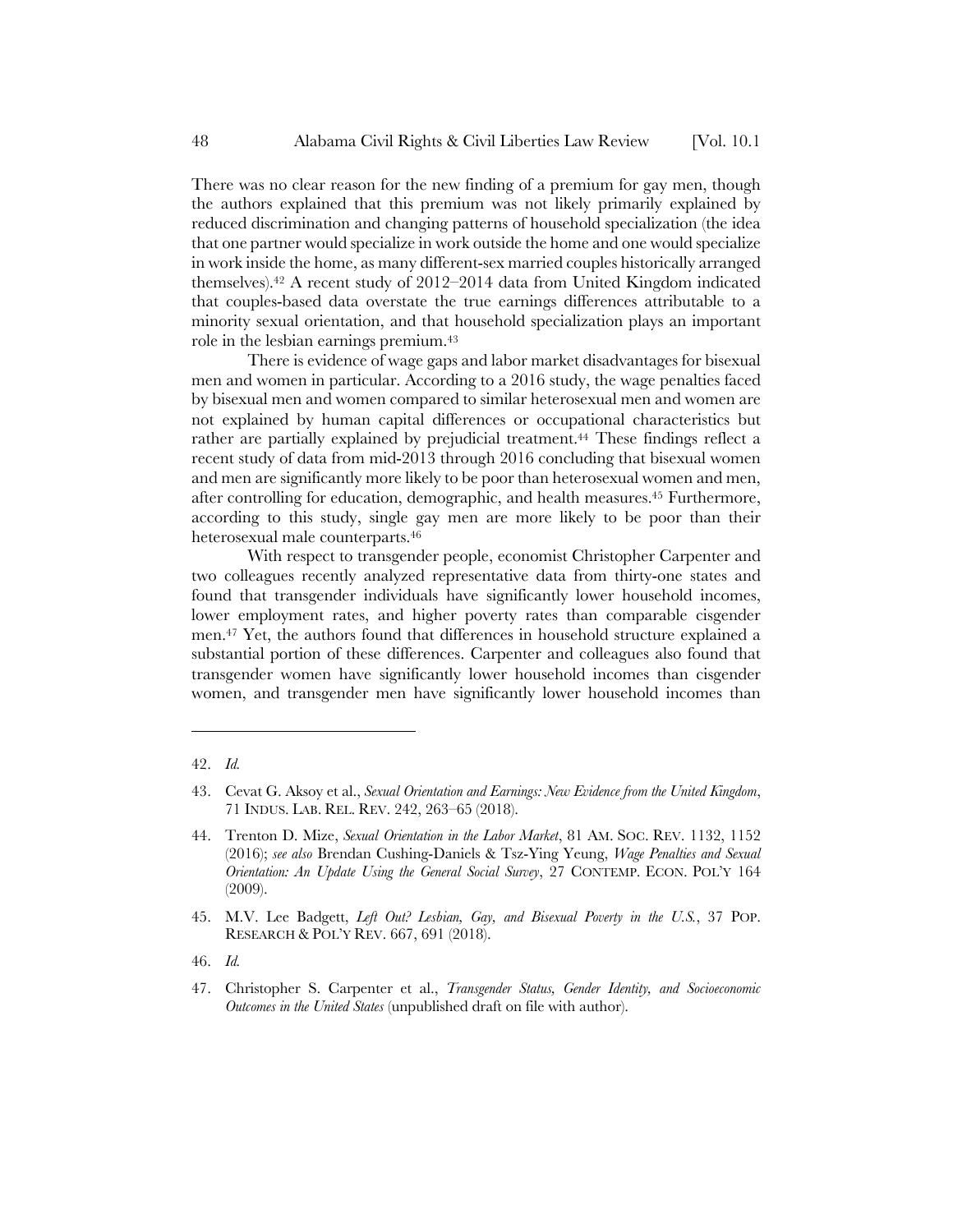There was no clear reason for the new finding of a premium for gay men, though the authors explained that this premium was not likely primarily explained by reduced discrimination and changing patterns of household specialization (the idea that one partner would specialize in work outside the home and one would specialize in work inside the home, as many different-sex married couples historically arranged themselves).[42] A recent study of 2012–2014 data from United Kingdom indicated that couples-based data overstate the true earnings differences attributable to a minority sexual orientation, and that household specialization plays an important role in the lesbian earnings premium.[43]

There is evidence of wage gaps and labor market disadvantages for bisexual men and women in particular. According to a 2016 study, the wage penalties faced by bisexual men and women compared to similar heterosexual men and women are not explained by human capital differences or occupational characteristics but rather are partially explained by prejudicial treatment.[44] These findings reflect a recent study of data from mid-2013 through 2016 concluding that bisexual women and men are significantly more likely to be poor than heterosexual women and men, after controlling for education, demographic, and health measures.[45] Furthermore, according to this study, single gay men are more likely to be poor than their heterosexual male counterparts.[46]

With respect to transgender people, economist Christopher Carpenter and two colleagues recently analyzed representative data from thirty-one states and found that transgender individuals have significantly lower household incomes, lower employment rates, and higher poverty rates than comparable cisgender men.[47] Yet, the authors found that differences in household structure explained a substantial portion of these differences. Carpenter and colleagues also found that transgender women have significantly lower household incomes than cisgender women, and transgender men have significantly lower household incomes than

---

42. *Id.*

43. Cevat G. Aksoy et al., *Sexual Orientation and Earnings: New Evidence from the United Kingdom*, 71 INDUS. LAB. REL. REV. 242, 263–65 (2018).

44. Trenton D. Mize, *Sexual Orientation in the Labor Market*, 81 AM. SOC. REV. 1132, 1152 (2016); *see also* Brendan Cushing-Daniels & Tsz-Ying Yeung, *Wage Penalties and Sexual Orientation: An Update Using the General Social Survey*, 27 CONTEMP. ECON. POL'Y 164 (2009).

45. M.V. Lee Badgett, *Left Out? Lesbian, Gay, and Bisexual Poverty in the U.S.*, 37 POP. RESEARCH & POL'Y REV. 667, 691 (2018).

46. *Id.*

47. Christopher S. Carpenter et al., *Transgender Status, Gender Identity, and Socioeconomic Outcomes in the United States* (unpublished draft on file with author).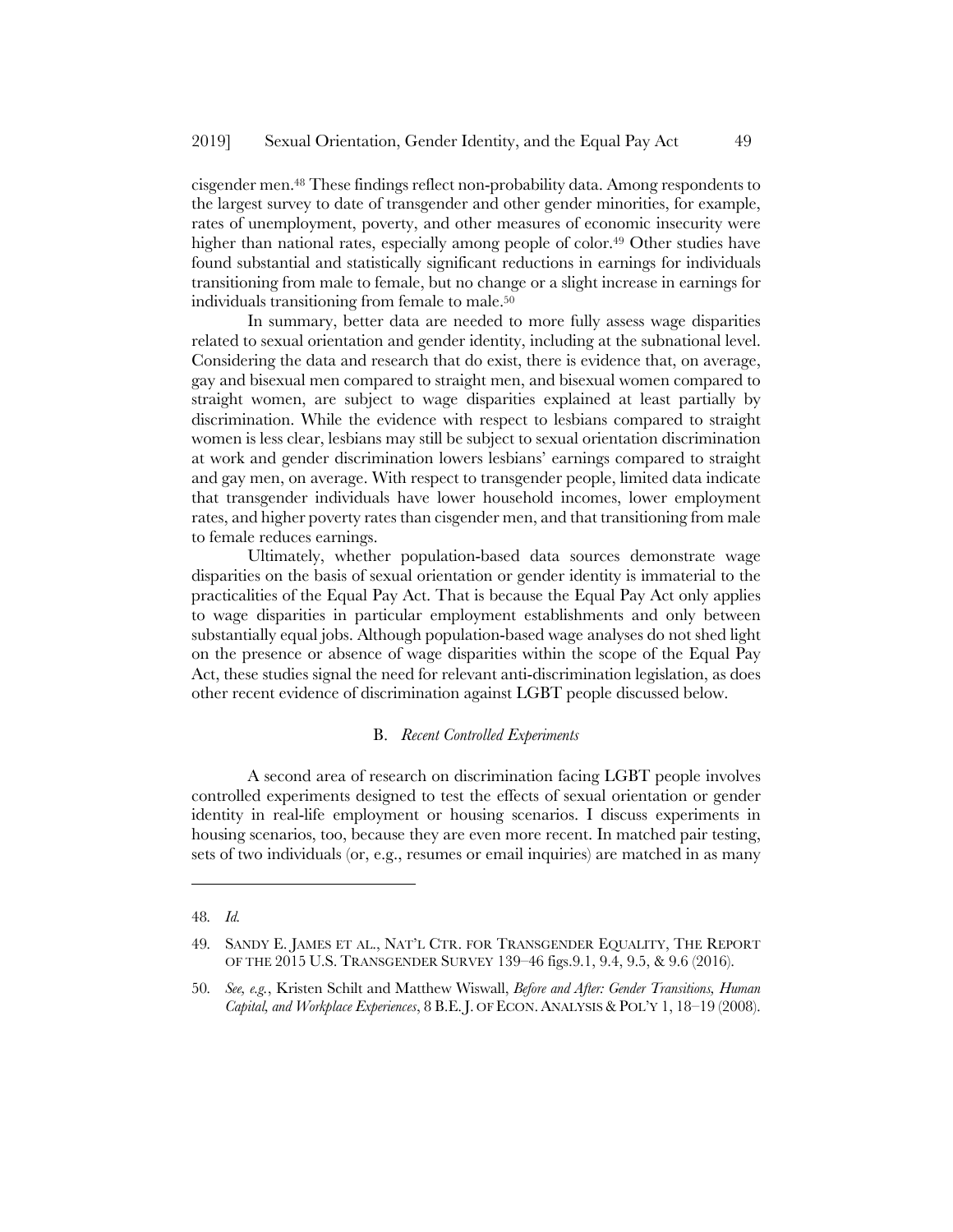cisgender men.[48] These findings reflect non-probability data. Among respondents to the largest survey to date of transgender and other gender minorities, for example, rates of unemployment, poverty, and other measures of economic insecurity were higher than national rates, especially among people of color.[49] Other studies have found substantial and statistically significant reductions in earnings for individuals transitioning from male to female, but no change or a slight increase in earnings for individuals transitioning from female to male.[50]

In summary, better data are needed to more fully assess wage disparities related to sexual orientation and gender identity, including at the subnational level. Considering the data and research that do exist, there is evidence that, on average, gay and bisexual men compared to straight men, and bisexual women compared to straight women, are subject to wage disparities explained at least partially by discrimination. While the evidence with respect to lesbians compared to straight women is less clear, lesbians may still be subject to sexual orientation discrimination at work and gender discrimination lowers lesbians' earnings compared to straight and gay men, on average. With respect to transgender people, limited data indicate that transgender individuals have lower household incomes, lower employment rates, and higher poverty rates than cisgender men, and that transitioning from male to female reduces earnings.

Ultimately, whether population-based data sources demonstrate wage disparities on the basis of sexual orientation or gender identity is immaterial to the practicalities of the Equal Pay Act. That is because the Equal Pay Act only applies to wage disparities in particular employment establishments and only between substantially equal jobs. Although population-based wage analyses do not shed light on the presence or absence of wage disparities within the scope of the Equal Pay Act, these studies signal the need for relevant anti-discrimination legislation, as does other recent evidence of discrimination against LGBT people discussed below.

### B. *Recent Controlled Experiments*

A second area of research on discrimination facing LGBT people involves controlled experiments designed to test the effects of sexual orientation or gender identity in real-life employment or housing scenarios. I discuss experiments in housing scenarios, too, because they are even more recent. In matched pair testing, sets of two individuals (or, e.g., resumes or email inquiries) are matched in as many

---

48. *Id.*

49. SANDY E. JAMES ET AL., NAT'L CTR. FOR TRANSGENDER EQUALITY, THE REPORT OF THE 2015 U.S. TRANSGENDER SURVEY 139–46 figs.9.1, 9.4, 9.5, & 9.6 (2016).

50. *See, e.g.*, Kristen Schilt and Matthew Wiswall, *Before and After: Gender Transitions, Human Capital, and Workplace Experiences*, 8 B.E. J. OF ECON. ANALYSIS & POL'Y 1, 18–19 (2008).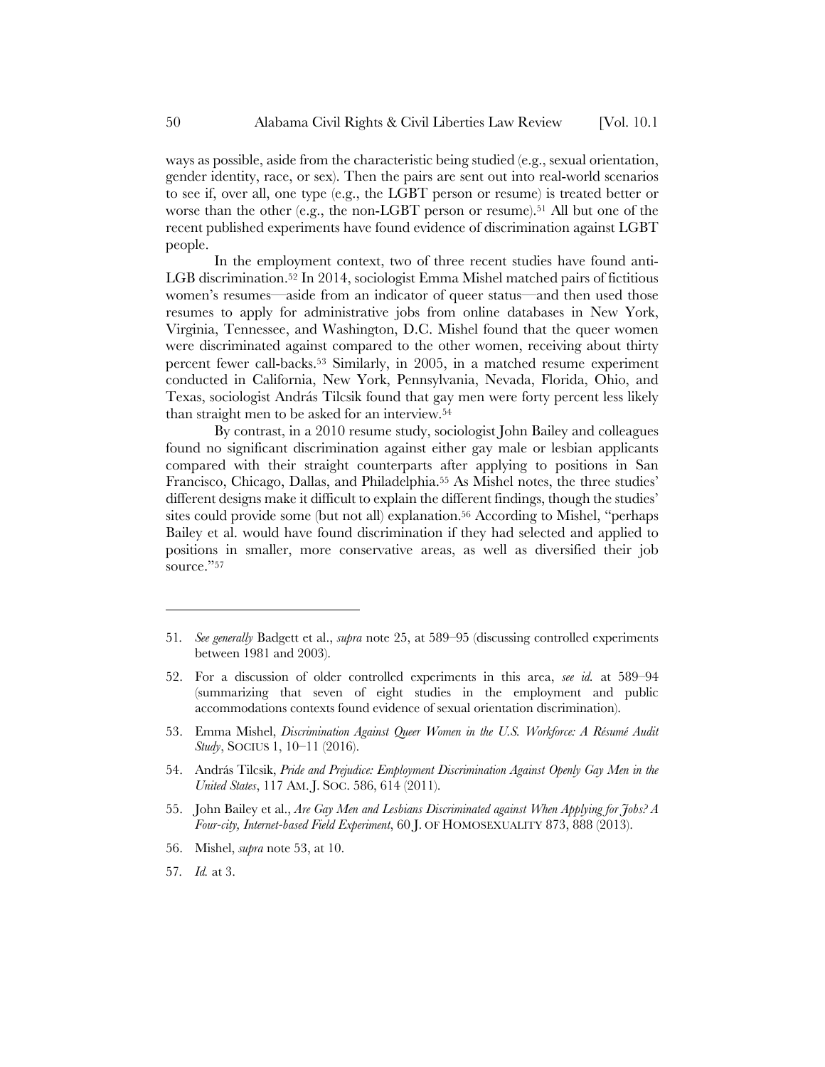ways as possible, aside from the characteristic being studied (e.g., sexual orientation, gender identity, race, or sex). Then the pairs are sent out into real-world scenarios to see if, over all, one type (e.g., the LGBT person or resume) is treated better or worse than the other (e.g., the non-LGBT person or resume).[51] All but one of the recent published experiments have found evidence of discrimination against LGBT people.

In the employment context, two of three recent studies have found anti-LGB discrimination.[52] In 2014, sociologist Emma Mishel matched pairs of fictitious women's resumes—aside from an indicator of queer status—and then used those resumes to apply for administrative jobs from online databases in New York, Virginia, Tennessee, and Washington, D.C. Mishel found that the queer women were discriminated against compared to the other women, receiving about thirty percent fewer call-backs.[53] Similarly, in 2005, in a matched resume experiment conducted in California, New York, Pennsylvania, Nevada, Florida, Ohio, and Texas, sociologist András Tilcsik found that gay men were forty percent less likely than straight men to be asked for an interview.[54]

By contrast, in a 2010 resume study, sociologist John Bailey and colleagues found no significant discrimination against either gay male or lesbian applicants compared with their straight counterparts after applying to positions in San Francisco, Chicago, Dallas, and Philadelphia.[55] As Mishel notes, the three studies' different designs make it difficult to explain the different findings, though the studies' sites could provide some (but not all) explanation.[56] According to Mishel, "perhaps Bailey et al. would have found discrimination if they had selected and applied to positions in smaller, more conservative areas, as well as diversified their job source."[57]

---

51. *See generally* Badgett et al., *supra* note 25, at 589–95 (discussing controlled experiments between 1981 and 2003).

52. For a discussion of older controlled experiments in this area, *see id.* at 589–94 (summarizing that seven of eight studies in the employment and public accommodations contexts found evidence of sexual orientation discrimination).

53. Emma Mishel, *Discrimination Against Queer Women in the U.S. Workforce: A Résumé Audit Study*, SOCIUS 1, 10–11 (2016).

54. András Tilcsik, *Pride and Prejudice: Employment Discrimination Against Openly Gay Men in the United States*, 117 AM. J. SOC. 586, 614 (2011).

55. John Bailey et al., *Are Gay Men and Lesbians Discriminated against When Applying for Jobs? A Four-city, Internet-based Field Experiment*, 60 J. OF HOMOSEXUALITY 873, 888 (2013).

56. Mishel, *supra* note 53, at 10.

57. *Id.* at 3.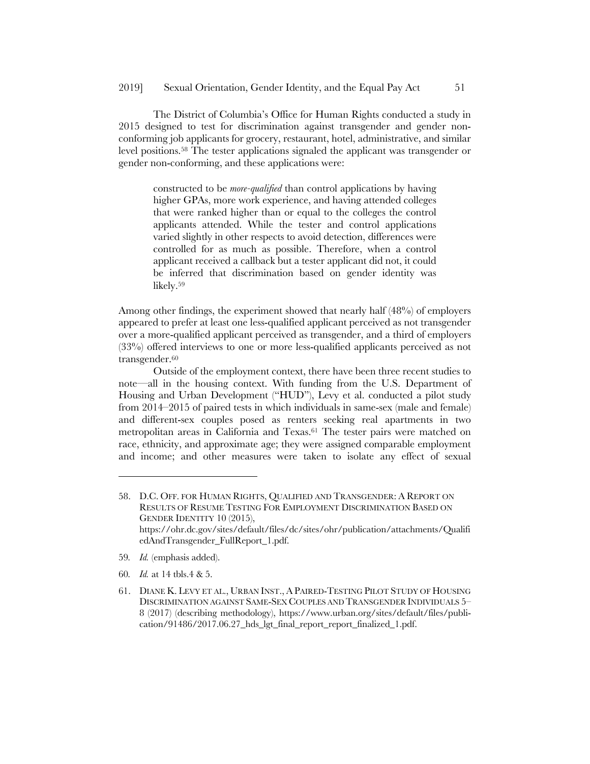The District of Columbia's Office for Human Rights conducted a study in 2015 designed to test for discrimination against transgender and gender non-conforming job applicants for grocery, restaurant, hotel, administrative, and similar level positions.[58] The tester applications signaled the applicant was transgender or gender non-conforming, and these applications were:

> constructed to be *more-qualified* than control applications by having higher GPAs, more work experience, and having attended colleges that were ranked higher than or equal to the colleges the control applicants attended. While the tester and control applications varied slightly in other respects to avoid detection, differences were controlled for as much as possible. Therefore, when a control applicant received a callback but a tester applicant did not, it could be inferred that discrimination based on gender identity was likely.[59]

Among other findings, the experiment showed that nearly half (48%) of employers appeared to prefer at least one less-qualified applicant perceived as not transgender over a more-qualified applicant perceived as transgender, and a third of employers (33%) offered interviews to one or more less-qualified applicants perceived as not transgender.[60]

Outside of the employment context, there have been three recent studies to note—all in the housing context. With funding from the U.S. Department of Housing and Urban Development ("HUD"), Levy et al. conducted a pilot study from 2014–2015 of paired tests in which individuals in same-sex (male and female) and different-sex couples posed as renters seeking real apartments in two metropolitan areas in California and Texas.[61] The tester pairs were matched on race, ethnicity, and approximate age; they were assigned comparable employment and income; and other measures were taken to isolate any effect of sexual

---

58. D.C. OFF. FOR HUMAN RIGHTS, QUALIFIED AND TRANSGENDER: A REPORT ON RESULTS OF RESUME TESTING FOR EMPLOYMENT DISCRIMINATION BASED ON GENDER IDENTITY 10 (2015), https://ohr.dc.gov/sites/default/files/dc/sites/ohr/publication/attachments/QualifiedAndTransgender_FullReport_1.pdf.

59. *Id.* (emphasis added).

60. *Id.* at 14 tbls.4 & 5.

61. DIANE K. LEVY ET AL., URBAN INST., A PAIRED-TESTING PILOT STUDY OF HOUSING DISCRIMINATION AGAINST SAME-SEX COUPLES AND TRANSGENDER INDIVIDUALS 5–8 (2017) (describing methodology), https://www.urban.org/sites/default/files/publication/91486/2017.06.27_hds_lgt_final_report_report_finalized_1.pdf.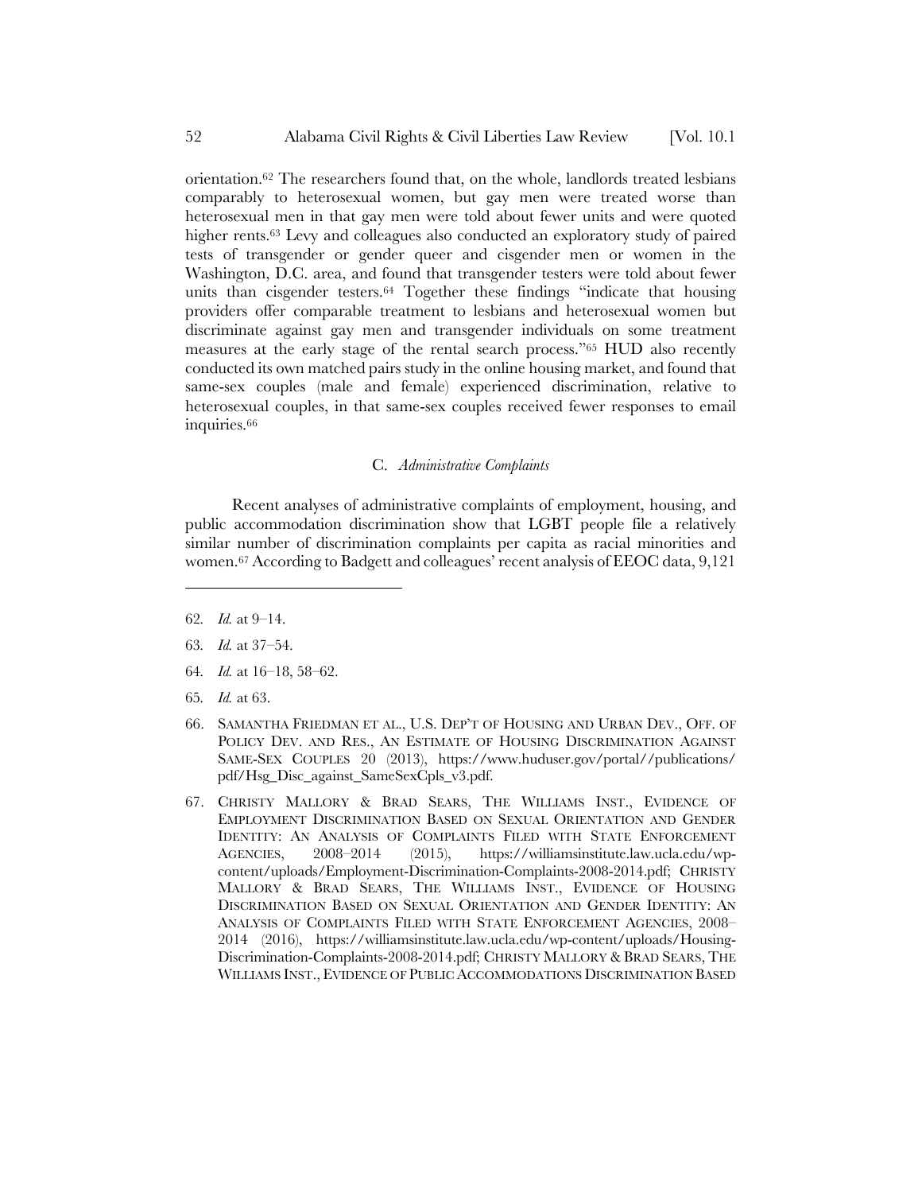orientation.[62] The researchers found that, on the whole, landlords treated lesbians comparably to heterosexual women, but gay men were treated worse than heterosexual men in that gay men were told about fewer units and were quoted higher rents.[63] Levy and colleagues also conducted an exploratory study of paired tests of transgender or gender queer and cisgender men or women in the Washington, D.C. area, and found that transgender testers were told about fewer units than cisgender testers.[64] Together these findings "indicate that housing providers offer comparable treatment to lesbians and heterosexual women but discriminate against gay men and transgender individuals on some treatment measures at the early stage of the rental search process."[65] HUD also recently conducted its own matched pairs study in the online housing market, and found that same-sex couples (male and female) experienced discrimination, relative to heterosexual couples, in that same-sex couples received fewer responses to email inquiries.[66]

### C. *Administrative Complaints*

Recent analyses of administrative complaints of employment, housing, and public accommodation discrimination show that LGBT people file a relatively similar number of discrimination complaints per capita as racial minorities and women.[67] According to Badgett and colleagues' recent analysis of EEOC data, 9,121

---

62. *Id.* at 9–14.

63. *Id.* at 37–54.

64. *Id.* at 16–18, 58–62.

65. *Id.* at 63.

66. SAMANTHA FRIEDMAN ET AL., U.S. DEP'T OF HOUSING AND URBAN DEV., OFF. OF POLICY DEV. AND RES., AN ESTIMATE OF HOUSING DISCRIMINATION AGAINST SAME-SEX COUPLES 20 (2013), https://www.huduser.gov/portal//publications/pdf/Hsg_Disc_against_SameSexCpls_v3.pdf.

67. CHRISTY MALLORY & BRAD SEARS, THE WILLIAMS INST., EVIDENCE OF EMPLOYMENT DISCRIMINATION BASED ON SEXUAL ORIENTATION AND GENDER IDENTITY: AN ANALYSIS OF COMPLAINTS FILED WITH STATE ENFORCEMENT AGENCIES, 2008–2014 (2015), https://williamsinstitute.law.ucla.edu/wp-content/uploads/Employment-Discrimination-Complaints-2008-2014.pdf; CHRISTY MALLORY & BRAD SEARS, THE WILLIAMS INST., EVIDENCE OF HOUSING DISCRIMINATION BASED ON SEXUAL ORIENTATION AND GENDER IDENTITY: AN ANALYSIS OF COMPLAINTS FILED WITH STATE ENFORCEMENT AGENCIES, 2008–2014 (2016), https://williamsinstitute.law.ucla.edu/wp-content/uploads/Housing-Discrimination-Complaints-2008-2014.pdf; CHRISTY MALLORY & BRAD SEARS, THE WILLIAMS INST., EVIDENCE OF PUBLIC ACCOMMODATIONS DISCRIMINATION BASED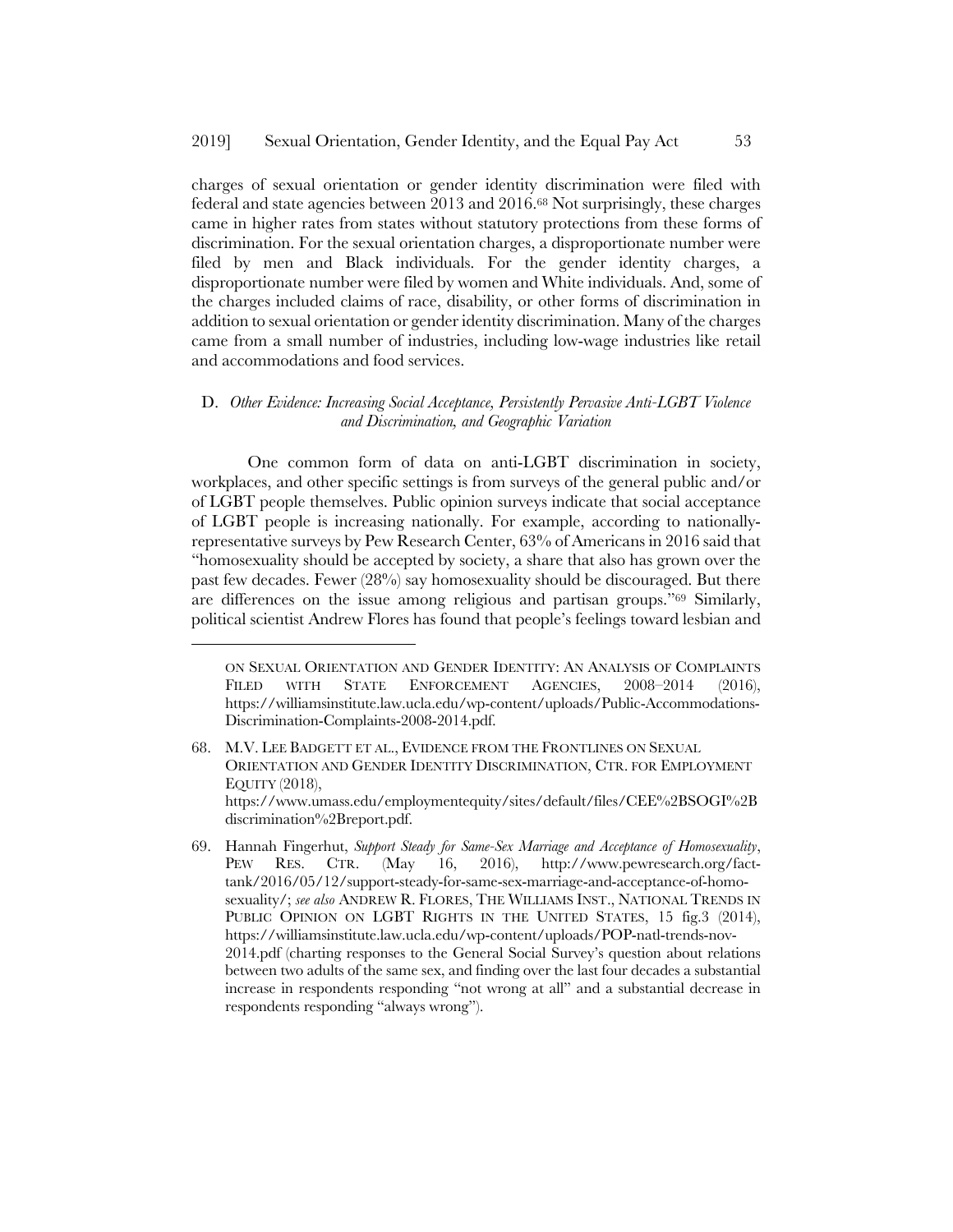charges of sexual orientation or gender identity discrimination were filed with federal and state agencies between 2013 and 2016.[68] Not surprisingly, these charges came in higher rates from states without statutory protections from these forms of discrimination. For the sexual orientation charges, a disproportionate number were filed by men and Black individuals. For the gender identity charges, a disproportionate number were filed by women and White individuals. And, some of the charges included claims of race, disability, or other forms of discrimination in addition to sexual orientation or gender identity discrimination. Many of the charges came from a small number of industries, including low-wage industries like retail and accommodations and food services.

### D. *Other Evidence: Increasing Social Acceptance, Persistently Pervasive Anti-LGBT Violence and Discrimination, and Geographic Variation*

One common form of data on anti-LGBT discrimination in society, workplaces, and other specific settings is from surveys of the general public and/or of LGBT people themselves. Public opinion surveys indicate that social acceptance of LGBT people is increasing nationally. For example, according to nationally-representative surveys by Pew Research Center, 63% of Americans in 2016 said that "homosexuality should be accepted by society, a share that also has grown over the past few decades. Fewer (28%) say homosexuality should be discouraged. But there are differences on the issue among religious and partisan groups."[69] Similarly, political scientist Andrew Flores has found that people's feelings toward lesbian and

---

ON SEXUAL ORIENTATION AND GENDER IDENTITY: AN ANALYSIS OF COMPLAINTS FILED WITH STATE ENFORCEMENT AGENCIES, 2008–2014 (2016), https://williamsinstitute.law.ucla.edu/wp-content/uploads/Public-Accommodations-Discrimination-Complaints-2008-2014.pdf.

68. M.V. LEE BADGETT ET AL., EVIDENCE FROM THE FRONTLINES ON SEXUAL ORIENTATION AND GENDER IDENTITY DISCRIMINATION, CTR. FOR EMPLOYMENT EQUITY (2018), https://www.umass.edu/employmentequity/sites/default/files/CEE%2BSOGI%2Bdiscrimination%2Breport.pdf.

69. Hannah Fingerhut, *Support Steady for Same-Sex Marriage and Acceptance of Homosexuality*, PEW RES. CTR. (May 16, 2016), http://www.pewresearch.org/fact-tank/2016/05/12/support-steady-for-same-sex-marriage-and-acceptance-of-homosexuality/; *see also* ANDREW R. FLORES, THE WILLIAMS INST., NATIONAL TRENDS IN PUBLIC OPINION ON LGBT RIGHTS IN THE UNITED STATES, 15 fig.3 (2014), https://williamsinstitute.law.ucla.edu/wp-content/uploads/POP-natl-trends-nov-2014.pdf (charting responses to the General Social Survey's question about relations between two adults of the same sex, and finding over the last four decades a substantial increase in respondents responding "not wrong at all" and a substantial decrease in respondents responding "always wrong").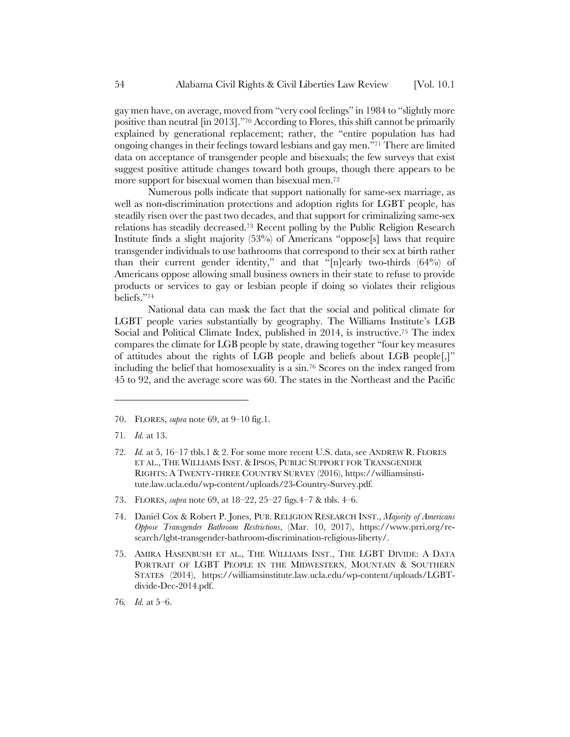gay men have, on average, moved from "very cool feelings" in 1984 to "slightly more positive than neutral [in 2013]."[70] According to Flores, this shift cannot be primarily explained by generational replacement; rather, the "entire population has had ongoing changes in their feelings toward lesbians and gay men."[71] There are limited data on acceptance of transgender people and bisexuals; the few surveys that exist suggest positive attitude changes toward both groups, though there appears to be more support for bisexual women than bisexual men.[72]

Numerous polls indicate that support nationally for same-sex marriage, as well as non-discrimination protections and adoption rights for LGBT people, has steadily risen over the past two decades, and that support for criminalizing same-sex relations has steadily decreased.[73] Recent polling by the Public Religion Research Institute finds a slight majority (53%) of Americans "oppose[s] laws that require transgender individuals to use bathrooms that correspond to their sex at birth rather than their current gender identity," and that "[n]early two-thirds (64%) of Americans oppose allowing small business owners in their state to refuse to provide products or services to gay or lesbian people if doing so violates their religious beliefs."[74]

National data can mask the fact that the social and political climate for LGBT people varies substantially by geography. The Williams Institute's LGB Social and Political Climate Index, published in 2014, is instructive.[75] The index compares the climate for LGB people by state, drawing together "four key measures of attitudes about the rights of LGB people and beliefs about LGB people[,]" including the belief that homosexuality is a sin.[76] Scores on the index ranged from 45 to 92, and the average score was 60. The states in the Northeast and the Pacific

---

70. FLORES, *supra* note 69, at 9–10 fig.1.

71. *Id.* at 13.

72. *Id.* at 5, 16–17 tbls.1 & 2. For some more recent U.S. data, see ANDREW R. FLORES ET AL., THE WILLIAMS INST. & IPSOS, PUBLIC SUPPORT FOR TRANSGENDER RIGHTS: A TWENTY-THREE COUNTRY SURVEY (2016), https://williamsinstitute.law.ucla.edu/wp-content/uploads/23-Country-Survey.pdf.

73. FLORES, *supra* note 69, at 18–22, 25–27 figs.4–7 & tbls. 4–6.

74. Daniel Cox & Robert P. Jones, PUB. RELIGION RESEARCH INST., *Majority of Americans Oppose Transgender Bathroom Restrictions*, (Mar. 10, 2017), https://www.prri.org/research/lgbt-transgender-bathroom-discrimination-religious-liberty/.

75. AMIRA HASENBUSH ET AL., THE WILLIAMS INST., THE LGBT DIVIDE: A DATA PORTRAIT OF LGBT PEOPLE IN THE MIDWESTERN, MOUNTAIN & SOUTHERN STATES (2014), https://williamsinstitute.law.ucla.edu/wp-content/uploads/LGBT-divide-Dec-2014.pdf.

76. *Id.* at 5–6.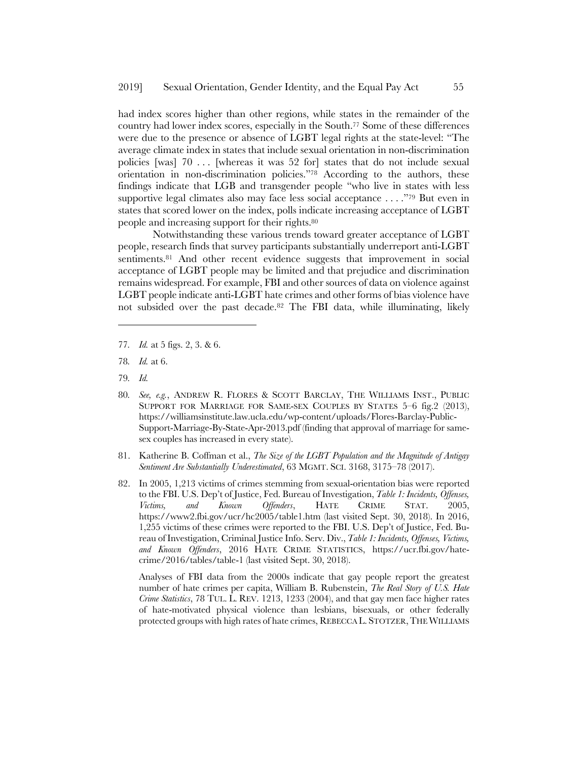had index scores higher than other regions, while states in the remainder of the country had lower index scores, especially in the South.[77] Some of these differences were due to the presence or absence of LGBT legal rights at the state-level: "The average climate index in states that include sexual orientation in non-discrimination policies [was] 70 . . . [whereas it was 52 for] states that do not include sexual orientation in non-discrimination policies."[78] According to the authors, these findings indicate that LGB and transgender people "who live in states with less supportive legal climates also may face less social acceptance . . . ."[79] But even in states that scored lower on the index, polls indicate increasing acceptance of LGBT people and increasing support for their rights.[80]

Notwithstanding these various trends toward greater acceptance of LGBT people, research finds that survey participants substantially underreport anti-LGBT sentiments.[81] And other recent evidence suggests that improvement in social acceptance of LGBT people may be limited and that prejudice and discrimination remains widespread. For example, FBI and other sources of data on violence against LGBT people indicate anti-LGBT hate crimes and other forms of bias violence have not subsided over the past decade.[82] The FBI data, while illuminating, likely

---

77. *Id.* at 5 figs. 2, 3. & 6.

78. *Id.* at 6.

79. *Id.*

80. *See, e.g.*, ANDREW R. FLORES & SCOTT BARCLAY, THE WILLIAMS INST., PUBLIC SUPPORT FOR MARRIAGE FOR SAME-SEX COUPLES BY STATES 5–6 fig.2 (2013), https://williamsinstitute.law.ucla.edu/wp-content/uploads/Flores-Barclay-Public-Support-Marriage-By-State-Apr-2013.pdf (finding that approval of marriage for same-sex couples has increased in every state).

81. Katherine B. Coffman et al., *The Size of the LGBT Population and the Magnitude of Antigay Sentiment Are Substantially Underestimated*, 63 MGMT. SCI. 3168, 3175–78 (2017).

82. In 2005, 1,213 victims of crimes stemming from sexual-orientation bias were reported to the FBI. U.S. Dep't of Justice, Fed. Bureau of Investigation, *Table 1: Incidents, Offenses, Victims, and Known Offenders*, HATE CRIME STAT. 2005, https://www2.fbi.gov/ucr/hc2005/table1.htm (last visited Sept. 30, 2018). In 2016, 1,255 victims of these crimes were reported to the FBI. U.S. Dep't of Justice, Fed. Bureau of Investigation, Criminal Justice Info. Serv. Div., *Table 1: Incidents, Offenses, Victims, and Known Offenders*, 2016 HATE CRIME STATISTICS, https://ucr.fbi.gov/hate-crime/2016/tables/table-1 (last visited Sept. 30, 2018).

    Analyses of FBI data from the 2000s indicate that gay people report the greatest number of hate crimes per capita, William B. Rubenstein, *The Real Story of U.S. Hate Crime Statistics*, 78 TUL. L. REV. 1213, 1233 (2004), and that gay men face higher rates of hate-motivated physical violence than lesbians, bisexuals, or other federally protected groups with high rates of hate crimes, REBECCA L. STOTZER, THE WILLIAMS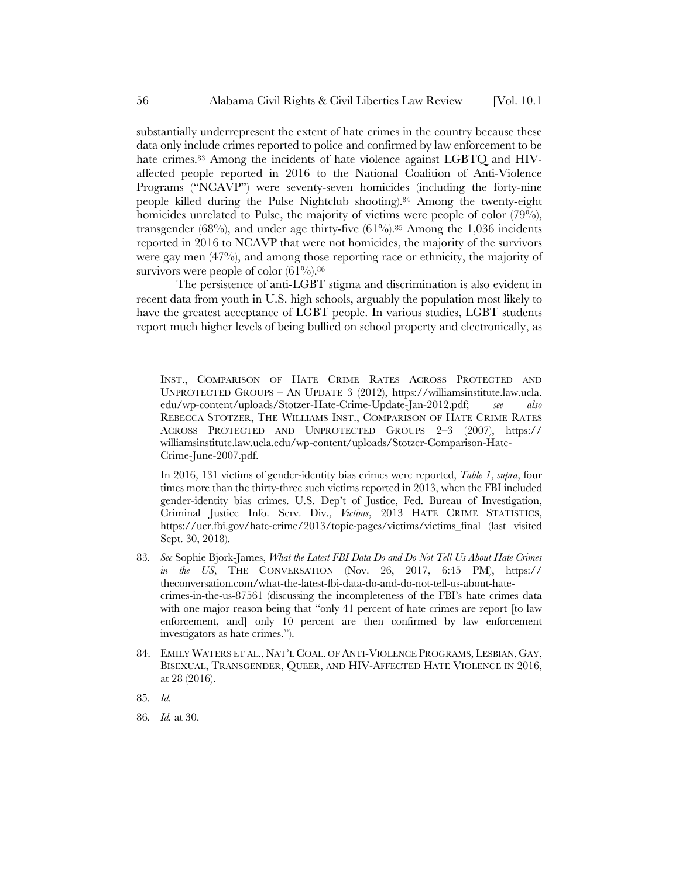substantially underrepresent the extent of hate crimes in the country because these data only include crimes reported to police and confirmed by law enforcement to be hate crimes.[83] Among the incidents of hate violence against LGBTQ and HIV-affected people reported in 2016 to the National Coalition of Anti-Violence Programs ("NCAVP") were seventy-seven homicides (including the forty-nine people killed during the Pulse Nightclub shooting).[84] Among the twenty-eight homicides unrelated to Pulse, the majority of victims were people of color (79%), transgender (68%), and under age thirty-five (61%).[85] Among the 1,036 incidents reported in 2016 to NCAVP that were not homicides, the majority of the survivors were gay men (47%), and among those reporting race or ethnicity, the majority of survivors were people of color (61%).[86]

The persistence of anti-LGBT stigma and discrimination is also evident in recent data from youth in U.S. high schools, arguably the population most likely to have the greatest acceptance of LGBT people. In various studies, LGBT students report much higher levels of being bullied on school property and electronically, as

---

INST., COMPARISON OF HATE CRIME RATES ACROSS PROTECTED AND UNPROTECTED GROUPS – AN UPDATE 3 (2012), https://williamsinstitute.law.ucla.edu/wp-content/uploads/Stotzer-Hate-Crime-Update-Jan-2012.pdf; *see also* REBECCA STOTZER, THE WILLIAMS INST., COMPARISON OF HATE CRIME RATES ACROSS PROTECTED AND UNPROTECTED GROUPS 2–3 (2007), https://williamsinstitute.law.ucla.edu/wp-content/uploads/Stotzer-Comparison-Hate-Crime-June-2007.pdf.

In 2016, 131 victims of gender-identity bias crimes were reported, *Table 1*, *supra*, four times more than the thirty-three such victims reported in 2013, when the FBI included gender-identity bias crimes. U.S. Dep't of Justice, Fed. Bureau of Investigation, Criminal Justice Info. Serv. Div., *Victims*, 2013 HATE CRIME STATISTICS, https://ucr.fbi.gov/hate-crime/2013/topic-pages/victims/victims_final (last visited Sept. 30, 2018).

83. *See* Sophie Bjork-James, *What the Latest FBI Data Do and Do Not Tell Us About Hate Crimes in the US*, THE CONVERSATION (Nov. 26, 2017, 6:45 PM), https://theconversation.com/what-the-latest-fbi-data-do-and-do-not-tell-us-about-hate-crimes-in-the-us-87561 (discussing the incompleteness of the FBI's hate crimes data with one major reason being that "only 41 percent of hate crimes are report [to law enforcement, and] only 10 percent are then confirmed by law enforcement investigators as hate crimes.").

84. EMILY WATERS ET AL., NAT'L COAL. OF ANTI-VIOLENCE PROGRAMS, LESBIAN, GAY, BISEXUAL, TRANSGENDER, QUEER, AND HIV-AFFECTED HATE VIOLENCE IN 2016, at 28 (2016).

85. *Id.*

86. *Id.* at 30.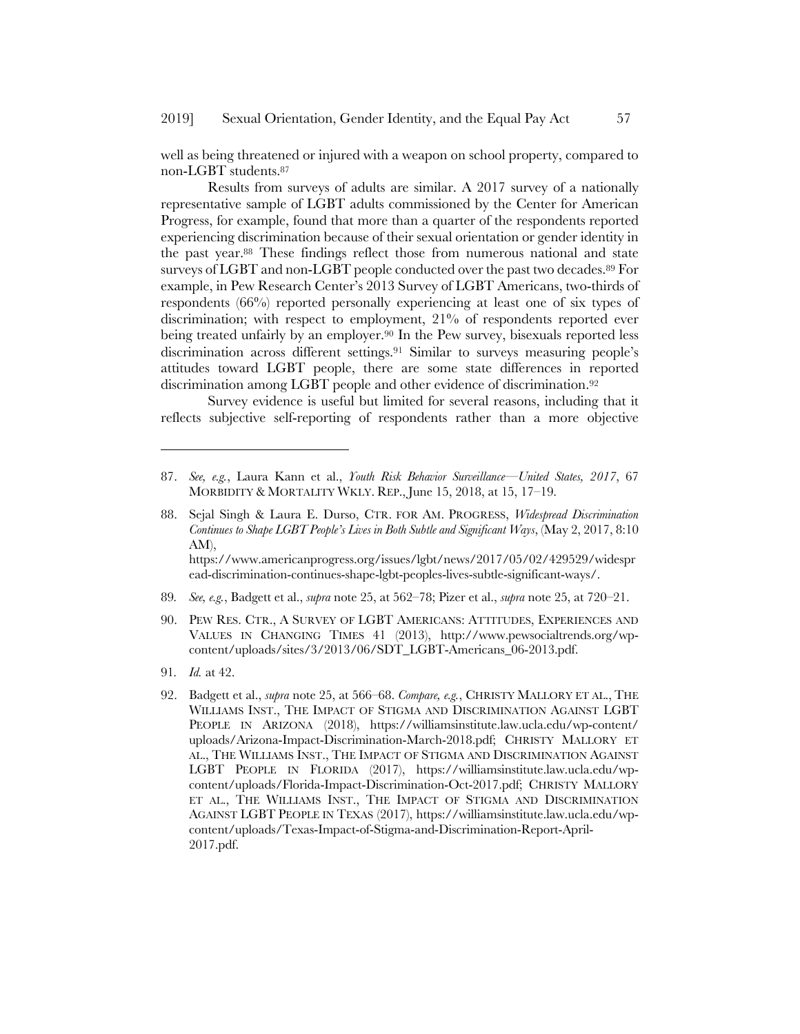well as being threatened or injured with a weapon on school property, compared to non-LGBT students.[87]

Results from surveys of adults are similar. A 2017 survey of a nationally representative sample of LGBT adults commissioned by the Center for American Progress, for example, found that more than a quarter of the respondents reported experiencing discrimination because of their sexual orientation or gender identity in the past year.[88] These findings reflect those from numerous national and state surveys of LGBT and non-LGBT people conducted over the past two decades.[89] For example, in Pew Research Center's 2013 Survey of LGBT Americans, two-thirds of respondents (66%) reported personally experiencing at least one of six types of discrimination; with respect to employment, 21% of respondents reported ever being treated unfairly by an employer.[90] In the Pew survey, bisexuals reported less discrimination across different settings.[91] Similar to surveys measuring people's attitudes toward LGBT people, there are some state differences in reported discrimination among LGBT people and other evidence of discrimination.[92]

Survey evidence is useful but limited for several reasons, including that it reflects subjective self-reporting of respondents rather than a more objective

---

87. *See, e.g.*, Laura Kann et al., *Youth Risk Behavior Surveillance—United States, 2017*, 67 MORBIDITY & MORTALITY WKLY. REP., June 15, 2018, at 15, 17–19.

88. Sejal Singh & Laura E. Durso, CTR. FOR AM. PROGRESS, *Widespread Discrimination Continues to Shape LGBT People's Lives in Both Subtle and Significant Ways*, (May 2, 2017, 8:10 AM), https://www.americanprogress.org/issues/lgbt/news/2017/05/02/429529/widespread-discrimination-continues-shape-lgbt-peoples-lives-subtle-significant-ways/.

89. *See, e.g.*, Badgett et al., *supra* note 25, at 562–78; Pizer et al., *supra* note 25, at 720–21.

90. PEW RES. CTR., A SURVEY OF LGBT AMERICANS: ATTITUDES, EXPERIENCES AND VALUES IN CHANGING TIMES 41 (2013), http://www.pewsocialtrends.org/wp-content/uploads/sites/3/2013/06/SDT_LGBT-Americans_06-2013.pdf.

91. *Id.* at 42.

92. Badgett et al., *supra* note 25, at 566–68. *Compare, e.g.*, CHRISTY MALLORY ET AL., THE WILLIAMS INST., THE IMPACT OF STIGMA AND DISCRIMINATION AGAINST LGBT PEOPLE IN ARIZONA (2018), https://williamsinstitute.law.ucla.edu/wp-content/uploads/Arizona-Impact-Discrimination-March-2018.pdf; CHRISTY MALLORY ET AL., THE WILLIAMS INST., THE IMPACT OF STIGMA AND DISCRIMINATION AGAINST LGBT PEOPLE IN FLORIDA (2017), https://williamsinstitute.law.ucla.edu/wp-content/uploads/Florida-Impact-Discrimination-Oct-2017.pdf; CHRISTY MALLORY ET AL., THE WILLIAMS INST., THE IMPACT OF STIGMA AND DISCRIMINATION AGAINST LGBT PEOPLE IN TEXAS (2017), https://williamsinstitute.law.ucla.edu/wp-content/uploads/Texas-Impact-of-Stigma-and-Discrimination-Report-April-2017.pdf.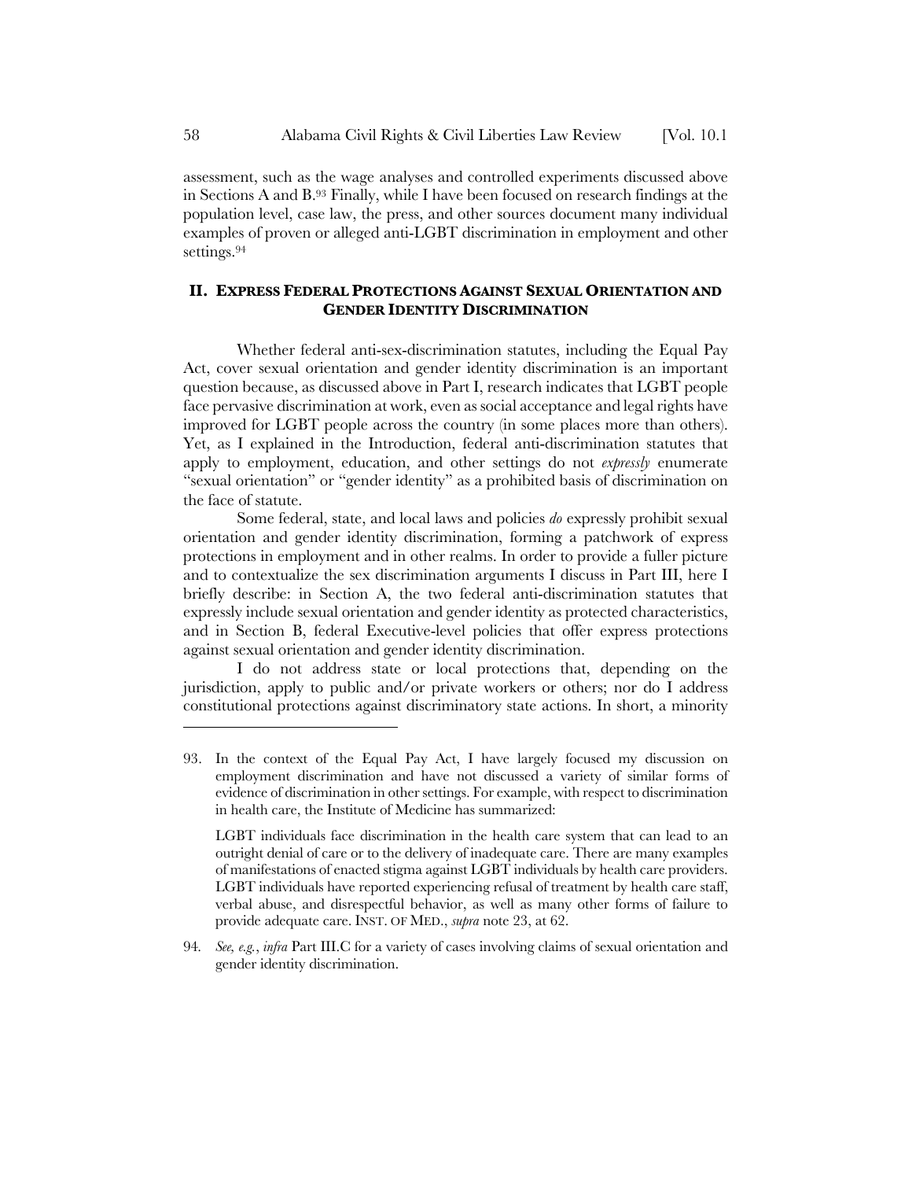assessment, such as the wage analyses and controlled experiments discussed above in Sections A and B.[93] Finally, while I have been focused on research findings at the population level, case law, the press, and other sources document many individual examples of proven or alleged anti-LGBT discrimination in employment and other settings.[94]

## II. EXPRESS FEDERAL PROTECTIONS AGAINST SEXUAL ORIENTATION AND GENDER IDENTITY DISCRIMINATION

Whether federal anti-sex-discrimination statutes, including the Equal Pay Act, cover sexual orientation and gender identity discrimination is an important question because, as discussed above in Part I, research indicates that LGBT people face pervasive discrimination at work, even as social acceptance and legal rights have improved for LGBT people across the country (in some places more than others). Yet, as I explained in the Introduction, federal anti-discrimination statutes that apply to employment, education, and other settings do not *expressly* enumerate "sexual orientation" or "gender identity" as a prohibited basis of discrimination on the face of statute.

Some federal, state, and local laws and policies *do* expressly prohibit sexual orientation and gender identity discrimination, forming a patchwork of express protections in employment and in other realms. In order to provide a fuller picture and to contextualize the sex discrimination arguments I discuss in Part III, here I briefly describe: in Section A, the two federal anti-discrimination statutes that expressly include sexual orientation and gender identity as protected characteristics, and in Section B, federal Executive-level policies that offer express protections against sexual orientation and gender identity discrimination.

I do not address state or local protections that, depending on the jurisdiction, apply to public and/or private workers or others; nor do I address constitutional protections against discriminatory state actions. In short, a minority

---

93. In the context of the Equal Pay Act, I have largely focused my discussion on employment discrimination and have not discussed a variety of similar forms of evidence of discrimination in other settings. For example, with respect to discrimination in health care, the Institute of Medicine has summarized:

    LGBT individuals face discrimination in the health care system that can lead to an outright denial of care or to the delivery of inadequate care. There are many examples of manifestations of enacted stigma against LGBT individuals by health care providers. LGBT individuals have reported experiencing refusal of treatment by health care staff, verbal abuse, and disrespectful behavior, as well as many other forms of failure to provide adequate care. INST. OF MED., *supra* note 23, at 62.

94. *See, e.g.*, *infra* Part III.C for a variety of cases involving claims of sexual orientation and gender identity discrimination.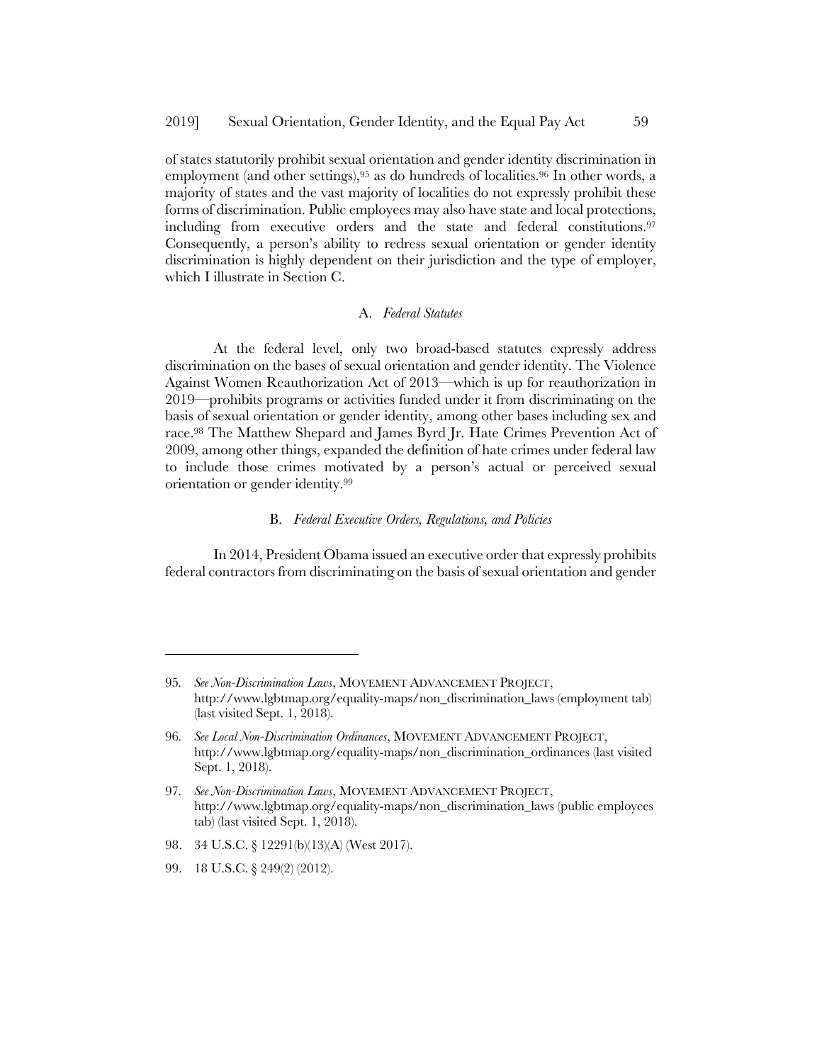of states statutorily prohibit sexual orientation and gender identity discrimination in employment (and other settings),[95] as do hundreds of localities.[96] In other words, a majority of states and the vast majority of localities do not expressly prohibit these forms of discrimination. Public employees may also have state and local protections, including from executive orders and the state and federal constitutions.[97] Consequently, a person's ability to redress sexual orientation or gender identity discrimination is highly dependent on their jurisdiction and the type of employer, which I illustrate in Section C.

### A. *Federal Statutes*

At the federal level, only two broad-based statutes expressly address discrimination on the bases of sexual orientation and gender identity. The Violence Against Women Reauthorization Act of 2013—which is up for reauthorization in 2019—prohibits programs or activities funded under it from discriminating on the basis of sexual orientation or gender identity, among other bases including sex and race.[98] The Matthew Shepard and James Byrd Jr. Hate Crimes Prevention Act of 2009, among other things, expanded the definition of hate crimes under federal law to include those crimes motivated by a person's actual or perceived sexual orientation or gender identity.[99]

### B. *Federal Executive Orders, Regulations, and Policies*

In 2014, President Obama issued an executive order that expressly prohibits federal contractors from discriminating on the basis of sexual orientation and gender

---

95. *See Non-Discrimination Laws*, MOVEMENT ADVANCEMENT PROJECT, http://www.lgbtmap.org/equality-maps/non_discrimination_laws (employment tab) (last visited Sept. 1, 2018).

96. *See Local Non-Discrimination Ordinances*, MOVEMENT ADVANCEMENT PROJECT, http://www.lgbtmap.org/equality-maps/non_discrimination_ordinances (last visited Sept. 1, 2018).

97. *See Non-Discrimination Laws*, MOVEMENT ADVANCEMENT PROJECT, http://www.lgbtmap.org/equality-maps/non_discrimination_laws (public employees tab) (last visited Sept. 1, 2018).

98. 34 U.S.C. § 12291(b)(13)(A) (West 2017).

99. 18 U.S.C. § 249(2) (2012).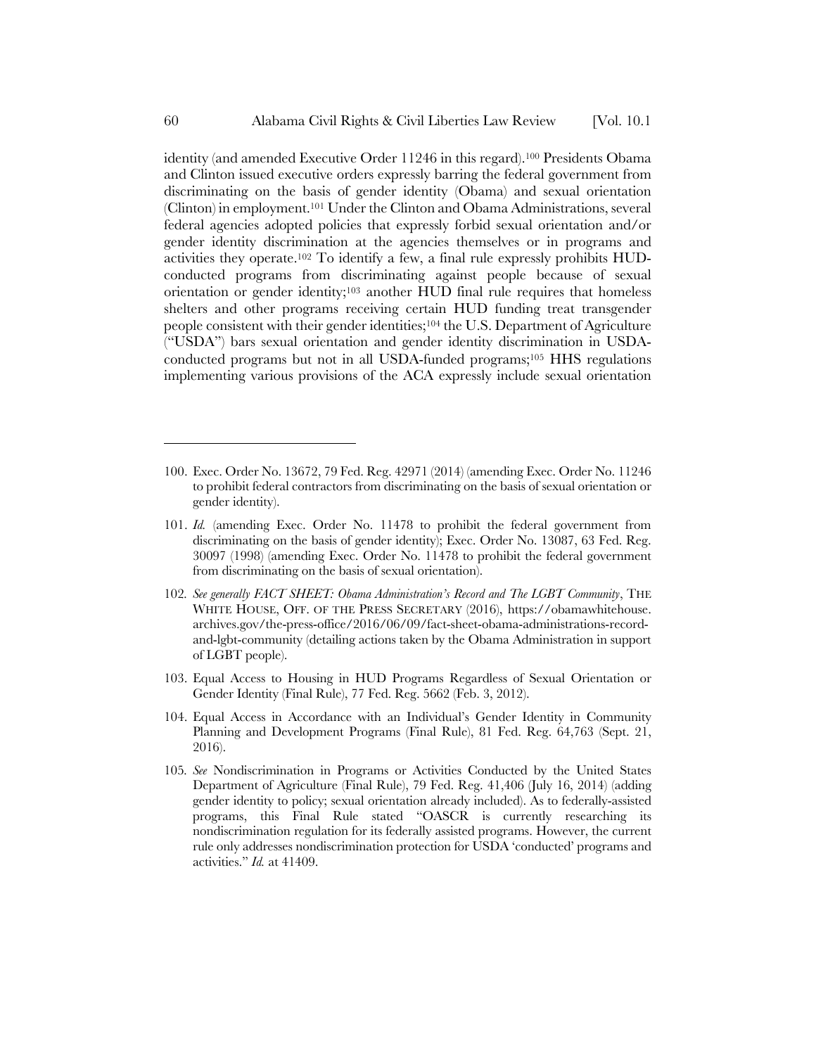identity (and amended Executive Order 11246 in this regard).[100] Presidents Obama and Clinton issued executive orders expressly barring the federal government from discriminating on the basis of gender identity (Obama) and sexual orientation (Clinton) in employment.[101] Under the Clinton and Obama Administrations, several federal agencies adopted policies that expressly forbid sexual orientation and/or gender identity discrimination at the agencies themselves or in programs and activities they operate.[102] To identify a few, a final rule expressly prohibits HUD-conducted programs from discriminating against people because of sexual orientation or gender identity;[103] another HUD final rule requires that homeless shelters and other programs receiving certain HUD funding treat transgender people consistent with their gender identities;[104] the U.S. Department of Agriculture ("USDA") bars sexual orientation and gender identity discrimination in USDA-conducted programs but not in all USDA-funded programs;[105] HHS regulations implementing various provisions of the ACA expressly include sexual orientation

---

100. Exec. Order No. 13672, 79 Fed. Reg. 42971 (2014) (amending Exec. Order No. 11246 to prohibit federal contractors from discriminating on the basis of sexual orientation or gender identity).

101. *Id.* (amending Exec. Order No. 11478 to prohibit the federal government from discriminating on the basis of gender identity); Exec. Order No. 13087, 63 Fed. Reg. 30097 (1998) (amending Exec. Order No. 11478 to prohibit the federal government from discriminating on the basis of sexual orientation).

102. *See generally FACT SHEET: Obama Administration's Record and The LGBT Community*, THE WHITE HOUSE, OFF. OF THE PRESS SECRETARY (2016), https://obamawhitehouse.archives.gov/the-press-office/2016/06/09/fact-sheet-obama-administrations-record-and-lgbt-community (detailing actions taken by the Obama Administration in support of LGBT people).

103. Equal Access to Housing in HUD Programs Regardless of Sexual Orientation or Gender Identity (Final Rule), 77 Fed. Reg. 5662 (Feb. 3, 2012).

104. Equal Access in Accordance with an Individual's Gender Identity in Community Planning and Development Programs (Final Rule), 81 Fed. Reg. 64,763 (Sept. 21, 2016).

105. *See* Nondiscrimination in Programs or Activities Conducted by the United States Department of Agriculture (Final Rule), 79 Fed. Reg. 41,406 (July 16, 2014) (adding gender identity to policy; sexual orientation already included). As to federally-assisted programs, this Final Rule stated "OASCR is currently researching its nondiscrimination regulation for its federally assisted programs. However, the current rule only addresses nondiscrimination protection for USDA 'conducted' programs and activities." *Id.* at 41409.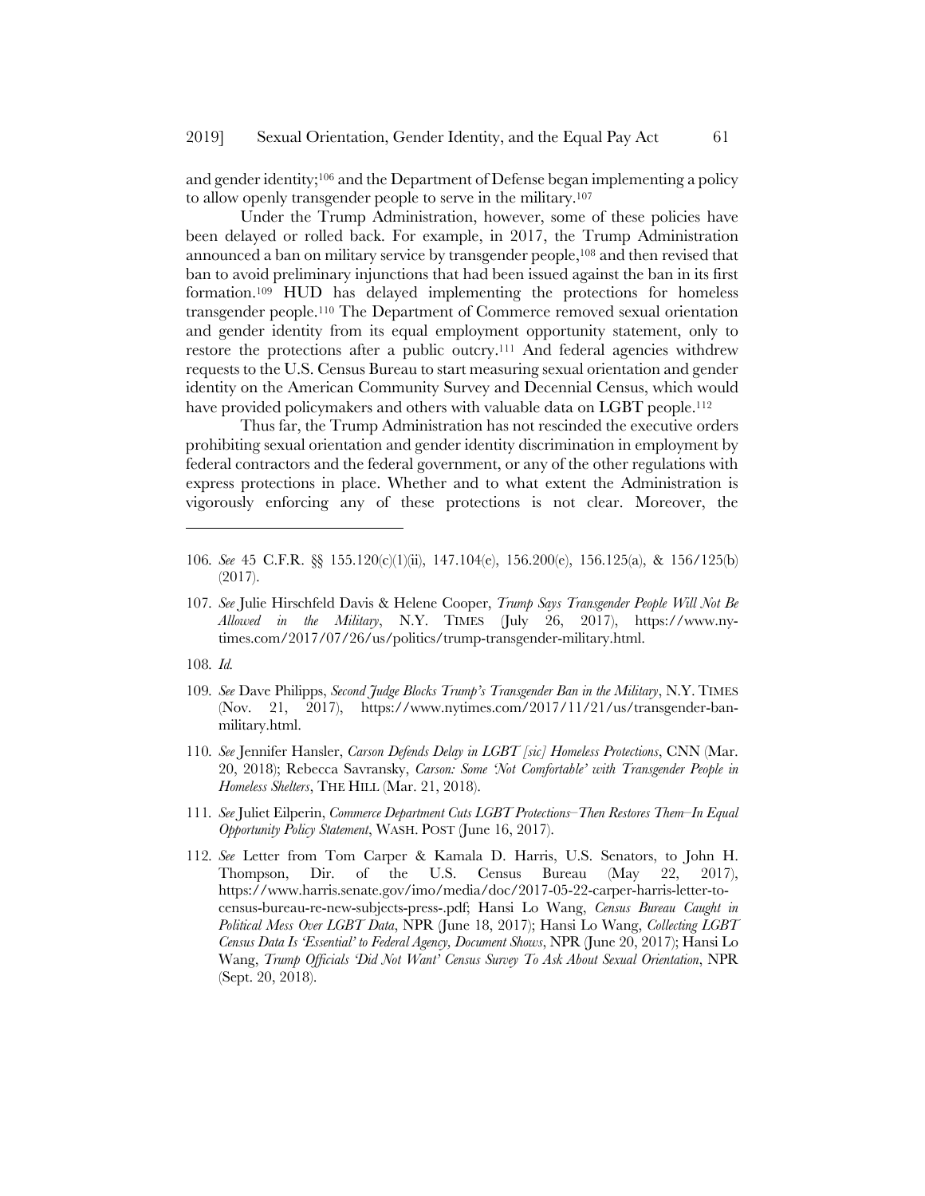and gender identity;[106] and the Department of Defense began implementing a policy to allow openly transgender people to serve in the military.[107]

Under the Trump Administration, however, some of these policies have been delayed or rolled back. For example, in 2017, the Trump Administration announced a ban on military service by transgender people,[108] and then revised that ban to avoid preliminary injunctions that had been issued against the ban in its first formation.[109] HUD has delayed implementing the protections for homeless transgender people.[110] The Department of Commerce removed sexual orientation and gender identity from its equal employment opportunity statement, only to restore the protections after a public outcry.[111] And federal agencies withdrew requests to the U.S. Census Bureau to start measuring sexual orientation and gender identity on the American Community Survey and Decennial Census, which would have provided policymakers and others with valuable data on LGBT people.[112]

Thus far, the Trump Administration has not rescinded the executive orders prohibiting sexual orientation and gender identity discrimination in employment by federal contractors and the federal government, or any of the other regulations with express protections in place. Whether and to what extent the Administration is vigorously enforcing any of these protections is not clear. Moreover, the

---

106. *See* 45 C.F.R. §§ 155.120(c)(1)(ii), 147.104(e), 156.200(e), 156.125(a), & 156/125(b) (2017).

107. *See* Julie Hirschfeld Davis & Helene Cooper, *Trump Says Transgender People Will Not Be Allowed in the Military*, N.Y. TIMES (July 26, 2017), https://www.nytimes.com/2017/07/26/us/politics/trump-transgender-military.html.

108. *Id.*

109. *See* Dave Philipps, *Second Judge Blocks Trump's Transgender Ban in the Military*, N.Y. TIMES (Nov. 21, 2017), https://www.nytimes.com/2017/11/21/us/transgender-ban-military.html.

110. *See* Jennifer Hansler, *Carson Defends Delay in LGBT [sic] Homeless Protections*, CNN (Mar. 20, 2018); Rebecca Savransky, *Carson: Some 'Not Comfortable' with Transgender People in Homeless Shelters*, THE HILL (Mar. 21, 2018).

111. *See* Juliet Eilperin, *Commerce Department Cuts LGBT Protections–Then Restores Them–In Equal Opportunity Policy Statement*, WASH. POST (June 16, 2017).

112. *See* Letter from Tom Carper & Kamala D. Harris, U.S. Senators, to John H. Thompson, Dir. of the U.S. Census Bureau (May 22, 2017), https://www.harris.senate.gov/imo/media/doc/2017-05-22-carper-harris-letter-to-census-bureau-re-new-subjects-press-.pdf; Hansi Lo Wang, *Census Bureau Caught in Political Mess Over LGBT Data*, NPR (June 18, 2017); Hansi Lo Wang, *Collecting LGBT Census Data Is 'Essential' to Federal Agency, Document Shows*, NPR (June 20, 2017); Hansi Lo Wang, *Trump Officials 'Did Not Want' Census Survey To Ask About Sexual Orientation*, NPR (Sept. 20, 2018).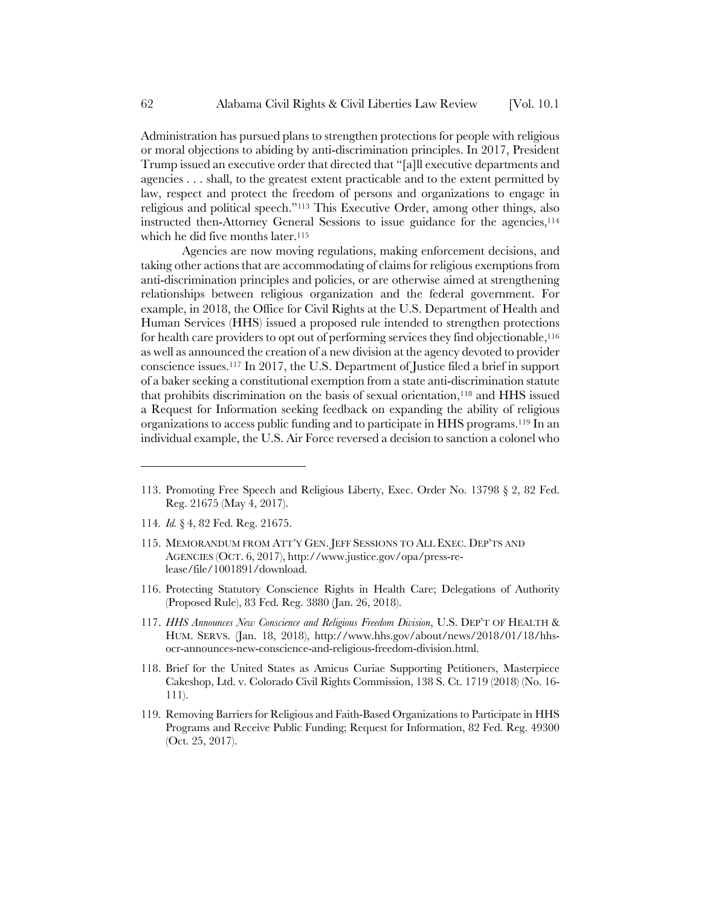Administration has pursued plans to strengthen protections for people with religious or moral objections to abiding by anti-discrimination principles. In 2017, President Trump issued an executive order that directed that "[a]ll executive departments and agencies . . . shall, to the greatest extent practicable and to the extent permitted by law, respect and protect the freedom of persons and organizations to engage in religious and political speech."[113] This Executive Order, among other things, also instructed then-Attorney General Sessions to issue guidance for the agencies,[114] which he did five months later.[115]

Agencies are now moving regulations, making enforcement decisions, and taking other actions that are accommodating of claims for religious exemptions from anti-discrimination principles and policies, or are otherwise aimed at strengthening relationships between religious organization and the federal government. For example, in 2018, the Office for Civil Rights at the U.S. Department of Health and Human Services (HHS) issued a proposed rule intended to strengthen protections for health care providers to opt out of performing services they find objectionable,[116] as well as announced the creation of a new division at the agency devoted to provider conscience issues.[117] In 2017, the U.S. Department of Justice filed a brief in support of a baker seeking a constitutional exemption from a state anti-discrimination statute that prohibits discrimination on the basis of sexual orientation,[118] and HHS issued a Request for Information seeking feedback on expanding the ability of religious organizations to access public funding and to participate in HHS programs.[119] In an individual example, the U.S. Air Force reversed a decision to sanction a colonel who

---

113. Promoting Free Speech and Religious Liberty, Exec. Order No. 13798 § 2, 82 Fed. Reg. 21675 (May 4, 2017).

114. *Id.* § 4, 82 Fed. Reg. 21675.

115. MEMORANDUM FROM ATT'Y GEN. JEFF SESSIONS TO ALL EXEC. DEP'TS AND AGENCIES (OCT. 6, 2017), http://www.justice.gov/opa/press-release/file/1001891/download.

116. Protecting Statutory Conscience Rights in Health Care; Delegations of Authority (Proposed Rule), 83 Fed. Reg. 3880 (Jan. 26, 2018).

117. *HHS Announces New Conscience and Religious Freedom Division*, U.S. DEP'T OF HEALTH & HUM. SERVS. (Jan. 18, 2018), http://www.hhs.gov/about/news/2018/01/18/hhs-ocr-announces-new-conscience-and-religious-freedom-division.html.

118. Brief for the United States as Amicus Curiae Supporting Petitioners, Masterpiece Cakeshop, Ltd. v. Colorado Civil Rights Commission, 138 S. Ct. 1719 (2018) (No. 16-111).

119. Removing Barriers for Religious and Faith-Based Organizations to Participate in HHS Programs and Receive Public Funding; Request for Information, 82 Fed. Reg. 49300 (Oct. 25, 2017).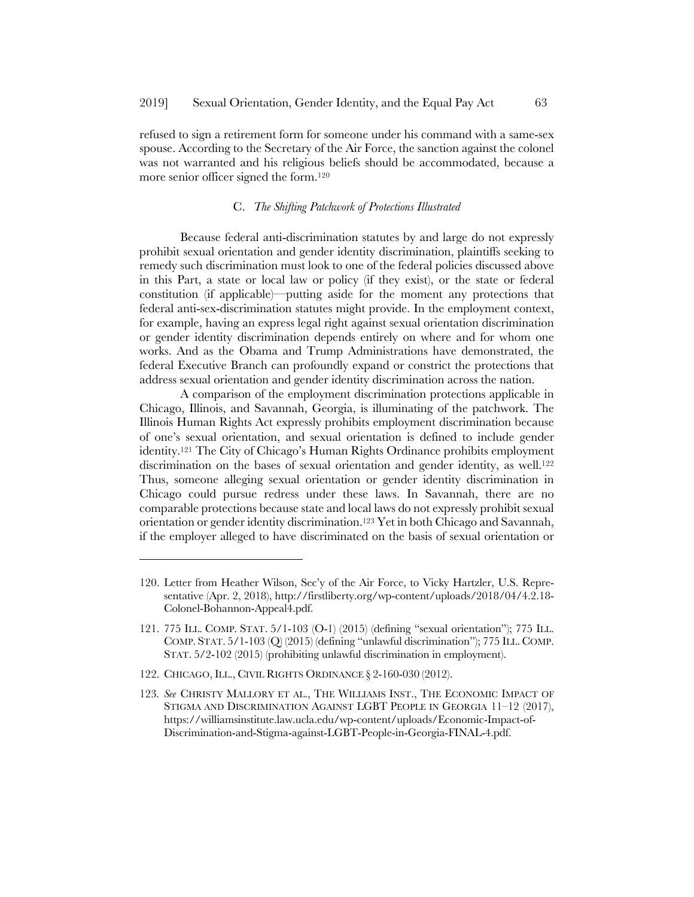refused to sign a retirement form for someone under his command with a same-sex spouse. According to the Secretary of the Air Force, the sanction against the colonel was not warranted and his religious beliefs should be accommodated, because a more senior officer signed the form.[120]

### C. *The Shifting Patchwork of Protections Illustrated*

Because federal anti-discrimination statutes by and large do not expressly prohibit sexual orientation and gender identity discrimination, plaintiffs seeking to remedy such discrimination must look to one of the federal policies discussed above in this Part, a state or local law or policy (if they exist), or the state or federal constitution (if applicable)—putting aside for the moment any protections that federal anti-sex-discrimination statutes might provide. In the employment context, for example, having an express legal right against sexual orientation discrimination or gender identity discrimination depends entirely on where and for whom one works. And as the Obama and Trump Administrations have demonstrated, the federal Executive Branch can profoundly expand or constrict the protections that address sexual orientation and gender identity discrimination across the nation.

A comparison of the employment discrimination protections applicable in Chicago, Illinois, and Savannah, Georgia, is illuminating of the patchwork. The Illinois Human Rights Act expressly prohibits employment discrimination because of one's sexual orientation, and sexual orientation is defined to include gender identity.[121] The City of Chicago's Human Rights Ordinance prohibits employment discrimination on the bases of sexual orientation and gender identity, as well.[122] Thus, someone alleging sexual orientation or gender identity discrimination in Chicago could pursue redress under these laws. In Savannah, there are no comparable protections because state and local laws do not expressly prohibit sexual orientation or gender identity discrimination.[123] Yet in both Chicago and Savannah, if the employer alleged to have discriminated on the basis of sexual orientation or

---

120. Letter from Heather Wilson, Sec'y of the Air Force, to Vicky Hartzler, U.S. Representative (Apr. 2, 2018), http://firstliberty.org/wp-content/uploads/2018/04/4.2.18-Colonel-Bohannon-Appeal4.pdf.

121. 775 ILL. COMP. STAT. 5/1-103 (O-1) (2015) (defining "sexual orientation"); 775 ILL. COMP. STAT. 5/1-103 (Q) (2015) (defining "unlawful discrimination"); 775 ILL. COMP. STAT. 5/2-102 (2015) (prohibiting unlawful discrimination in employment).

122. CHICAGO, ILL., CIVIL RIGHTS ORDINANCE § 2-160-030 (2012).

123. *See* CHRISTY MALLORY ET AL., THE WILLIAMS INST., THE ECONOMIC IMPACT OF STIGMA AND DISCRIMINATION AGAINST LGBT PEOPLE IN GEORGIA 11–12 (2017), https://williamsinstitute.law.ucla.edu/wp-content/uploads/Economic-Impact-of-Discrimination-and-Stigma-against-LGBT-People-in-Georgia-FINAL-4.pdf.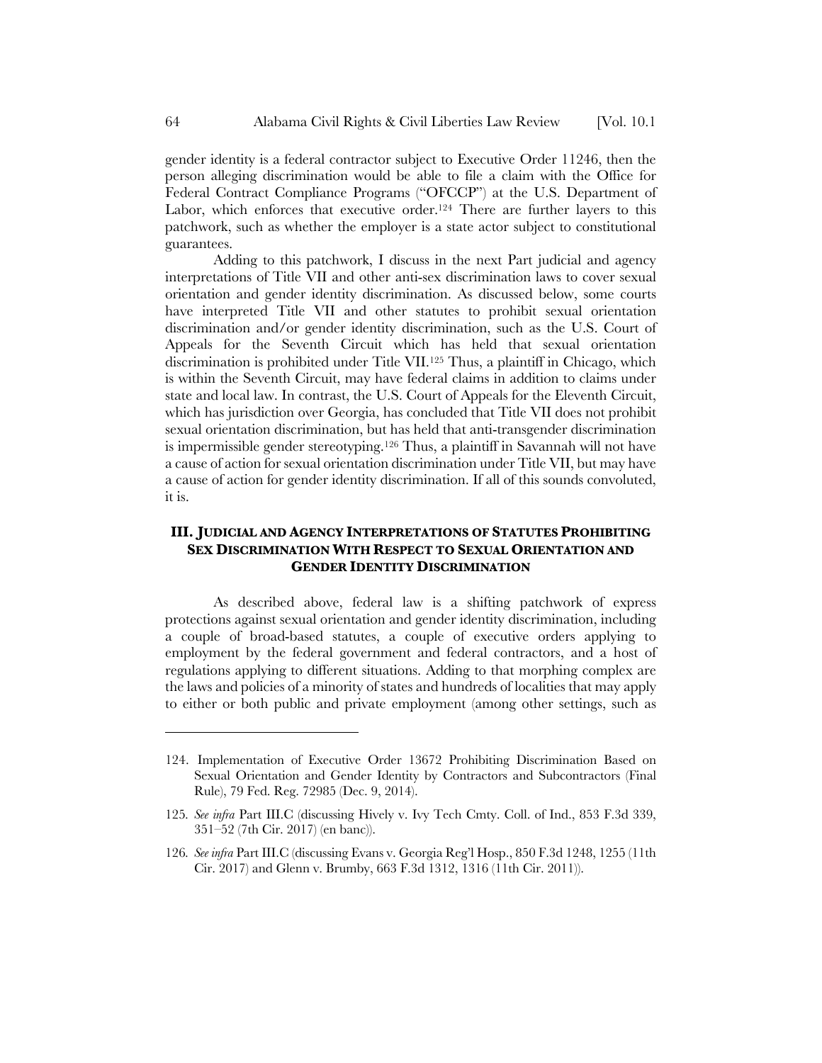gender identity is a federal contractor subject to Executive Order 11246, then the person alleging discrimination would be able to file a claim with the Office for Federal Contract Compliance Programs ("OFCCP") at the U.S. Department of Labor, which enforces that executive order.[124] There are further layers to this patchwork, such as whether the employer is a state actor subject to constitutional guarantees.

Adding to this patchwork, I discuss in the next Part judicial and agency interpretations of Title VII and other anti-sex discrimination laws to cover sexual orientation and gender identity discrimination. As discussed below, some courts have interpreted Title VII and other statutes to prohibit sexual orientation discrimination and/or gender identity discrimination, such as the U.S. Court of Appeals for the Seventh Circuit which has held that sexual orientation discrimination is prohibited under Title VII.[125] Thus, a plaintiff in Chicago, which is within the Seventh Circuit, may have federal claims in addition to claims under state and local law. In contrast, the U.S. Court of Appeals for the Eleventh Circuit, which has jurisdiction over Georgia, has concluded that Title VII does not prohibit sexual orientation discrimination, but has held that anti-transgender discrimination is impermissible gender stereotyping.[126] Thus, a plaintiff in Savannah will not have a cause of action for sexual orientation discrimination under Title VII, but may have a cause of action for gender identity discrimination. If all of this sounds convoluted, it is.

## III. JUDICIAL AND AGENCY INTERPRETATIONS OF STATUTES PROHIBITING SEX DISCRIMINATION WITH RESPECT TO SEXUAL ORIENTATION AND GENDER IDENTITY DISCRIMINATION

As described above, federal law is a shifting patchwork of express protections against sexual orientation and gender identity discrimination, including a couple of broad-based statutes, a couple of executive orders applying to employment by the federal government and federal contractors, and a host of regulations applying to different situations. Adding to that morphing complex are the laws and policies of a minority of states and hundreds of localities that may apply to either or both public and private employment (among other settings, such as

---

124. Implementation of Executive Order 13672 Prohibiting Discrimination Based on Sexual Orientation and Gender Identity by Contractors and Subcontractors (Final Rule), 79 Fed. Reg. 72985 (Dec. 9, 2014).

125. *See infra* Part III.C (discussing Hively v. Ivy Tech Cmty. Coll. of Ind., 853 F.3d 339, 351–52 (7th Cir. 2017) (en banc)).

126. *See infra* Part III.C (discussing Evans v. Georgia Reg'l Hosp., 850 F.3d 1248, 1255 (11th Cir. 2017) and Glenn v. Brumby, 663 F.3d 1312, 1316 (11th Cir. 2011)).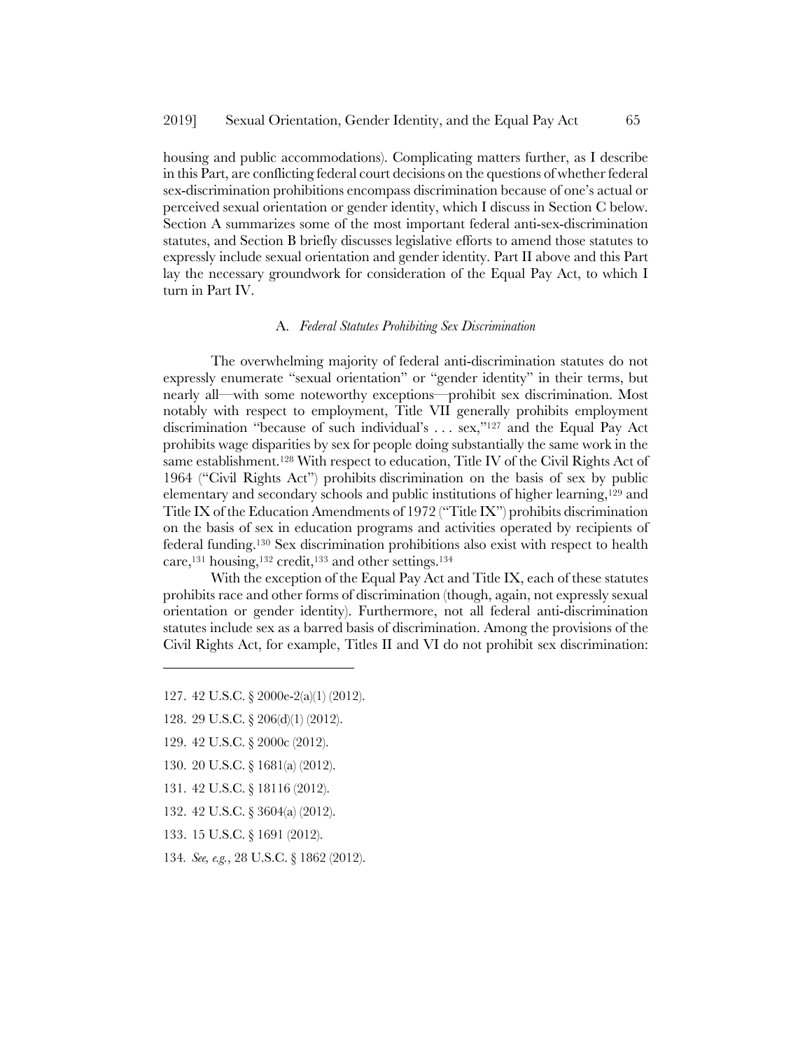housing and public accommodations). Complicating matters further, as I describe in this Part, are conflicting federal court decisions on the questions of whether federal sex-discrimination prohibitions encompass discrimination because of one's actual or perceived sexual orientation or gender identity, which I discuss in Section C below. Section A summarizes some of the most important federal anti-sex-discrimination statutes, and Section B briefly discusses legislative efforts to amend those statutes to expressly include sexual orientation and gender identity. Part II above and this Part lay the necessary groundwork for consideration of the Equal Pay Act, to which I turn in Part IV.

### A. *Federal Statutes Prohibiting Sex Discrimination*

The overwhelming majority of federal anti-discrimination statutes do not expressly enumerate "sexual orientation" or "gender identity" in their terms, but nearly all—with some noteworthy exceptions—prohibit sex discrimination. Most notably with respect to employment, Title VII generally prohibits employment discrimination "because of such individual's . . . sex,"[127] and the Equal Pay Act prohibits wage disparities by sex for people doing substantially the same work in the same establishment.[128] With respect to education, Title IV of the Civil Rights Act of 1964 ("Civil Rights Act") prohibits discrimination on the basis of sex by public elementary and secondary schools and public institutions of higher learning,[129] and Title IX of the Education Amendments of 1972 ("Title IX") prohibits discrimination on the basis of sex in education programs and activities operated by recipients of federal funding.[130] Sex discrimination prohibitions also exist with respect to health care,[131] housing,[132] credit,[133] and other settings.[134]

With the exception of the Equal Pay Act and Title IX, each of these statutes prohibits race and other forms of discrimination (though, again, not expressly sexual orientation or gender identity). Furthermore, not all federal anti-discrimination statutes include sex as a barred basis of discrimination. Among the provisions of the Civil Rights Act, for example, Titles II and VI do not prohibit sex discrimination:

---

127. 42 U.S.C. § 2000e-2(a)(1) (2012).

128. 29 U.S.C. § 206(d)(1) (2012).

129. 42 U.S.C. § 2000c (2012).

130. 20 U.S.C. § 1681(a) (2012).

131. 42 U.S.C. § 18116 (2012).

132. 42 U.S.C. § 3604(a) (2012).

133. 15 U.S.C. § 1691 (2012).

134. *See, e.g.*, 28 U.S.C. § 1862 (2012).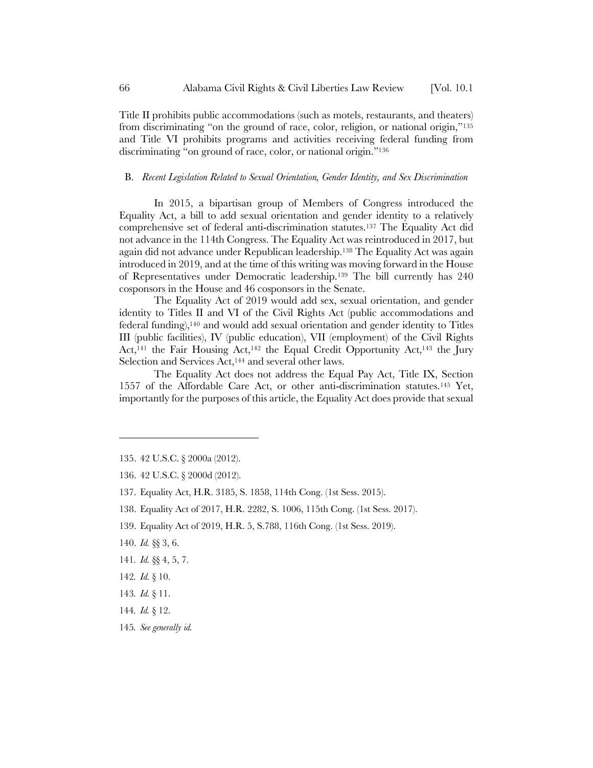Title II prohibits public accommodations (such as motels, restaurants, and theaters) from discriminating "on the ground of race, color, religion, or national origin,"[135] and Title VI prohibits programs and activities receiving federal funding from discriminating "on ground of race, color, or national origin."[136]

### B. *Recent Legislation Related to Sexual Orientation, Gender Identity, and Sex Discrimination*

In 2015, a bipartisan group of Members of Congress introduced the Equality Act, a bill to add sexual orientation and gender identity to a relatively comprehensive set of federal anti-discrimination statutes.[137] The Equality Act did not advance in the 114th Congress. The Equality Act was reintroduced in 2017, but again did not advance under Republican leadership.[138] The Equality Act was again introduced in 2019, and at the time of this writing was moving forward in the House of Representatives under Democratic leadership.[139] The bill currently has 240 cosponsors in the House and 46 cosponsors in the Senate.

The Equality Act of 2019 would add sex, sexual orientation, and gender identity to Titles II and VI of the Civil Rights Act (public accommodations and federal funding),[140] and would add sexual orientation and gender identity to Titles III (public facilities), IV (public education), VII (employment) of the Civil Rights Act,[141] the Fair Housing Act,[142] the Equal Credit Opportunity Act,[143] the Jury Selection and Services Act,[144] and several other laws.

The Equality Act does not address the Equal Pay Act, Title IX, Section 1557 of the Affordable Care Act, or other anti-discrimination statutes.[145] Yet, importantly for the purposes of this article, the Equality Act does provide that sexual

---

135. 42 U.S.C. § 2000a (2012).

136. 42 U.S.C. § 2000d (2012).

137. Equality Act, H.R. 3185, S. 1858, 114th Cong. (1st Sess. 2015).

138. Equality Act of 2017, H.R. 2282, S. 1006, 115th Cong. (1st Sess. 2017).

139. Equality Act of 2019, H.R. 5, S.788, 116th Cong. (1st Sess. 2019).

140. *Id.* §§ 3, 6.

141. *Id.* §§ 4, 5, 7.

142. *Id.* § 10.

143. *Id.* § 11.

144. *Id.* § 12.

145. *See generally id.*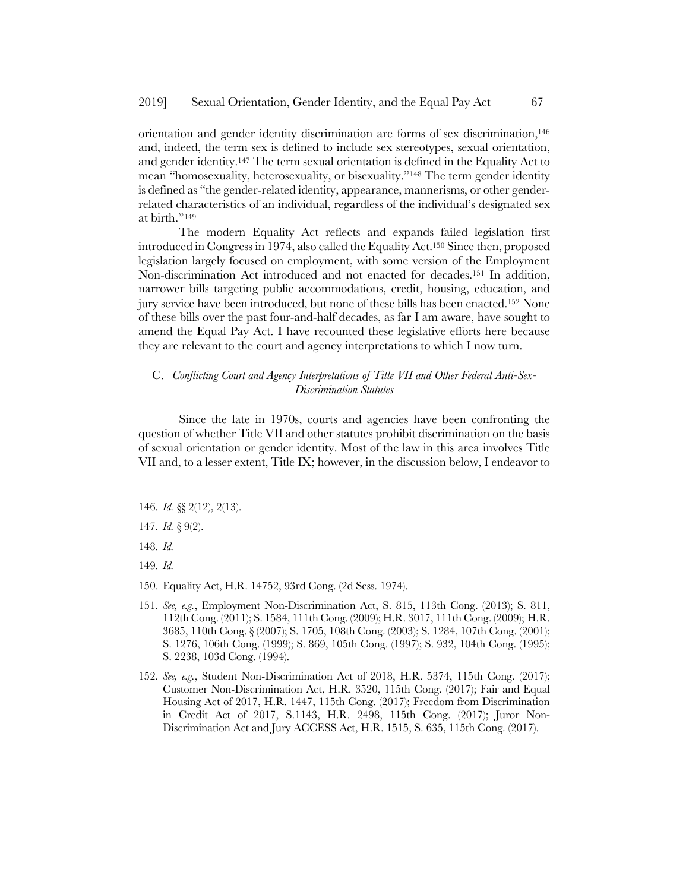orientation and gender identity discrimination are forms of sex discrimination,[146] and, indeed, the term sex is defined to include sex stereotypes, sexual orientation, and gender identity.[147] The term sexual orientation is defined in the Equality Act to mean "homosexuality, heterosexuality, or bisexuality."[148] The term gender identity is defined as "the gender-related identity, appearance, mannerisms, or other gender-related characteristics of an individual, regardless of the individual's designated sex at birth."[149]

The modern Equality Act reflects and expands failed legislation first introduced in Congress in 1974, also called the Equality Act.[150] Since then, proposed legislation largely focused on employment, with some version of the Employment Non-discrimination Act introduced and not enacted for decades.[151] In addition, narrower bills targeting public accommodations, credit, housing, education, and jury service have been introduced, but none of these bills has been enacted.[152] None of these bills over the past four-and-half decades, as far I am aware, have sought to amend the Equal Pay Act. I have recounted these legislative efforts here because they are relevant to the court and agency interpretations to which I now turn.

### C. *Conflicting Court and Agency Interpretations of Title VII and Other Federal Anti-Sex-Discrimination Statutes*

Since the late in 1970s, courts and agencies have been confronting the question of whether Title VII and other statutes prohibit discrimination on the basis of sexual orientation or gender identity. Most of the law in this area involves Title VII and, to a lesser extent, Title IX; however, in the discussion below, I endeavor to

---

146. *Id.* §§ 2(12), 2(13).

147. *Id.* § 9(2).

148. *Id.*

149. *Id.*

150. Equality Act, H.R. 14752, 93rd Cong. (2d Sess. 1974).

151. *See, e.g.*, Employment Non-Discrimination Act, S. 815, 113th Cong. (2013); S. 811, 112th Cong. (2011); S. 1584, 111th Cong. (2009); H.R. 3017, 111th Cong. (2009); H.R. 3685, 110th Cong. § (2007); S. 1705, 108th Cong. (2003); S. 1284, 107th Cong. (2001); S. 1276, 106th Cong. (1999); S. 869, 105th Cong. (1997); S. 932, 104th Cong. (1995); S. 2238, 103d Cong. (1994).

152. *See, e.g.*, Student Non-Discrimination Act of 2018, H.R. 5374, 115th Cong. (2017); Customer Non-Discrimination Act, H.R. 3520, 115th Cong. (2017); Fair and Equal Housing Act of 2017, H.R. 1447, 115th Cong. (2017); Freedom from Discrimination in Credit Act of 2017, S.1143, H.R. 2498, 115th Cong. (2017); Juror Non-Discrimination Act and Jury ACCESS Act, H.R. 1515, S. 635, 115th Cong. (2017).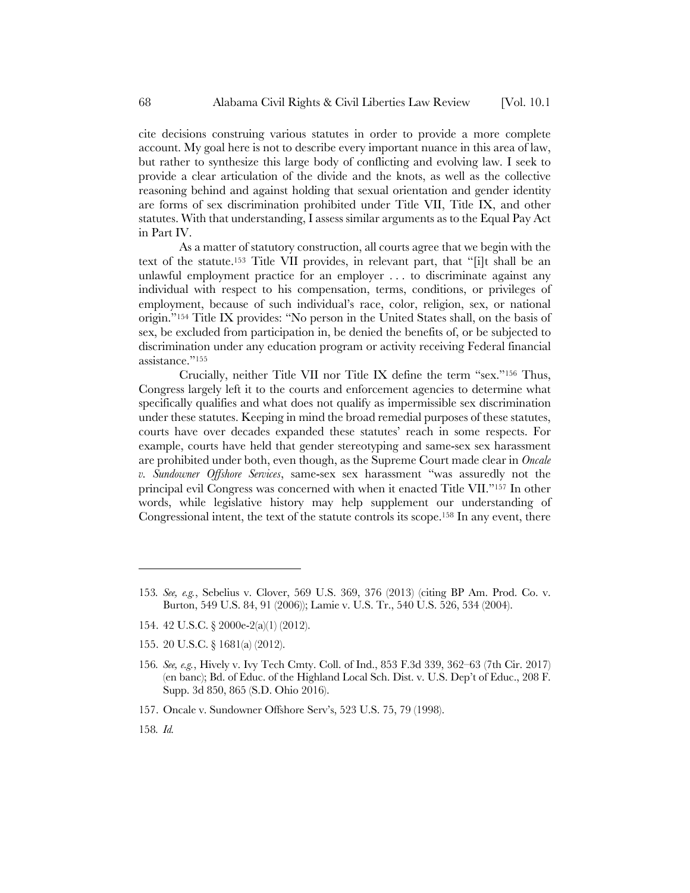cite decisions construing various statutes in order to provide a more complete account. My goal here is not to describe every important nuance in this area of law, but rather to synthesize this large body of conflicting and evolving law. I seek to provide a clear articulation of the divide and the knots, as well as the collective reasoning behind and against holding that sexual orientation and gender identity are forms of sex discrimination prohibited under Title VII, Title IX, and other statutes. With that understanding, I assess similar arguments as to the Equal Pay Act in Part IV.

As a matter of statutory construction, all courts agree that we begin with the text of the statute.[153] Title VII provides, in relevant part, that "[i]t shall be an unlawful employment practice for an employer . . . to discriminate against any individual with respect to his compensation, terms, conditions, or privileges of employment, because of such individual's race, color, religion, sex, or national origin."[154] Title IX provides: "No person in the United States shall, on the basis of sex, be excluded from participation in, be denied the benefits of, or be subjected to discrimination under any education program or activity receiving Federal financial assistance."[155]

Crucially, neither Title VII nor Title IX define the term "sex."[156] Thus, Congress largely left it to the courts and enforcement agencies to determine what specifically qualifies and what does not qualify as impermissible sex discrimination under these statutes. Keeping in mind the broad remedial purposes of these statutes, courts have over decades expanded these statutes' reach in some respects. For example, courts have held that gender stereotyping and same-sex sex harassment are prohibited under both, even though, as the Supreme Court made clear in *Oncale v. Sundowner Offshore Services*, same-sex sex harassment "was assuredly not the principal evil Congress was concerned with when it enacted Title VII."[157] In other words, while legislative history may help supplement our understanding of Congressional intent, the text of the statute controls its scope.[158] In any event, there

---

153. *See, e.g.*, Sebelius v. Clover, 569 U.S. 369, 376 (2013) (citing BP Am. Prod. Co. v. Burton, 549 U.S. 84, 91 (2006)); Lamie v. U.S. Tr., 540 U.S. 526, 534 (2004).

154. 42 U.S.C. § 2000e-2(a)(1) (2012).

155. 20 U.S.C. § 1681(a) (2012).

156. *See, e.g.*, Hively v. Ivy Tech Cmty. Coll. of Ind., 853 F.3d 339, 362–63 (7th Cir. 2017) (en banc); Bd. of Educ. of the Highland Local Sch. Dist. v. U.S. Dep't of Educ., 208 F. Supp. 3d 850, 865 (S.D. Ohio 2016).

157. Oncale v. Sundowner Offshore Serv's, 523 U.S. 75, 79 (1998).

158. *Id.*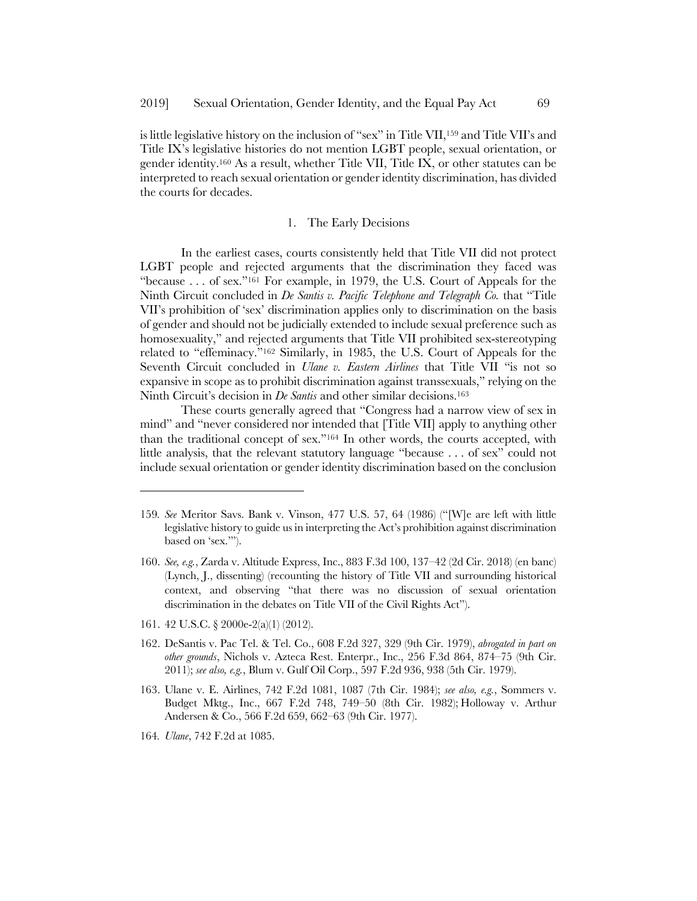is little legislative history on the inclusion of "sex" in Title VII,[159] and Title VII's and Title IX's legislative histories do not mention LGBT people, sexual orientation, or gender identity.[160] As a result, whether Title VII, Title IX, or other statutes can be interpreted to reach sexual orientation or gender identity discrimination, has divided the courts for decades.

### 1. The Early Decisions

In the earliest cases, courts consistently held that Title VII did not protect LGBT people and rejected arguments that the discrimination they faced was "because . . . of sex."[161] For example, in 1979, the U.S. Court of Appeals for the Ninth Circuit concluded in *De Santis v. Pacific Telephone and Telegraph Co.* that "Title VII's prohibition of 'sex' discrimination applies only to discrimination on the basis of gender and should not be judicially extended to include sexual preference such as homosexuality," and rejected arguments that Title VII prohibited sex-stereotyping related to "effeminacy."[162] Similarly, in 1985, the U.S. Court of Appeals for the Seventh Circuit concluded in *Ulane v. Eastern Airlines* that Title VII "is not so expansive in scope as to prohibit discrimination against transsexuals," relying on the Ninth Circuit's decision in *De Santis* and other similar decisions.[163]

These courts generally agreed that "Congress had a narrow view of sex in mind" and "never considered nor intended that [Title VII] apply to anything other than the traditional concept of sex."[164] In other words, the courts accepted, with little analysis, that the relevant statutory language "because . . . of sex" could not include sexual orientation or gender identity discrimination based on the conclusion

---

159. *See* Meritor Savs. Bank v. Vinson, 477 U.S. 57, 64 (1986) ("[W]e are left with little legislative history to guide us in interpreting the Act's prohibition against discrimination based on 'sex.'").

160. *See, e.g.*, Zarda v. Altitude Express, Inc., 883 F.3d 100, 137–42 (2d Cir. 2018) (en banc) (Lynch, J., dissenting) (recounting the history of Title VII and surrounding historical context, and observing "that there was no discussion of sexual orientation discrimination in the debates on Title VII of the Civil Rights Act").

161. 42 U.S.C. § 2000e-2(a)(1) (2012).

162. DeSantis v. Pac Tel. & Tel. Co., 608 F.2d 327, 329 (9th Cir. 1979), *abrogated in part on other grounds*, Nichols v. Azteca Rest. Enterpr., Inc., 256 F.3d 864, 874–75 (9th Cir. 2011); *see also, e.g.*, Blum v. Gulf Oil Corp., 597 F.2d 936, 938 (5th Cir. 1979).

163. Ulane v. E. Airlines, 742 F.2d 1081, 1087 (7th Cir. 1984); *see also, e.g.*, Sommers v. Budget Mktg., Inc., 667 F.2d 748, 749–50 (8th Cir. 1982); Holloway v. Arthur Andersen & Co., 566 F.2d 659, 662–63 (9th Cir. 1977).

164. *Ulane*, 742 F.2d at 1085.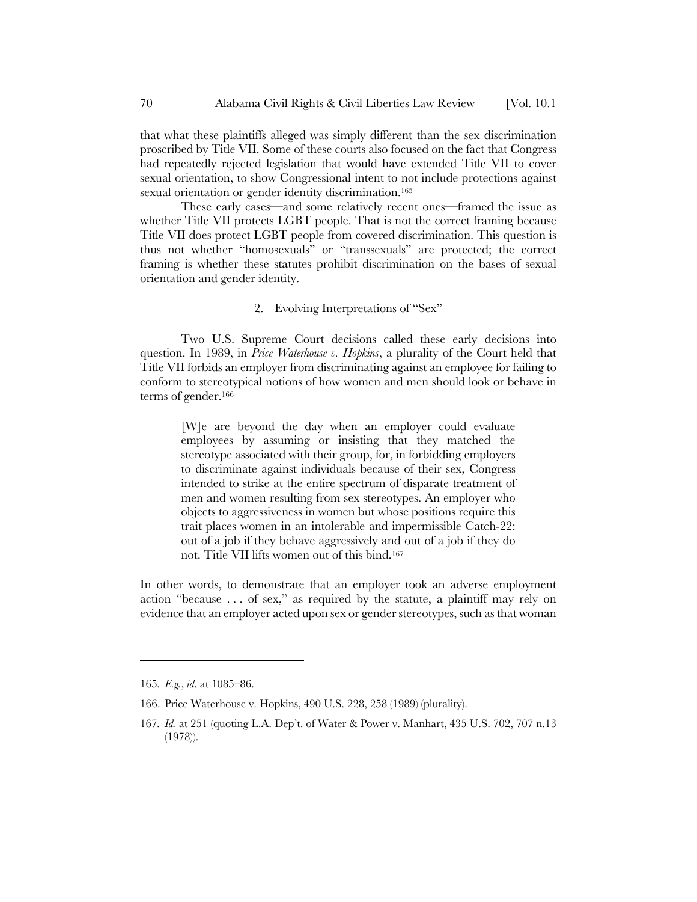that what these plaintiffs alleged was simply different than the sex discrimination proscribed by Title VII. Some of these courts also focused on the fact that Congress had repeatedly rejected legislation that would have extended Title VII to cover sexual orientation, to show Congressional intent to not include protections against sexual orientation or gender identity discrimination.[165]

These early cases—and some relatively recent ones—framed the issue as whether Title VII protects LGBT people. That is not the correct framing because Title VII does protect LGBT people from covered discrimination. This question is thus not whether "homosexuals" or "transsexuals" are protected; the correct framing is whether these statutes prohibit discrimination on the bases of sexual orientation and gender identity.

### 2. Evolving Interpretations of "Sex"

Two U.S. Supreme Court decisions called these early decisions into question. In 1989, in *Price Waterhouse v. Hopkins*, a plurality of the Court held that Title VII forbids an employer from discriminating against an employee for failing to conform to stereotypical notions of how women and men should look or behave in terms of gender.[166]

> [W]e are beyond the day when an employer could evaluate employees by assuming or insisting that they matched the stereotype associated with their group, for, in forbidding employers to discriminate against individuals because of their sex, Congress intended to strike at the entire spectrum of disparate treatment of men and women resulting from sex stereotypes. An employer who objects to aggressiveness in women but whose positions require this trait places women in an intolerable and impermissible Catch-22: out of a job if they behave aggressively and out of a job if they do not. Title VII lifts women out of this bind.[167]

In other words, to demonstrate that an employer took an adverse employment action "because . . . of sex," as required by the statute, a plaintiff may rely on evidence that an employer acted upon sex or gender stereotypes, such as that woman

---

165. *E.g.*, *id*. at 1085–86.

166. Price Waterhouse v. Hopkins, 490 U.S. 228, 258 (1989) (plurality).

167. *Id.* at 251 (quoting L.A. Dep't. of Water & Power v. Manhart, 435 U.S. 702, 707 n.13 (1978)).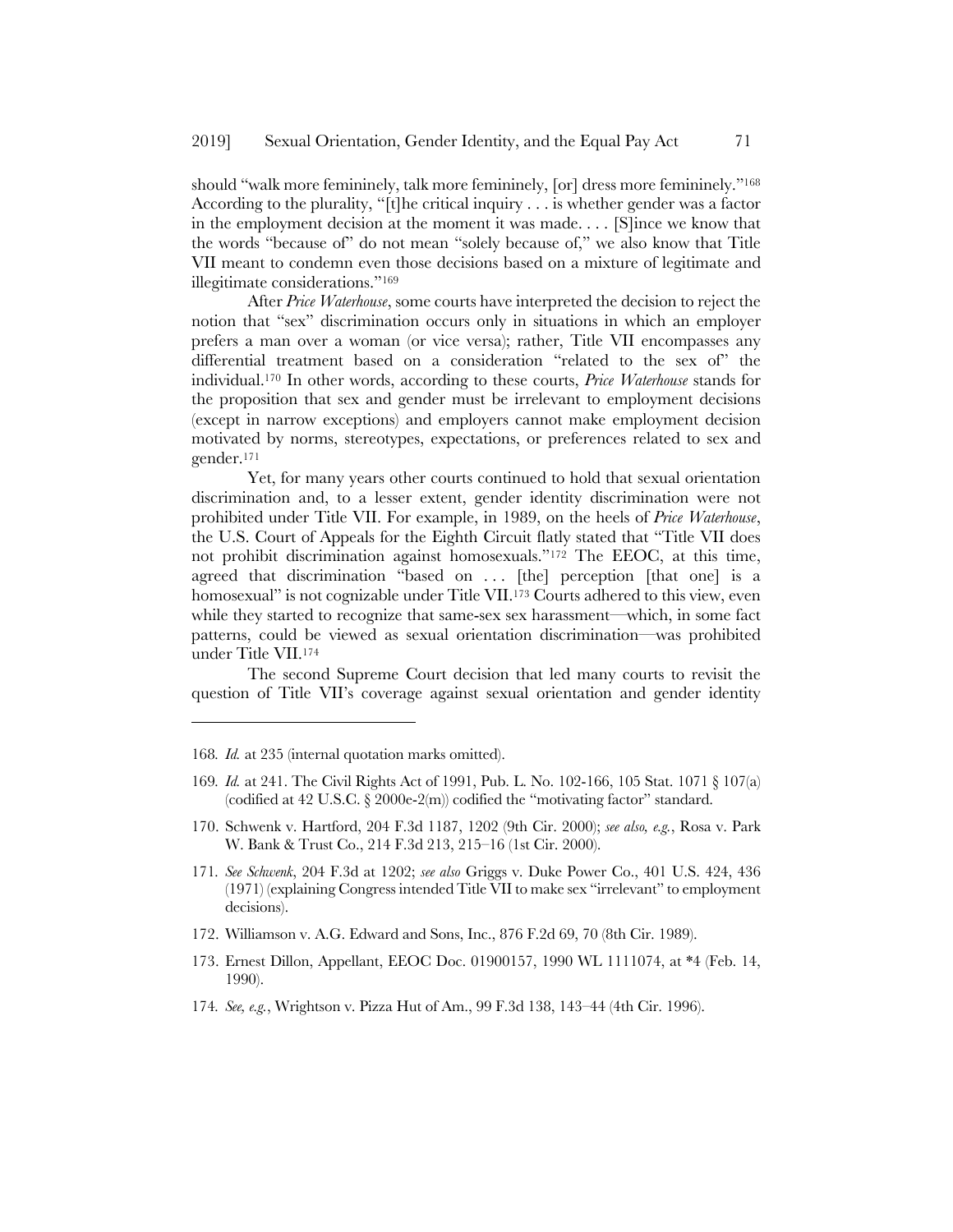should "walk more femininely, talk more femininely, [or] dress more femininely."[168] According to the plurality, "[t]he critical inquiry . . . is whether gender was a factor in the employment decision at the moment it was made. . . . [S]ince we know that the words "because of" do not mean "solely because of," we also know that Title VII meant to condemn even those decisions based on a mixture of legitimate and illegitimate considerations."[169]

After *Price Waterhouse*, some courts have interpreted the decision to reject the notion that "sex" discrimination occurs only in situations in which an employer prefers a man over a woman (or vice versa); rather, Title VII encompasses any differential treatment based on a consideration "related to the sex of" the individual.[170] In other words, according to these courts, *Price Waterhouse* stands for the proposition that sex and gender must be irrelevant to employment decisions (except in narrow exceptions) and employers cannot make employment decision motivated by norms, stereotypes, expectations, or preferences related to sex and gender.[171]

Yet, for many years other courts continued to hold that sexual orientation discrimination and, to a lesser extent, gender identity discrimination were not prohibited under Title VII. For example, in 1989, on the heels of *Price Waterhouse*, the U.S. Court of Appeals for the Eighth Circuit flatly stated that "Title VII does not prohibit discrimination against homosexuals."[172] The EEOC, at this time, agreed that discrimination "based on . . . [the] perception [that one] is a homosexual" is not cognizable under Title VII.[173] Courts adhered to this view, even while they started to recognize that same-sex sex harassment—which, in some fact patterns, could be viewed as sexual orientation discrimination—was prohibited under Title VII.[174]

The second Supreme Court decision that led many courts to revisit the question of Title VII's coverage against sexual orientation and gender identity

---

168. *Id.* at 235 (internal quotation marks omitted).

169. *Id.* at 241. The Civil Rights Act of 1991, Pub. L. No. 102-166, 105 Stat. 1071 § 107(a) (codified at 42 U.S.C. § 2000e-2(m)) codified the "motivating factor" standard.

170. Schwenk v. Hartford, 204 F.3d 1187, 1202 (9th Cir. 2000); *see also, e.g.*, Rosa v. Park W. Bank & Trust Co., 214 F.3d 213, 215–16 (1st Cir. 2000).

171. *See Schwenk*, 204 F.3d at 1202; *see also* Griggs v. Duke Power Co., 401 U.S. 424, 436 (1971) (explaining Congress intended Title VII to make sex "irrelevant" to employment decisions).

172. Williamson v. A.G. Edward and Sons, Inc., 876 F.2d 69, 70 (8th Cir. 1989).

173. Ernest Dillon, Appellant, EEOC Doc. 01900157, 1990 WL 1111074, at *4 (Feb. 14, 1990).

174. *See, e.g.*, Wrightson v. Pizza Hut of Am., 99 F.3d 138, 143–44 (4th Cir. 1996).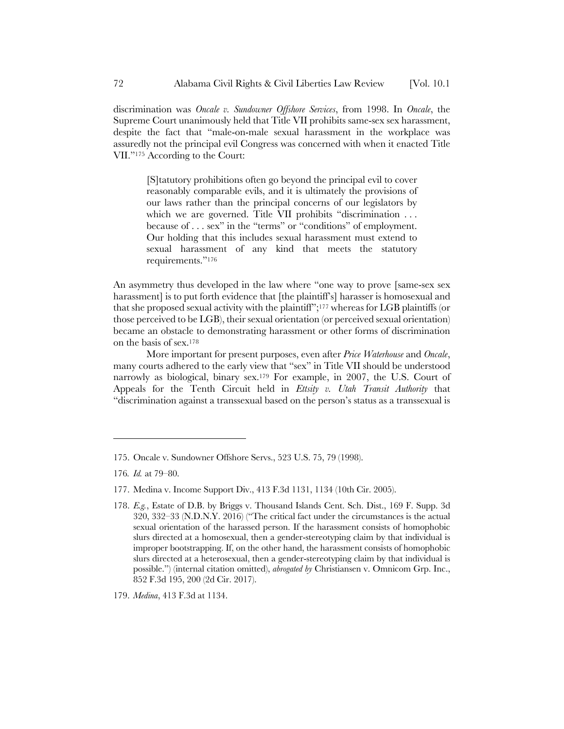discrimination was *Oncale v. Sundowner Offshore Services*, from 1998. In *Oncale*, the Supreme Court unanimously held that Title VII prohibits same-sex sex harassment, despite the fact that "male-on-male sexual harassment in the workplace was assuredly not the principal evil Congress was concerned with when it enacted Title VII."[175] According to the Court:

> [S]tatutory prohibitions often go beyond the principal evil to cover reasonably comparable evils, and it is ultimately the provisions of our laws rather than the principal concerns of our legislators by which we are governed. Title VII prohibits "discrimination . . . because of . . . sex" in the "terms" or "conditions" of employment. Our holding that this includes sexual harassment must extend to sexual harassment of any kind that meets the statutory requirements."[176]

An asymmetry thus developed in the law where "one way to prove [same-sex sex harassment] is to put forth evidence that [the plaintiff's] harasser is homosexual and that she proposed sexual activity with the plaintiff";[177] whereas for LGB plaintiffs (or those perceived to be LGB), their sexual orientation (or perceived sexual orientation) became an obstacle to demonstrating harassment or other forms of discrimination on the basis of sex.[178]

More important for present purposes, even after *Price Waterhouse* and *Oncale*, many courts adhered to the early view that "sex" in Title VII should be understood narrowly as biological, binary sex.[179] For example, in 2007, the U.S. Court of Appeals for the Tenth Circuit held in *Ettsity v. Utah Transit Authority* that "discrimination against a transsexual based on the person's status as a transsexual is

---

175. Oncale v. Sundowner Offshore Servs., 523 U.S. 75, 79 (1998).

176. *Id.* at 79–80.

177. Medina v. Income Support Div., 413 F.3d 1131, 1134 (10th Cir. 2005).

178. *E.g.*, Estate of D.B. by Briggs v. Thousand Islands Cent. Sch. Dist., 169 F. Supp. 3d 320, 332–33 (N.D.N.Y. 2016) ("The critical fact under the circumstances is the actual sexual orientation of the harassed person. If the harassment consists of homophobic slurs directed at a homosexual, then a gender-stereotyping claim by that individual is improper bootstrapping. If, on the other hand, the harassment consists of homophobic slurs directed at a heterosexual, then a gender-stereotyping claim by that individual is possible.") (internal citation omitted), *abrogated by* Christiansen v. Omnicom Grp. Inc., 852 F.3d 195, 200 (2d Cir. 2017).

179. *Medina*, 413 F.3d at 1134.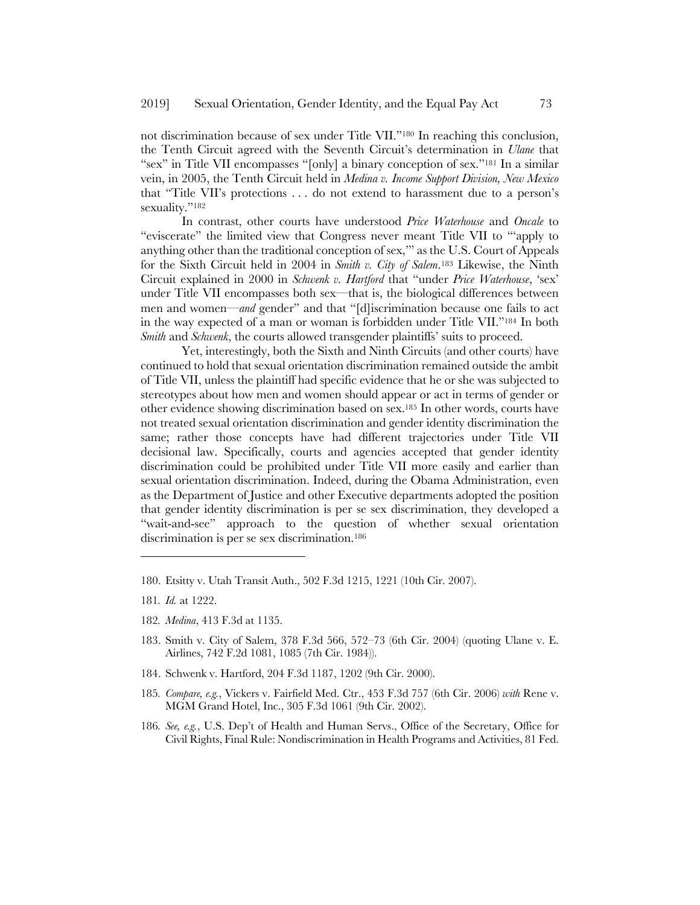not discrimination because of sex under Title VII."[180] In reaching this conclusion, the Tenth Circuit agreed with the Seventh Circuit's determination in *Ulane* that "sex" in Title VII encompasses "[only] a binary conception of sex."[181] In a similar vein, in 2005, the Tenth Circuit held in *Medina v. Income Support Division, New Mexico* that "Title VII's protections . . . do not extend to harassment due to a person's sexuality."[182]

In contrast, other courts have understood *Price Waterhouse* and *Oncale* to "eviscerate" the limited view that Congress never meant Title VII to "'apply to anything other than the traditional conception of sex,'" as the U.S. Court of Appeals for the Sixth Circuit held in 2004 in *Smith v. City of Salem*.[183] Likewise, the Ninth Circuit explained in 2000 in *Schwenk v. Hartford* that "under *Price Waterhouse*, 'sex' under Title VII encompasses both sex—that is, the biological differences between men and women—*and* gender" and that "[d]iscrimination because one fails to act in the way expected of a man or woman is forbidden under Title VII."[184] In both *Smith* and *Schwenk*, the courts allowed transgender plaintiffs' suits to proceed.

Yet, interestingly, both the Sixth and Ninth Circuits (and other courts) have continued to hold that sexual orientation discrimination remained outside the ambit of Title VII, unless the plaintiff had specific evidence that he or she was subjected to stereotypes about how men and women should appear or act in terms of gender or other evidence showing discrimination based on sex.[185] In other words, courts have not treated sexual orientation discrimination and gender identity discrimination the same; rather those concepts have had different trajectories under Title VII decisional law. Specifically, courts and agencies accepted that gender identity discrimination could be prohibited under Title VII more easily and earlier than sexual orientation discrimination. Indeed, during the Obama Administration, even as the Department of Justice and other Executive departments adopted the position that gender identity discrimination is per se sex discrimination, they developed a "wait-and-see" approach to the question of whether sexual orientation discrimination is per se sex discrimination.[186]

---

180. Etsitty v. Utah Transit Auth., 502 F.3d 1215, 1221 (10th Cir. 2007).

181. *Id.* at 1222.

182. *Medina*, 413 F.3d at 1135.

183. Smith v. City of Salem, 378 F.3d 566, 572–73 (6th Cir. 2004) (quoting Ulane v. E. Airlines, 742 F.2d 1081, 1085 (7th Cir. 1984)).

184. Schwenk v. Hartford, 204 F.3d 1187, 1202 (9th Cir. 2000).

185. *Compare, e.g.*, Vickers v. Fairfield Med. Ctr., 453 F.3d 757 (6th Cir. 2006) *with* Rene v. MGM Grand Hotel, Inc., 305 F.3d 1061 (9th Cir. 2002).

186. *See, e.g.*, U.S. Dep't of Health and Human Servs., Office of the Secretary, Office for Civil Rights, Final Rule: Nondiscrimination in Health Programs and Activities, 81 Fed.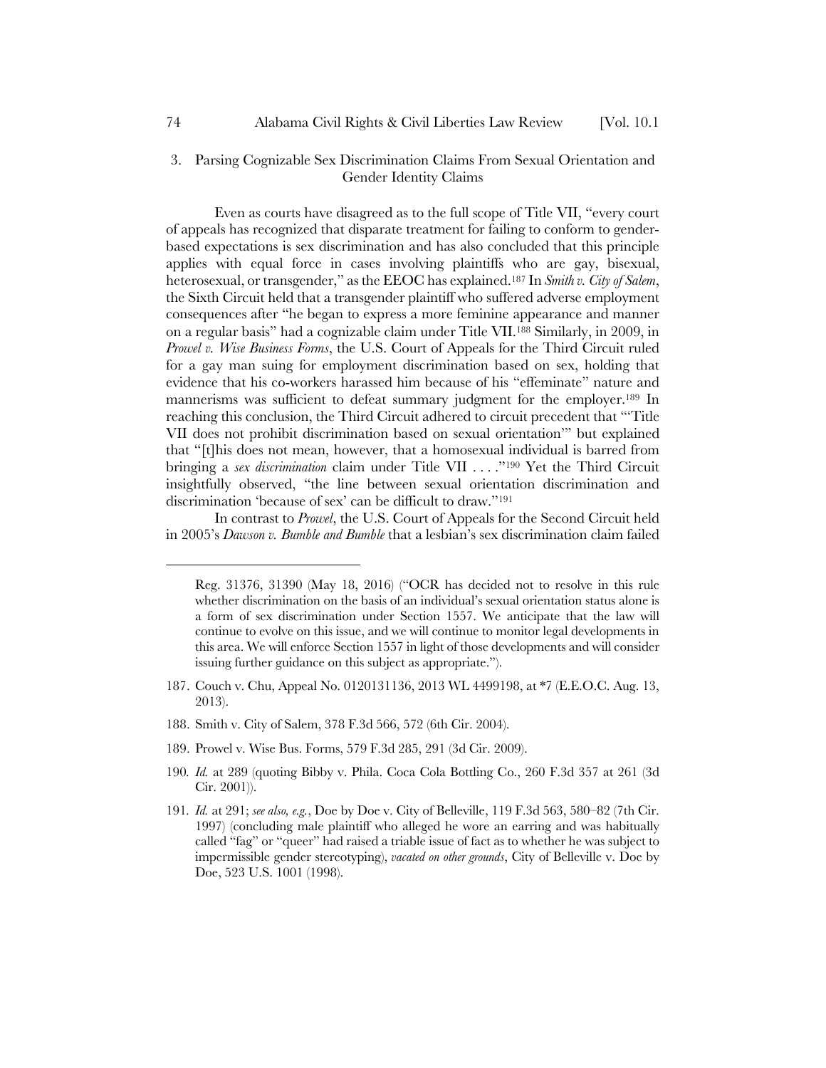### 3. Parsing Cognizable Sex Discrimination Claims From Sexual Orientation and Gender Identity Claims

Even as courts have disagreed as to the full scope of Title VII, "every court of appeals has recognized that disparate treatment for failing to conform to gender-based expectations is sex discrimination and has also concluded that this principle applies with equal force in cases involving plaintiffs who are gay, bisexual, heterosexual, or transgender," as the EEOC has explained.[187] In *Smith v. City of Salem*, the Sixth Circuit held that a transgender plaintiff who suffered adverse employment consequences after "he began to express a more feminine appearance and manner on a regular basis" had a cognizable claim under Title VII.[188] Similarly, in 2009, in *Prowel v. Wise Business Forms*, the U.S. Court of Appeals for the Third Circuit ruled for a gay man suing for employment discrimination based on sex, holding that evidence that his co-workers harassed him because of his "effeminate" nature and mannerisms was sufficient to defeat summary judgment for the employer.[189] In reaching this conclusion, the Third Circuit adhered to circuit precedent that "'Title VII does not prohibit discrimination based on sexual orientation'" but explained that "[t]his does not mean, however, that a homosexual individual is barred from bringing a *sex discrimination* claim under Title VII . . . ."[190] Yet the Third Circuit insightfully observed, "the line between sexual orientation discrimination and discrimination 'because of sex' can be difficult to draw."[191]

In contrast to *Prowel*, the U.S. Court of Appeals for the Second Circuit held in 2005's *Dawson v. Bumble and Bumble* that a lesbian's sex discrimination claim failed

---

Reg. 31376, 31390 (May 18, 2016) ("OCR has decided not to resolve in this rule whether discrimination on the basis of an individual's sexual orientation status alone is a form of sex discrimination under Section 1557. We anticipate that the law will continue to evolve on this issue, and we will continue to monitor legal developments in this area. We will enforce Section 1557 in light of those developments and will consider issuing further guidance on this subject as appropriate.").

187. Couch v. Chu, Appeal No. 0120131136, 2013 WL 4499198, at *7 (E.E.O.C. Aug. 13, 2013).

188. Smith v. City of Salem, 378 F.3d 566, 572 (6th Cir. 2004).

189. Prowel v. Wise Bus. Forms, 579 F.3d 285, 291 (3d Cir. 2009).

190. *Id.* at 289 (quoting Bibby v. Phila. Coca Cola Bottling Co., 260 F.3d 357 at 261 (3d Cir. 2001)).

191. *Id.* at 291; *see also, e.g.*, Doe by Doe v. City of Belleville, 119 F.3d 563, 580–82 (7th Cir. 1997) (concluding male plaintiff who alleged he wore an earring and was habitually called "fag" or "queer" had raised a triable issue of fact as to whether he was subject to impermissible gender stereotyping), *vacated on other grounds*, City of Belleville v. Doe by Doe, 523 U.S. 1001 (1998).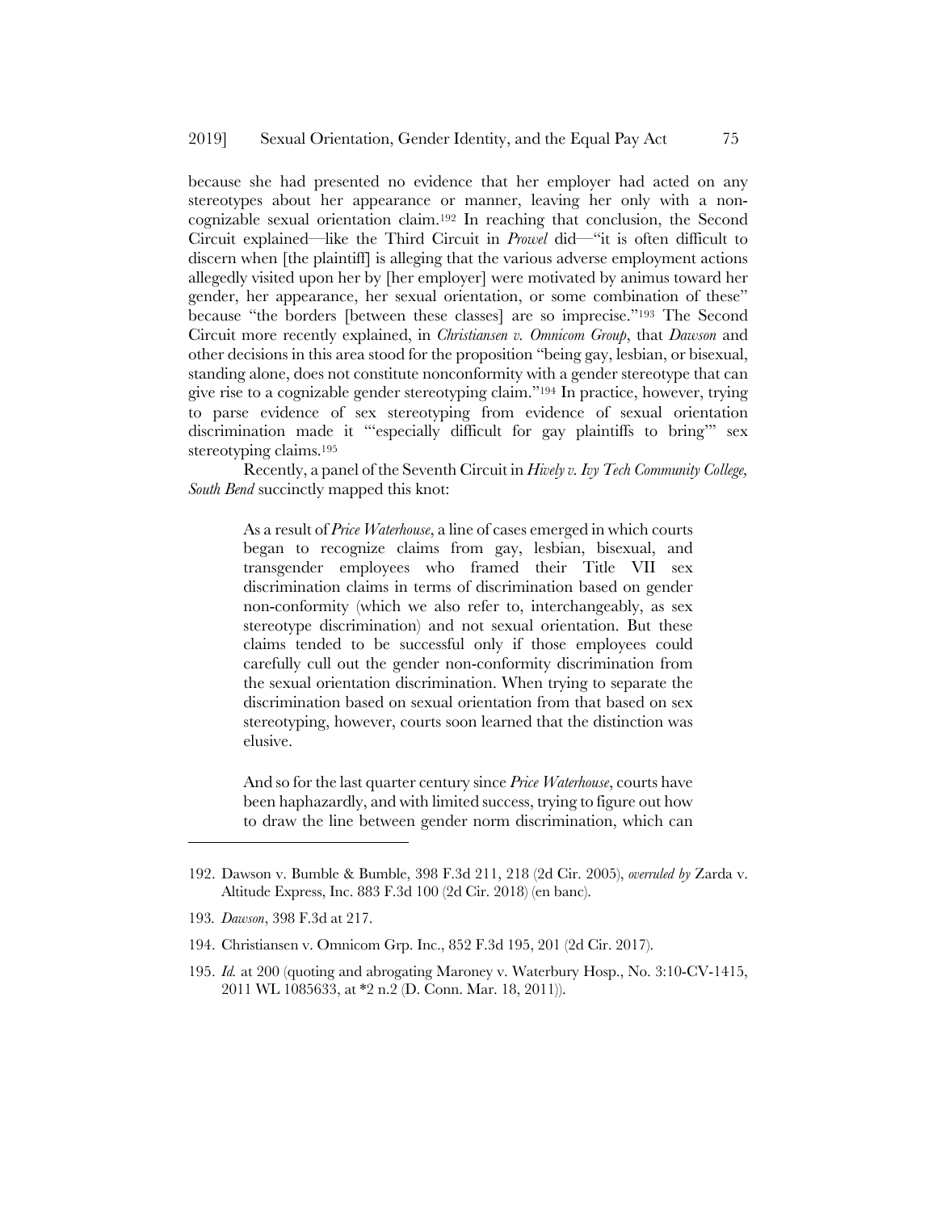because she had presented no evidence that her employer had acted on any stereotypes about her appearance or manner, leaving her only with a non-cognizable sexual orientation claim.[192] In reaching that conclusion, the Second Circuit explained—like the Third Circuit in *Prowel* did—"it is often difficult to discern when [the plaintiff] is alleging that the various adverse employment actions allegedly visited upon her by [her employer] were motivated by animus toward her gender, her appearance, her sexual orientation, or some combination of these" because "the borders [between these classes] are so imprecise."[193] The Second Circuit more recently explained, in *Christiansen v. Omnicom Group*, that *Dawson* and other decisions in this area stood for the proposition "being gay, lesbian, or bisexual, standing alone, does not constitute nonconformity with a gender stereotype that can give rise to a cognizable gender stereotyping claim."[194] In practice, however, trying to parse evidence of sex stereotyping from evidence of sexual orientation discrimination made it "'especially difficult for gay plaintiffs to bring'" sex stereotyping claims.[195]

Recently, a panel of the Seventh Circuit in *Hively v. Ivy Tech Community College, South Bend* succinctly mapped this knot:

> As a result of *Price Waterhouse*, a line of cases emerged in which courts began to recognize claims from gay, lesbian, bisexual, and transgender employees who framed their Title VII sex discrimination claims in terms of discrimination based on gender non-conformity (which we also refer to, interchangeably, as sex stereotype discrimination) and not sexual orientation. But these claims tended to be successful only if those employees could carefully cull out the gender non-conformity discrimination from the sexual orientation discrimination. When trying to separate the discrimination based on sexual orientation from that based on sex stereotyping, however, courts soon learned that the distinction was elusive.
>
> And so for the last quarter century since *Price Waterhouse*, courts have been haphazardly, and with limited success, trying to figure out how to draw the line between gender norm discrimination, which can

192. Dawson v. Bumble & Bumble, 398 F.3d 211, 218 (2d Cir. 2005), *overruled by* Zarda v. Altitude Express, Inc. 883 F.3d 100 (2d Cir. 2018) (en banc).

193. *Dawson*, 398 F.3d at 217.

194. Christiansen v. Omnicom Grp. Inc., 852 F.3d 195, 201 (2d Cir. 2017).

195. *Id.* at 200 (quoting and abrogating Maroney v. Waterbury Hosp., No. 3:10-CV-1415, 2011 WL 1085633, at *2 n.2 (D. Conn. Mar. 18, 2011)).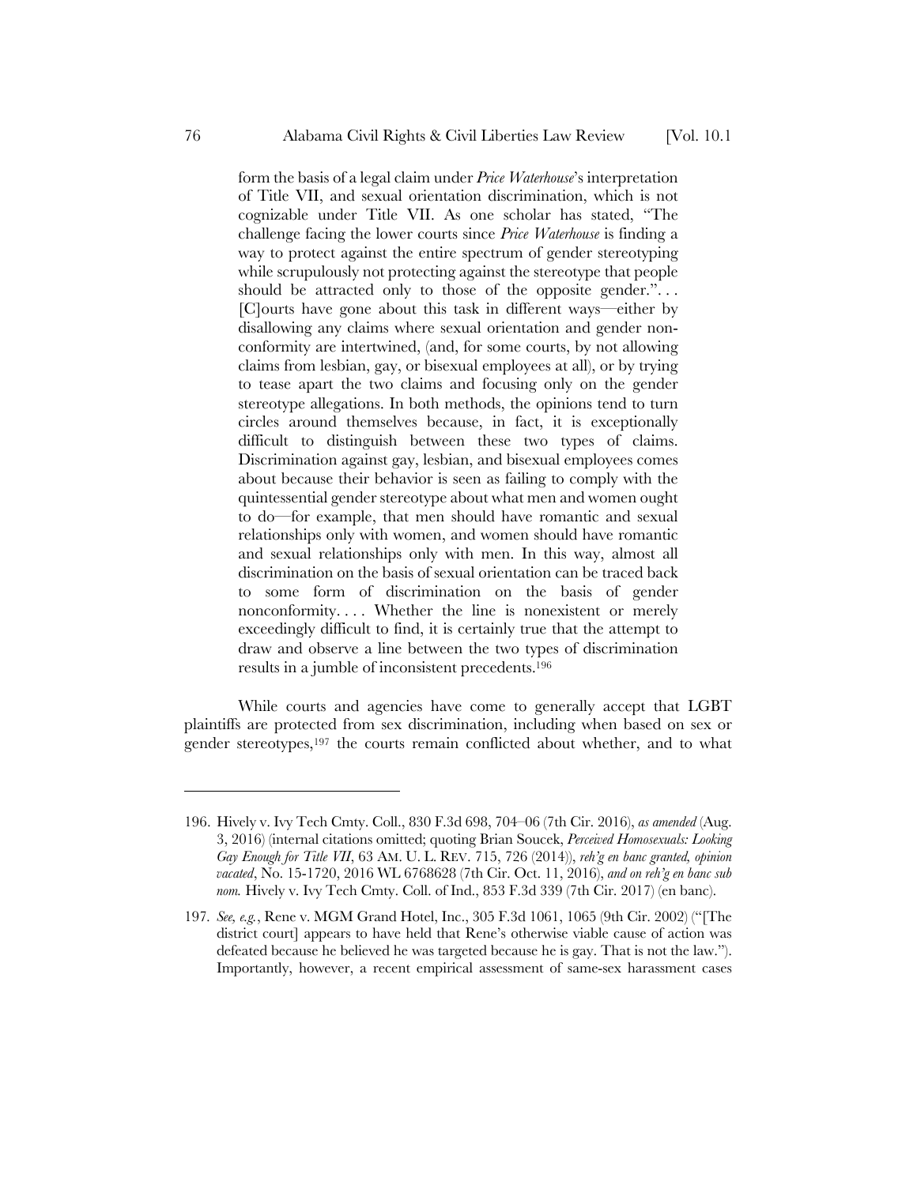> form the basis of a legal claim under *Price Waterhouse*'s interpretation of Title VII, and sexual orientation discrimination, which is not cognizable under Title VII. As one scholar has stated, "The challenge facing the lower courts since *Price Waterhouse* is finding a way to protect against the entire spectrum of gender stereotyping while scrupulously not protecting against the stereotype that people should be attracted only to those of the opposite gender.". . . [C]ourts have gone about this task in different ways—either by disallowing any claims where sexual orientation and gender non-conformity are intertwined, (and, for some courts, by not allowing claims from lesbian, gay, or bisexual employees at all), or by trying to tease apart the two claims and focusing only on the gender stereotype allegations. In both methods, the opinions tend to turn circles around themselves because, in fact, it is exceptionally difficult to distinguish between these two types of claims. Discrimination against gay, lesbian, and bisexual employees comes about because their behavior is seen as failing to comply with the quintessential gender stereotype about what men and women ought to do—for example, that men should have romantic and sexual relationships only with women, and women should have romantic and sexual relationships only with men. In this way, almost all discrimination on the basis of sexual orientation can be traced back to some form of discrimination on the basis of gender nonconformity. . . . Whether the line is nonexistent or merely exceedingly difficult to find, it is certainly true that the attempt to draw and observe a line between the two types of discrimination results in a jumble of inconsistent precedents.[196]

While courts and agencies have come to generally accept that LGBT plaintiffs are protected from sex discrimination, including when based on sex or gender stereotypes,[197] the courts remain conflicted about whether, and to what

---

196. Hively v. Ivy Tech Cmty. Coll., 830 F.3d 698, 704–06 (7th Cir. 2016), *as amended* (Aug. 3, 2016) (internal citations omitted; quoting Brian Soucek, *Perceived Homosexuals: Looking Gay Enough for Title VII*, 63 AM. U. L. REV. 715, 726 (2014)), *reh'g en banc granted, opinion vacated*, No. 15-1720, 2016 WL 6768628 (7th Cir. Oct. 11, 2016), *and on reh'g en banc sub nom.* Hively v. Ivy Tech Cmty. Coll. of Ind., 853 F.3d 339 (7th Cir. 2017) (en banc).

197. *See, e.g.*, Rene v. MGM Grand Hotel, Inc., 305 F.3d 1061, 1065 (9th Cir. 2002) ("[The district court] appears to have held that Rene's otherwise viable cause of action was defeated because he believed he was targeted because he is gay. That is not the law."). Importantly, however, a recent empirical assessment of same-sex harassment cases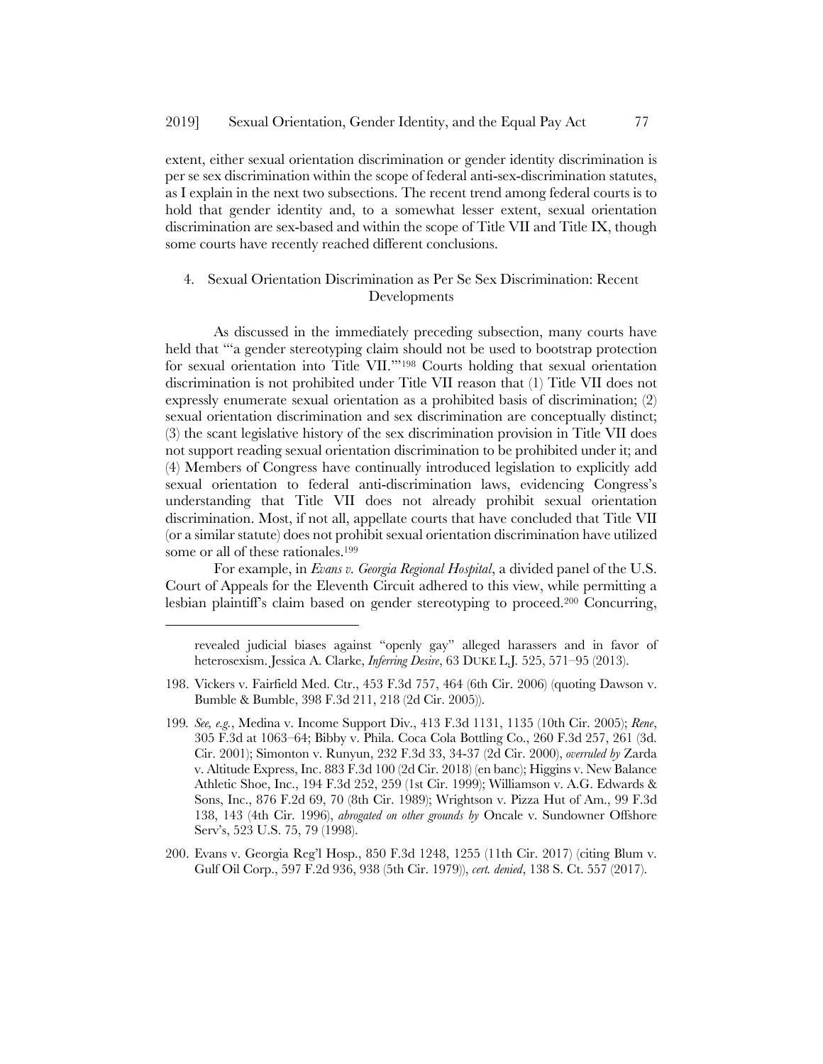extent, either sexual orientation discrimination or gender identity discrimination is per se sex discrimination within the scope of federal anti-sex-discrimination statutes, as I explain in the next two subsections. The recent trend among federal courts is to hold that gender identity and, to a somewhat lesser extent, sexual orientation discrimination are sex-based and within the scope of Title VII and Title IX, though some courts have recently reached different conclusions.

### 4. Sexual Orientation Discrimination as Per Se Sex Discrimination: Recent Developments

As discussed in the immediately preceding subsection, many courts have held that "'a gender stereotyping claim should not be used to bootstrap protection for sexual orientation into Title VII.'"[198] Courts holding that sexual orientation discrimination is not prohibited under Title VII reason that (1) Title VII does not expressly enumerate sexual orientation as a prohibited basis of discrimination; (2) sexual orientation discrimination and sex discrimination are conceptually distinct; (3) the scant legislative history of the sex discrimination provision in Title VII does not support reading sexual orientation discrimination to be prohibited under it; and (4) Members of Congress have continually introduced legislation to explicitly add sexual orientation to federal anti-discrimination laws, evidencing Congress's understanding that Title VII does not already prohibit sexual orientation discrimination. Most, if not all, appellate courts that have concluded that Title VII (or a similar statute) does not prohibit sexual orientation discrimination have utilized some or all of these rationales.[199]

For example, in *Evans v. Georgia Regional Hospital*, a divided panel of the U.S. Court of Appeals for the Eleventh Circuit adhered to this view, while permitting a lesbian plaintiff's claim based on gender stereotyping to proceed.[200] Concurring,

---

revealed judicial biases against "openly gay" alleged harassers and in favor of heterosexism. Jessica A. Clarke, *Inferring Desire*, 63 DUKE L.J. 525, 571–95 (2013).

198. Vickers v. Fairfield Med. Ctr., 453 F.3d 757, 464 (6th Cir. 2006) (quoting Dawson v. Bumble & Bumble, 398 F.3d 211, 218 (2d Cir. 2005)).

199. *See, e.g.*, Medina v. Income Support Div., 413 F.3d 1131, 1135 (10th Cir. 2005); *Rene*, 305 F.3d at 1063–64; Bibby v. Phila. Coca Cola Bottling Co., 260 F.3d 257, 261 (3d. Cir. 2001); Simonton v. Runyun, 232 F.3d 33, 34-37 (2d Cir. 2000), *overruled by* Zarda v. Altitude Express, Inc. 883 F.3d 100 (2d Cir. 2018) (en banc); Higgins v. New Balance Athletic Shoe, Inc., 194 F.3d 252, 259 (1st Cir. 1999); Williamson v. A.G. Edwards & Sons, Inc., 876 F.2d 69, 70 (8th Cir. 1989); Wrightson v. Pizza Hut of Am., 99 F.3d 138, 143 (4th Cir. 1996), *abrogated on other grounds by* Oncale v. Sundowner Offshore Serv's, 523 U.S. 75, 79 (1998).

200. Evans v. Georgia Reg'l Hosp., 850 F.3d 1248, 1255 (11th Cir. 2017) (citing Blum v. Gulf Oil Corp., 597 F.2d 936, 938 (5th Cir. 1979)), *cert. denied*, 138 S. Ct. 557 (2017).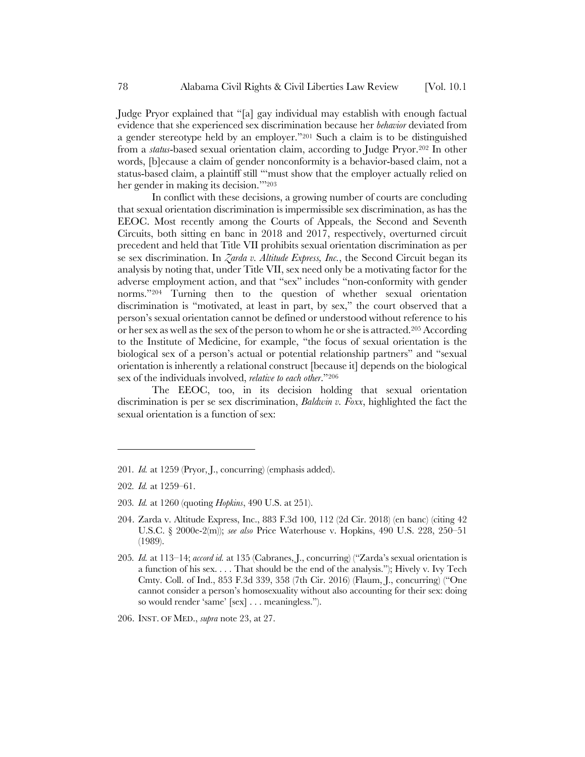Judge Pryor explained that "[a] gay individual may establish with enough factual evidence that she experienced sex discrimination because her *behavior* deviated from a gender stereotype held by an employer."[201] Such a claim is to be distinguished from a *status*-based sexual orientation claim, according to Judge Pryor.[202] In other words, [b]ecause a claim of gender nonconformity is a behavior-based claim, not a status-based claim, a plaintiff still "'must show that the employer actually relied on her gender in making its decision.'"[203]

In conflict with these decisions, a growing number of courts are concluding that sexual orientation discrimination is impermissible sex discrimination, as has the EEOC. Most recently among the Courts of Appeals, the Second and Seventh Circuits, both sitting en banc in 2018 and 2017, respectively, overturned circuit precedent and held that Title VII prohibits sexual orientation discrimination as per se sex discrimination. In *Zarda v. Altitude Express, Inc.*, the Second Circuit began its analysis by noting that, under Title VII, sex need only be a motivating factor for the adverse employment action, and that "sex" includes "non-conformity with gender norms."[204] Turning then to the question of whether sexual orientation discrimination is "motivated, at least in part, by sex," the court observed that a person's sexual orientation cannot be defined or understood without reference to his or her sex as well as the sex of the person to whom he or she is attracted.[205] According to the Institute of Medicine, for example, "the focus of sexual orientation is the biological sex of a person's actual or potential relationship partners" and "sexual orientation is inherently a relational construct [because it] depends on the biological sex of the individuals involved, *relative to each other*."[206]

The EEOC, too, in its decision holding that sexual orientation discrimination is per se sex discrimination, *Baldwin v. Foxx*, highlighted the fact the sexual orientation is a function of sex:

---

201. *Id.* at 1259 (Pryor, J., concurring) (emphasis added).

202. *Id.* at 1259–61.

203. *Id.* at 1260 (quoting *Hopkins*, 490 U.S. at 251).

204. Zarda v. Altitude Express, Inc., 883 F.3d 100, 112 (2d Cir. 2018) (en banc) (citing 42 U.S.C. § 2000e-2(m)); *see also* Price Waterhouse v. Hopkins, 490 U.S. 228, 250–51 (1989).

205. *Id.* at 113–14; *accord id.* at 135 (Cabranes, J., concurring) ("Zarda's sexual orientation is a function of his sex. . . . That should be the end of the analysis."); Hively v. Ivy Tech Cmty. Coll. of Ind., 853 F.3d 339, 358 (7th Cir. 2016) (Flaum, J., concurring) ("One cannot consider a person's homosexuality without also accounting for their sex: doing so would render 'same' [sex] . . . meaningless.").

206. INST. OF MED., *supra* note 23, at 27.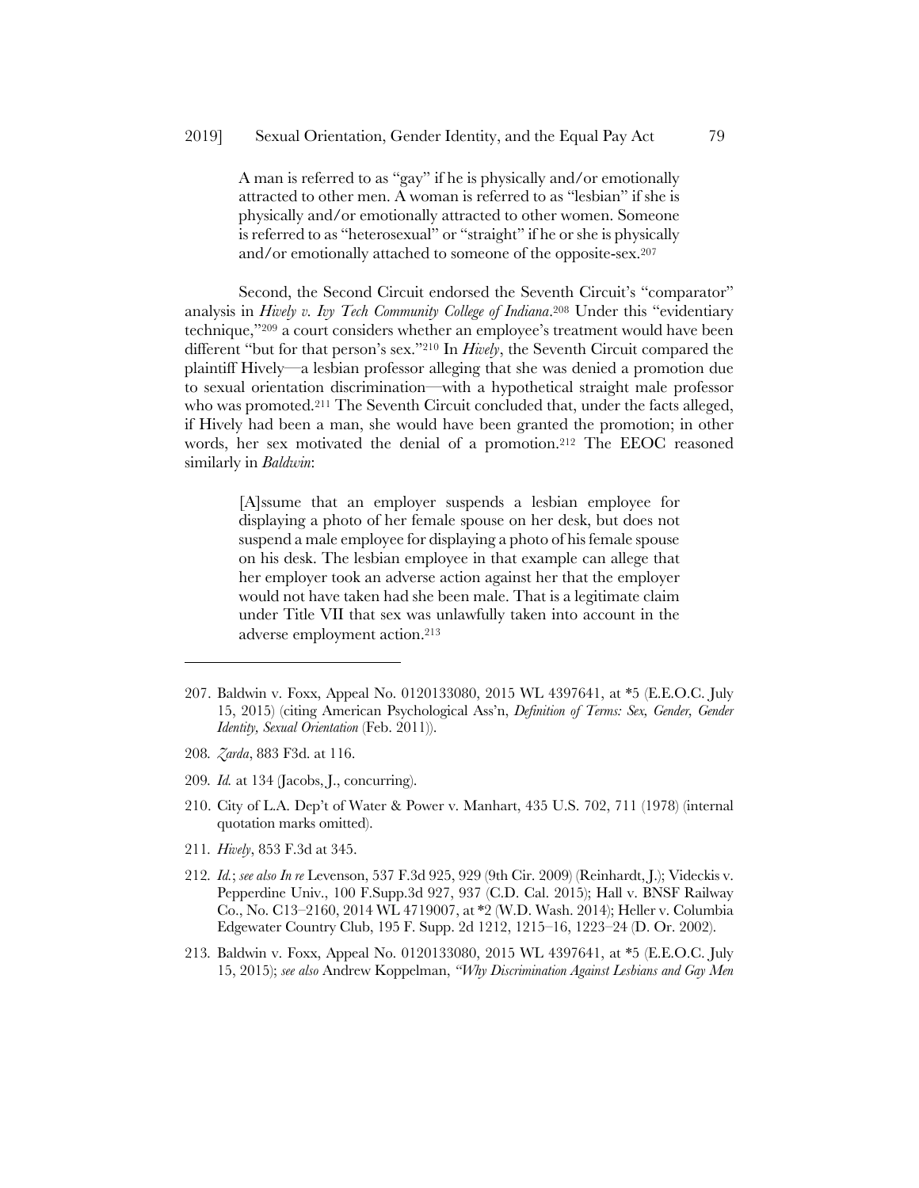> A man is referred to as "gay" if he is physically and/or emotionally attracted to other men. A woman is referred to as "lesbian" if she is physically and/or emotionally attracted to other women. Someone is referred to as "heterosexual" or "straight" if he or she is physically and/or emotionally attached to someone of the opposite-sex.[207]

Second, the Second Circuit endorsed the Seventh Circuit's "comparator" analysis in *Hively v. Ivy Tech Community College of Indiana*.[208] Under this "evidentiary technique,"[209] a court considers whether an employee's treatment would have been different "but for that person's sex."[210] In *Hively*, the Seventh Circuit compared the plaintiff Hively—a lesbian professor alleging that she was denied a promotion due to sexual orientation discrimination—with a hypothetical straight male professor who was promoted.[211] The Seventh Circuit concluded that, under the facts alleged, if Hively had been a man, she would have been granted the promotion; in other words, her sex motivated the denial of a promotion.[212] The EEOC reasoned similarly in *Baldwin*:

> [A]ssume that an employer suspends a lesbian employee for displaying a photo of her female spouse on her desk, but does not suspend a male employee for displaying a photo of his female spouse on his desk. The lesbian employee in that example can allege that her employer took an adverse action against her that the employer would not have taken had she been male. That is a legitimate claim under Title VII that sex was unlawfully taken into account in the adverse employment action.[213]

---

207. Baldwin v. Foxx, Appeal No. 0120133080, 2015 WL 4397641, at *5 (E.E.O.C. July 15, 2015) (citing American Psychological Ass'n, *Definition of Terms: Sex, Gender, Gender Identity, Sexual Orientation* (Feb. 2011)).

208. *Zarda*, 883 F3d. at 116.

209. *Id.* at 134 (Jacobs, J., concurring).

210. City of L.A. Dep't of Water & Power v. Manhart, 435 U.S. 702, 711 (1978) (internal quotation marks omitted).

211. *Hively*, 853 F.3d at 345.

212. *Id.*; *see also In re* Levenson, 537 F.3d 925, 929 (9th Cir. 2009) (Reinhardt, J.); Videckis v. Pepperdine Univ., 100 F.Supp.3d 927, 937 (C.D. Cal. 2015); Hall v. BNSF Railway Co., No. C13–2160, 2014 WL 4719007, at *2 (W.D. Wash. 2014); Heller v. Columbia Edgewater Country Club, 195 F. Supp. 2d 1212, 1215–16, 1223–24 (D. Or. 2002).

213. Baldwin v. Foxx, Appeal No. 0120133080, 2015 WL 4397641, at *5 (E.E.O.C. July 15, 2015); *see also* Andrew Koppelman, *"Why Discrimination Against Lesbians and Gay Men*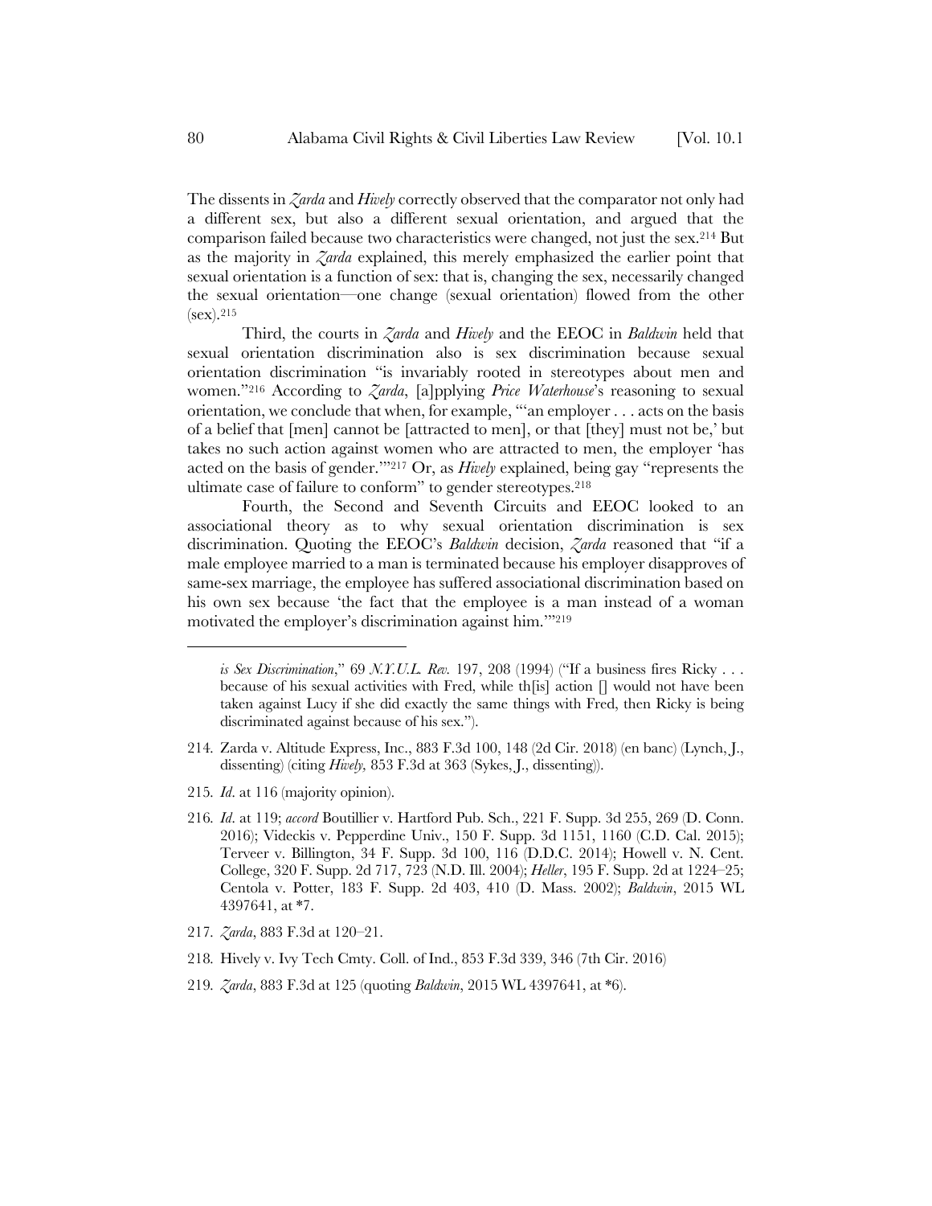The dissents in *Zarda* and *Hively* correctly observed that the comparator not only had a different sex, but also a different sexual orientation, and argued that the comparison failed because two characteristics were changed, not just the sex.[214] But as the majority in *Zarda* explained, this merely emphasized the earlier point that sexual orientation is a function of sex: that is, changing the sex, necessarily changed the sexual orientation—one change (sexual orientation) flowed from the other (sex).[215]

Third, the courts in *Zarda* and *Hively* and the EEOC in *Baldwin* held that sexual orientation discrimination also is sex discrimination because sexual orientation discrimination "is invariably rooted in stereotypes about men and women."[216] According to *Zarda*, [a]pplying *Price Waterhouse*'s reasoning to sexual orientation, we conclude that when, for example, "'an employer . . . acts on the basis of a belief that [men] cannot be [attracted to men], or that [they] must not be,' but takes no such action against women who are attracted to men, the employer 'has acted on the basis of gender.'"[217] Or, as *Hively* explained, being gay "represents the ultimate case of failure to conform" to gender stereotypes.[218]

Fourth, the Second and Seventh Circuits and EEOC looked to an associational theory as to why sexual orientation discrimination is sex discrimination. Quoting the EEOC's *Baldwin* decision, *Zarda* reasoned that "if a male employee married to a man is terminated because his employer disapproves of same-sex marriage, the employee has suffered associational discrimination based on his own sex because 'the fact that the employee is a man instead of a woman motivated the employer's discrimination against him.'"[219]

---

*is Sex Discrimination*," 69 *N.Y.U.L. Rev.* 197, 208 (1994) ("If a business fires Ricky . . . because of his sexual activities with Fred, while th[is] action [] would not have been taken against Lucy if she did exactly the same things with Fred, then Ricky is being discriminated against because of his sex.").

214. Zarda v. Altitude Express, Inc., 883 F.3d 100, 148 (2d Cir. 2018) (en banc) (Lynch, J., dissenting) (citing *Hively*, 853 F.3d at 363 (Sykes, J., dissenting)).

215. *Id.* at 116 (majority opinion).

216. *Id.* at 119; *accord* Boutillier v. Hartford Pub. Sch., 221 F. Supp. 3d 255, 269 (D. Conn. 2016); Videckis v. Pepperdine Univ., 150 F. Supp. 3d 1151, 1160 (C.D. Cal. 2015); Terveer v. Billington, 34 F. Supp. 3d 100, 116 (D.D.C. 2014); Howell v. N. Cent. College, 320 F. Supp. 2d 717, 723 (N.D. Ill. 2004); *Heller*, 195 F. Supp. 2d at 1224–25; Centola v. Potter, 183 F. Supp. 2d 403, 410 (D. Mass. 2002); *Baldwin*, 2015 WL 4397641, at *7.

217. *Zarda*, 883 F.3d at 120–21.

218. Hively v. Ivy Tech Cmty. Coll. of Ind., 853 F.3d 339, 346 (7th Cir. 2016)

219. *Zarda*, 883 F.3d at 125 (quoting *Baldwin*, 2015 WL 4397641, at *6).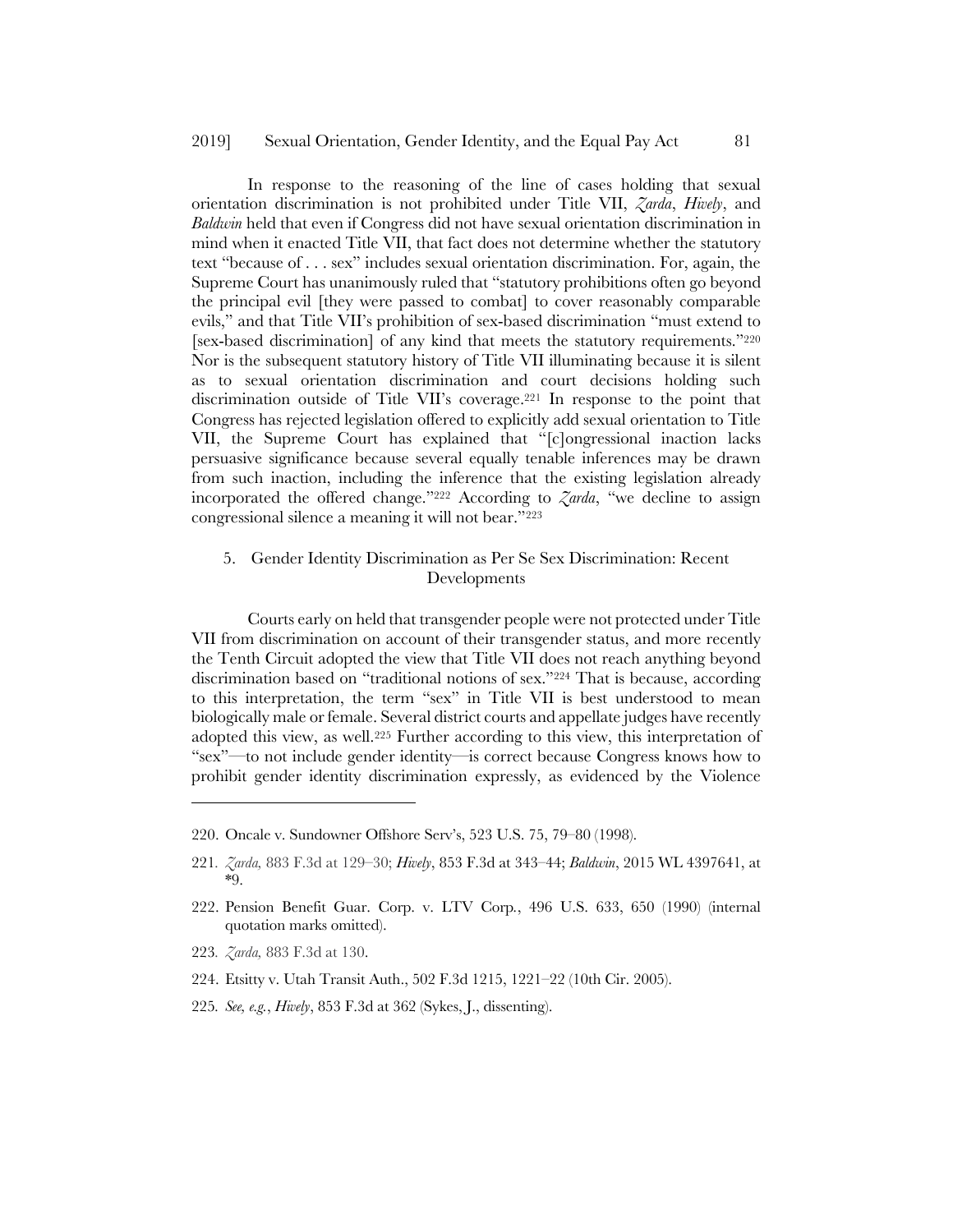In response to the reasoning of the line of cases holding that sexual orientation discrimination is not prohibited under Title VII, *Zarda*, *Hively*, and *Baldwin* held that even if Congress did not have sexual orientation discrimination in mind when it enacted Title VII, that fact does not determine whether the statutory text "because of . . . sex" includes sexual orientation discrimination. For, again, the Supreme Court has unanimously ruled that "statutory prohibitions often go beyond the principal evil [they were passed to combat] to cover reasonably comparable evils," and that Title VII's prohibition of sex-based discrimination "must extend to [sex-based discrimination] of any kind that meets the statutory requirements."[220] Nor is the subsequent statutory history of Title VII illuminating because it is silent as to sexual orientation discrimination and court decisions holding such discrimination outside of Title VII's coverage.[221] In response to the point that Congress has rejected legislation offered to explicitly add sexual orientation to Title VII, the Supreme Court has explained that "[c]ongressional inaction lacks persuasive significance because several equally tenable inferences may be drawn from such inaction, including the inference that the existing legislation already incorporated the offered change."[222] According to *Zarda*, "we decline to assign congressional silence a meaning it will not bear."[223]

### 5. Gender Identity Discrimination as Per Se Sex Discrimination: Recent Developments

Courts early on held that transgender people were not protected under Title VII from discrimination on account of their transgender status, and more recently the Tenth Circuit adopted the view that Title VII does not reach anything beyond discrimination based on "traditional notions of sex."[224] That is because, according to this interpretation, the term "sex" in Title VII is best understood to mean biologically male or female. Several district courts and appellate judges have recently adopted this view, as well.[225] Further according to this view, this interpretation of "sex"—to not include gender identity—is correct because Congress knows how to prohibit gender identity discrimination expressly, as evidenced by the Violence

---

220. Oncale v. Sundowner Offshore Serv's, 523 U.S. 75, 79–80 (1998).

221. *Zarda,* 883 F.3d at 129–30; *Hively*, 853 F.3d at 343–44; *Baldwin*, 2015 WL 4397641, at *9.

222. Pension Benefit Guar. Corp. v. LTV Corp., 496 U.S. 633, 650 (1990) (internal quotation marks omitted).

223. *Zarda,* 883 F.3d at 130.

224. Etsitty v. Utah Transit Auth., 502 F.3d 1215, 1221–22 (10th Cir. 2005).

225. *See, e.g.*, *Hively*, 853 F.3d at 362 (Sykes, J., dissenting).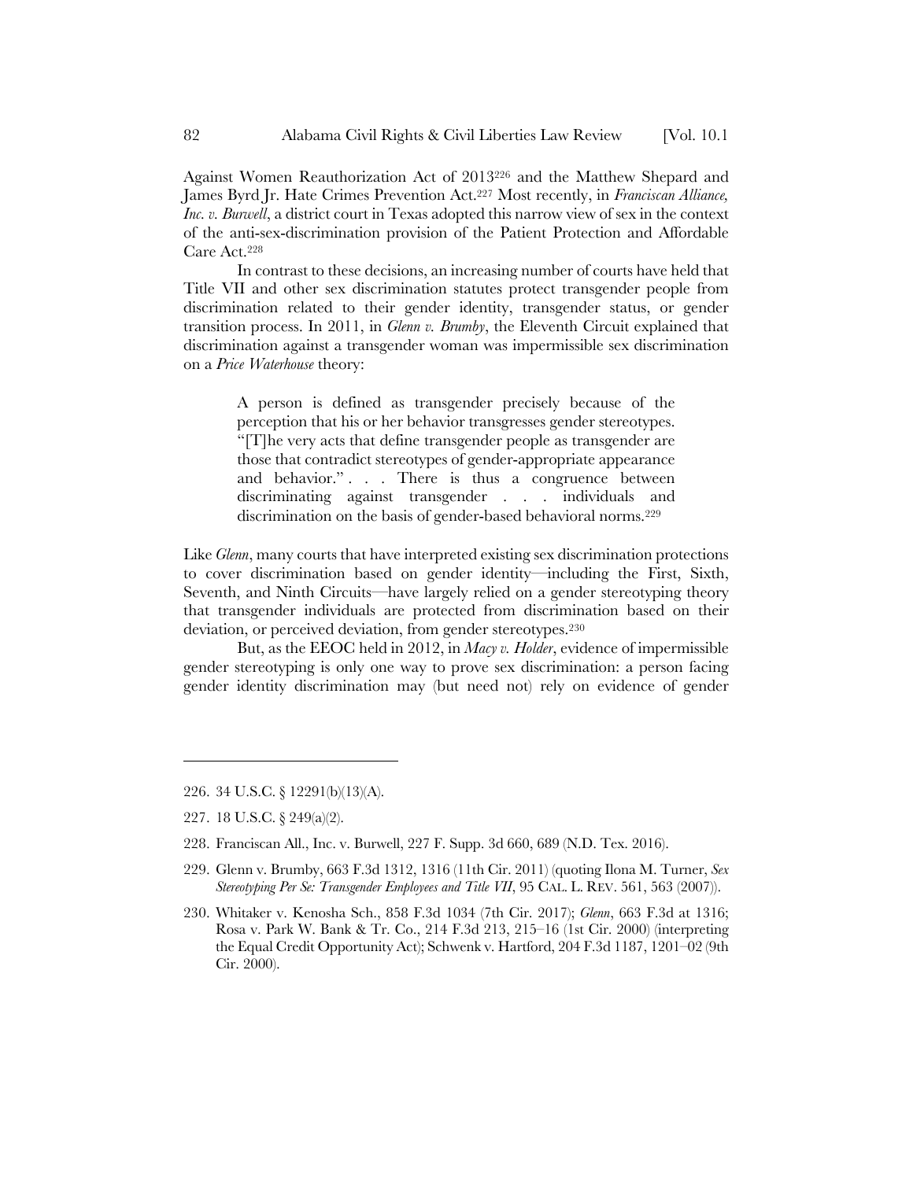Against Women Reauthorization Act of 2013[226] and the Matthew Shepard and James Byrd Jr. Hate Crimes Prevention Act.[227] Most recently, in *Franciscan Alliance, Inc. v. Burwell*, a district court in Texas adopted this narrow view of sex in the context of the anti-sex-discrimination provision of the Patient Protection and Affordable Care Act.[228]

In contrast to these decisions, an increasing number of courts have held that Title VII and other sex discrimination statutes protect transgender people from discrimination related to their gender identity, transgender status, or gender transition process. In 2011, in *Glenn v. Brumby*, the Eleventh Circuit explained that discrimination against a transgender woman was impermissible sex discrimination on a *Price Waterhouse* theory:

> A person is defined as transgender precisely because of the perception that his or her behavior transgresses gender stereotypes. "[T]he very acts that define transgender people as transgender are those that contradict stereotypes of gender-appropriate appearance and behavior." . . . There is thus a congruence between discriminating against transgender . . . individuals and discrimination on the basis of gender-based behavioral norms.[229]

Like *Glenn*, many courts that have interpreted existing sex discrimination protections to cover discrimination based on gender identity—including the First, Sixth, Seventh, and Ninth Circuits—have largely relied on a gender stereotyping theory that transgender individuals are protected from discrimination based on their deviation, or perceived deviation, from gender stereotypes.[230]

But, as the EEOC held in 2012, in *Macy v. Holder*, evidence of impermissible gender stereotyping is only one way to prove sex discrimination: a person facing gender identity discrimination may (but need not) rely on evidence of gender

---

226. 34 U.S.C. § 12291(b)(13)(A).

227. 18 U.S.C. § 249(a)(2).

228. Franciscan All., Inc. v. Burwell, 227 F. Supp. 3d 660, 689 (N.D. Tex. 2016).

229. Glenn v. Brumby, 663 F.3d 1312, 1316 (11th Cir. 2011) (quoting Ilona M. Turner, *Sex Stereotyping Per Se: Transgender Employees and Title VII*, 95 CAL. L. REV. 561, 563 (2007)).

230. Whitaker v. Kenosha Sch., 858 F.3d 1034 (7th Cir. 2017); *Glenn*, 663 F.3d at 1316; Rosa v. Park W. Bank & Tr. Co., 214 F.3d 213, 215–16 (1st Cir. 2000) (interpreting the Equal Credit Opportunity Act); Schwenk v. Hartford, 204 F.3d 1187, 1201–02 (9th Cir. 2000).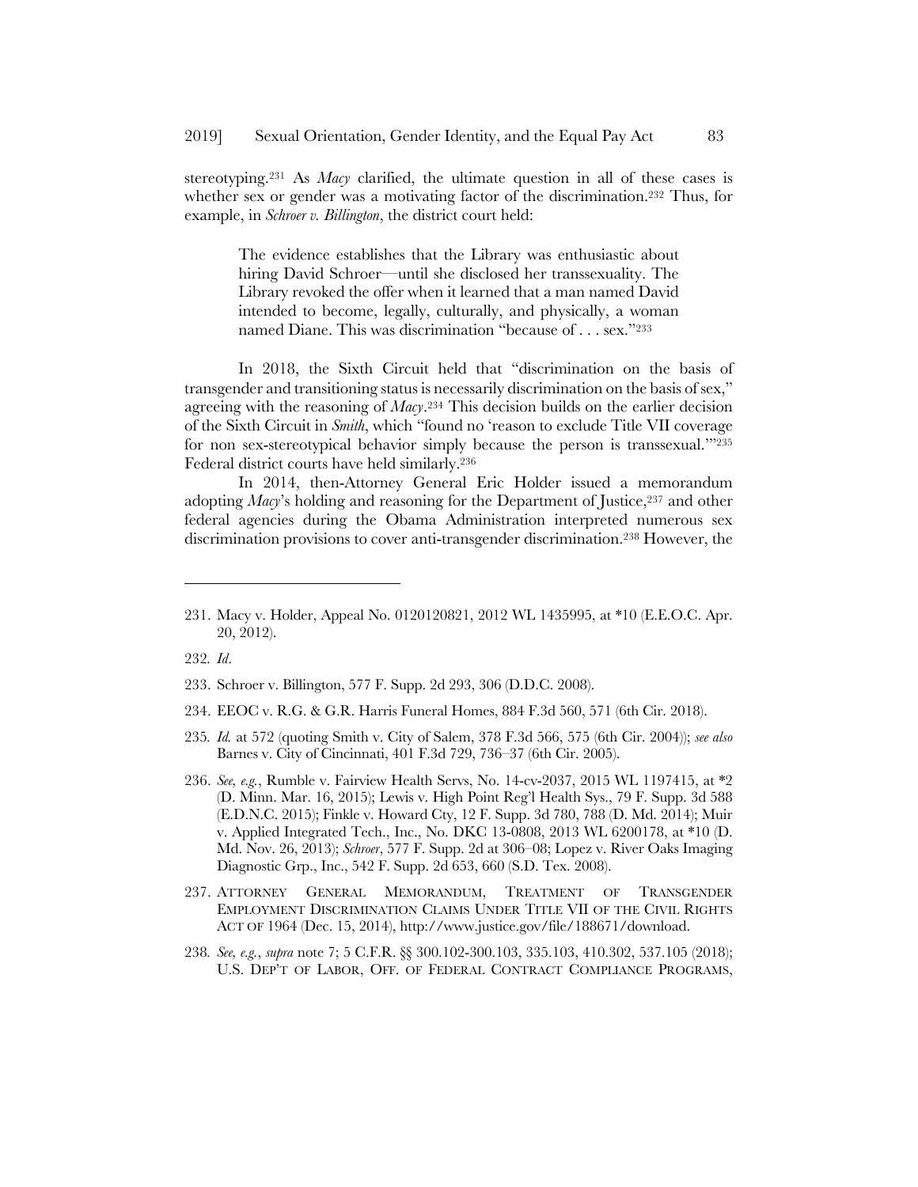stereotyping.[231] As *Macy* clarified, the ultimate question in all of these cases is whether sex or gender was a motivating factor of the discrimination.[232] Thus, for example, in *Schroer v. Billington*, the district court held:

> The evidence establishes that the Library was enthusiastic about hiring David Schroer—until she disclosed her transsexuality. The Library revoked the offer when it learned that a man named David intended to become, legally, culturally, and physically, a woman named Diane. This was discrimination "because of . . . sex."[233]

In 2018, the Sixth Circuit held that "discrimination on the basis of transgender and transitioning status is necessarily discrimination on the basis of sex," agreeing with the reasoning of *Macy*.[234] This decision builds on the earlier decision of the Sixth Circuit in *Smith*, which "found no 'reason to exclude Title VII coverage for non sex-stereotypical behavior simply because the person is transsexual.'"[235] Federal district courts have held similarly.[236]

In 2014, then-Attorney General Eric Holder issued a memorandum adopting *Macy*'s holding and reasoning for the Department of Justice,[237] and other federal agencies during the Obama Administration interpreted numerous sex discrimination provisions to cover anti-transgender discrimination.[238] However, the

---

231. Macy v. Holder, Appeal No. 0120120821, 2012 WL 1435995, at *10 (E.E.O.C. Apr. 20, 2012).

232. *Id*.

233. Schroer v. Billington, 577 F. Supp. 2d 293, 306 (D.D.C. 2008).

234. EEOC v. R.G. & G.R. Harris Funeral Homes, 884 F.3d 560, 571 (6th Cir. 2018).

235. *Id.* at 572 (quoting Smith v. City of Salem, 378 F.3d 566, 575 (6th Cir. 2004)); *see also* Barnes v. City of Cincinnati, 401 F.3d 729, 736–37 (6th Cir. 2005).

236. *See, e.g.*, Rumble v. Fairview Health Servs, No. 14-cv-2037, 2015 WL 1197415, at *2 (D. Minn. Mar. 16, 2015); Lewis v. High Point Reg'l Health Sys., 79 F. Supp. 3d 588 (E.D.N.C. 2015); Finkle v. Howard Cty, 12 F. Supp. 3d 780, 788 (D. Md. 2014); Muir v. Applied Integrated Tech., Inc., No. DKC 13-0808, 2013 WL 6200178, at *10 (D. Md. Nov. 26, 2013); *Schroer*, 577 F. Supp. 2d at 306–08; Lopez v. River Oaks Imaging Diagnostic Grp., Inc., 542 F. Supp. 2d 653, 660 (S.D. Tex. 2008).

237. ATTORNEY GENERAL MEMORANDUM, TREATMENT OF TRANSGENDER EMPLOYMENT DISCRIMINATION CLAIMS UNDER TITLE VII OF THE CIVIL RIGHTS ACT OF 1964 (Dec. 15, 2014), http://www.justice.gov/file/188671/download.

238. *See, e.g.*, *supra* note 7; 5 C.F.R. §§ 300.102-300.103, 335.103, 410.302, 537.105 (2018); U.S. DEP'T OF LABOR, OFF. OF FEDERAL CONTRACT COMPLIANCE PROGRAMS,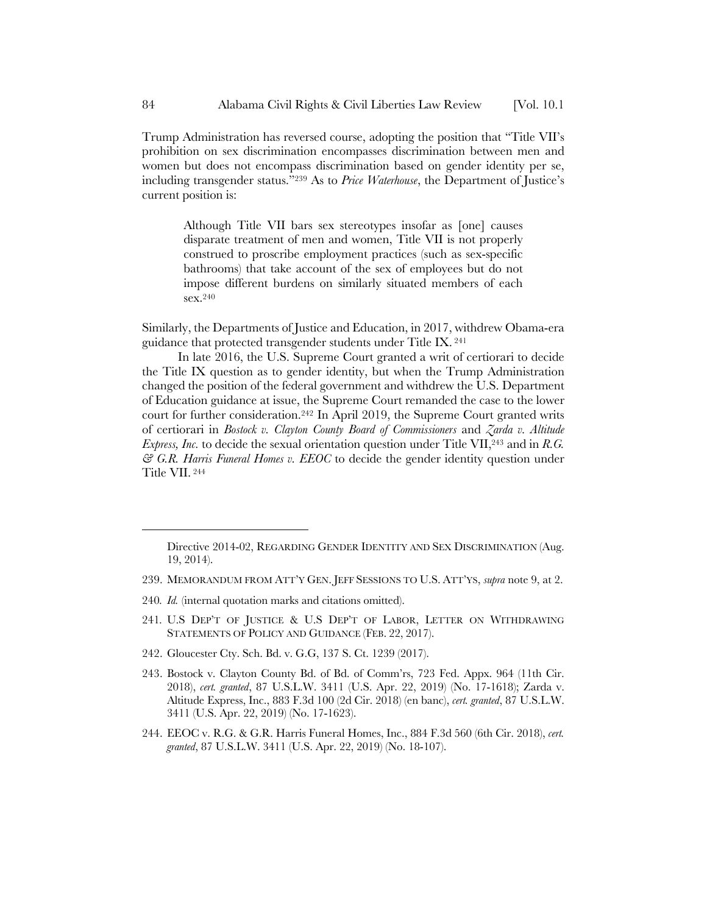Trump Administration has reversed course, adopting the position that "Title VII's prohibition on sex discrimination encompasses discrimination between men and women but does not encompass discrimination based on gender identity per se, including transgender status."[239] As to *Price Waterhouse*, the Department of Justice's current position is:

> Although Title VII bars sex stereotypes insofar as [one] causes disparate treatment of men and women, Title VII is not properly construed to proscribe employment practices (such as sex-specific bathrooms) that take account of the sex of employees but do not impose different burdens on similarly situated members of each sex.[240]

Similarly, the Departments of Justice and Education, in 2017, withdrew Obama-era guidance that protected transgender students under Title IX. [241]

In late 2016, the U.S. Supreme Court granted a writ of certiorari to decide the Title IX question as to gender identity, but when the Trump Administration changed the position of the federal government and withdrew the U.S. Department of Education guidance at issue, the Supreme Court remanded the case to the lower court for further consideration.[242] In April 2019, the Supreme Court granted writs of certiorari in *Bostock v. Clayton County Board of Commissioners* and *Zarda v. Altitude Express, Inc.* to decide the sexual orientation question under Title VII,[243] and in *R.G. & G.R. Harris Funeral Homes v. EEOC* to decide the gender identity question under Title VII. [244]

---

Directive 2014-02, REGARDING GENDER IDENTITY AND SEX DISCRIMINATION (Aug. 19, 2014).

239. MEMORANDUM FROM ATT'Y GEN. JEFF SESSIONS TO U.S. ATT'YS, *supra* note 9, at 2.

240. *Id.* (internal quotation marks and citations omitted).

241. U.S DEP'T OF JUSTICE & U.S DEP'T OF LABOR, LETTER ON WITHDRAWING STATEMENTS OF POLICY AND GUIDANCE (FEB. 22, 2017).

242. Gloucester Cty. Sch. Bd. v. G.G, 137 S. Ct. 1239 (2017).

243. Bostock v. Clayton County Bd. of Bd. of Comm'rs, 723 Fed. Appx. 964 (11th Cir. 2018), *cert. granted*, 87 U.S.L.W. 3411 (U.S. Apr. 22, 2019) (No. 17-1618); Zarda v. Altitude Express, Inc., 883 F.3d 100 (2d Cir. 2018) (en banc), *cert. granted*, 87 U.S.L.W. 3411 (U.S. Apr. 22, 2019) (No. 17-1623).

244. EEOC v. R.G. & G.R. Harris Funeral Homes, Inc., 884 F.3d 560 (6th Cir. 2018), *cert. granted*, 87 U.S.L.W. 3411 (U.S. Apr. 22, 2019) (No. 18-107).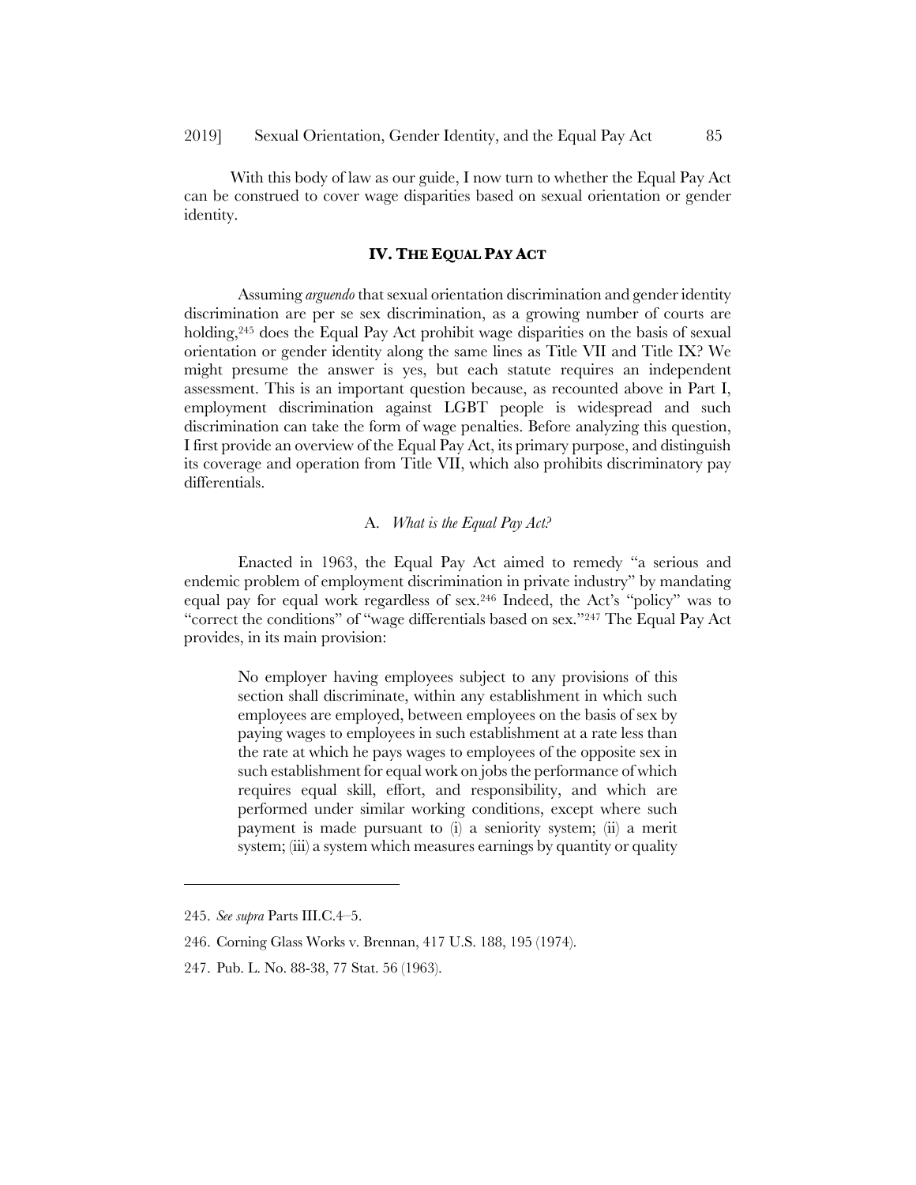With this body of law as our guide, I now turn to whether the Equal Pay Act can be construed to cover wage disparities based on sexual orientation or gender identity.

## IV. The Equal Pay Act

Assuming *arguendo* that sexual orientation discrimination and gender identity discrimination are per se sex discrimination, as a growing number of courts are holding,[245] does the Equal Pay Act prohibit wage disparities on the basis of sexual orientation or gender identity along the same lines as Title VII and Title IX? We might presume the answer is yes, but each statute requires an independent assessment. This is an important question because, as recounted above in Part I, employment discrimination against LGBT people is widespread and such discrimination can take the form of wage penalties. Before analyzing this question, I first provide an overview of the Equal Pay Act, its primary purpose, and distinguish its coverage and operation from Title VII, which also prohibits discriminatory pay differentials.

### A. *What is the Equal Pay Act?*

Enacted in 1963, the Equal Pay Act aimed to remedy "a serious and endemic problem of employment discrimination in private industry" by mandating equal pay for equal work regardless of sex.[246] Indeed, the Act's "policy" was to "correct the conditions" of "wage differentials based on sex."[247] The Equal Pay Act provides, in its main provision:

> No employer having employees subject to any provisions of this section shall discriminate, within any establishment in which such employees are employed, between employees on the basis of sex by paying wages to employees in such establishment at a rate less than the rate at which he pays wages to employees of the opposite sex in such establishment for equal work on jobs the performance of which requires equal skill, effort, and responsibility, and which are performed under similar working conditions, except where such payment is made pursuant to (i) a seniority system; (ii) a merit system; (iii) a system which measures earnings by quantity or quality

---

245. *See supra* Parts III.C.4–5.

246. Corning Glass Works v. Brennan, 417 U.S. 188, 195 (1974).

247. Pub. L. No. 88-38, 77 Stat. 56 (1963).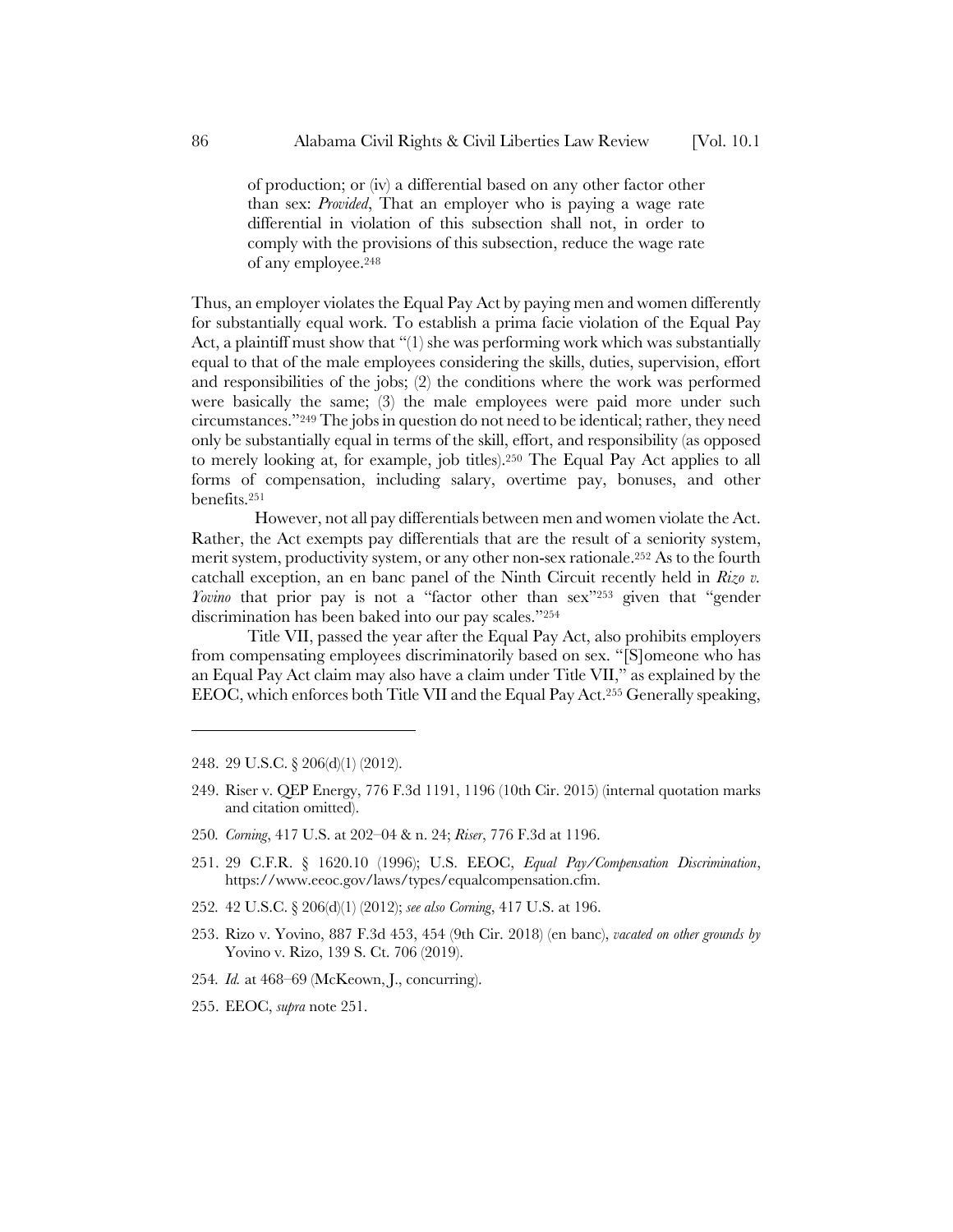> of production; or (iv) a differential based on any other factor other than sex: *Provided*, That an employer who is paying a wage rate differential in violation of this subsection shall not, in order to comply with the provisions of this subsection, reduce the wage rate of any employee.[248]

Thus, an employer violates the Equal Pay Act by paying men and women differently for substantially equal work. To establish a prima facie violation of the Equal Pay Act, a plaintiff must show that "(1) she was performing work which was substantially equal to that of the male employees considering the skills, duties, supervision, effort and responsibilities of the jobs; (2) the conditions where the work was performed were basically the same; (3) the male employees were paid more under such circumstances."[249] The jobs in question do not need to be identical; rather, they need only be substantially equal in terms of the skill, effort, and responsibility (as opposed to merely looking at, for example, job titles).[250] The Equal Pay Act applies to all forms of compensation, including salary, overtime pay, bonuses, and other benefits.[251]

However, not all pay differentials between men and women violate the Act. Rather, the Act exempts pay differentials that are the result of a seniority system, merit system, productivity system, or any other non-sex rationale.[252] As to the fourth catchall exception, an en banc panel of the Ninth Circuit recently held in *Rizo v. Yovino* that prior pay is not a "factor other than sex"[253] given that "gender discrimination has been baked into our pay scales."[254]

Title VII, passed the year after the Equal Pay Act, also prohibits employers from compensating employees discriminatorily based on sex. "[S]omeone who has an Equal Pay Act claim may also have a claim under Title VII," as explained by the EEOC, which enforces both Title VII and the Equal Pay Act.[255] Generally speaking,

---

248. 29 U.S.C. § 206(d)(1) (2012).

249. Riser v. QEP Energy, 776 F.3d 1191, 1196 (10th Cir. 2015) (internal quotation marks and citation omitted).

250. *Corning*, 417 U.S. at 202–04 & n. 24; *Riser*, 776 F.3d at 1196.

251. 29 C.F.R. § 1620.10 (1996); U.S. EEOC, *Equal Pay/Compensation Discrimination*, https://www.eeoc.gov/laws/types/equalcompensation.cfm.

252. 42 U.S.C. § 206(d)(1) (2012); *see also Corning*, 417 U.S. at 196.

253. Rizo v. Yovino, 887 F.3d 453, 454 (9th Cir. 2018) (en banc), *vacated on other grounds by* Yovino v. Rizo, 139 S. Ct. 706 (2019).

254. *Id.* at 468–69 (McKeown, J., concurring).

255. EEOC, *supra* note 251.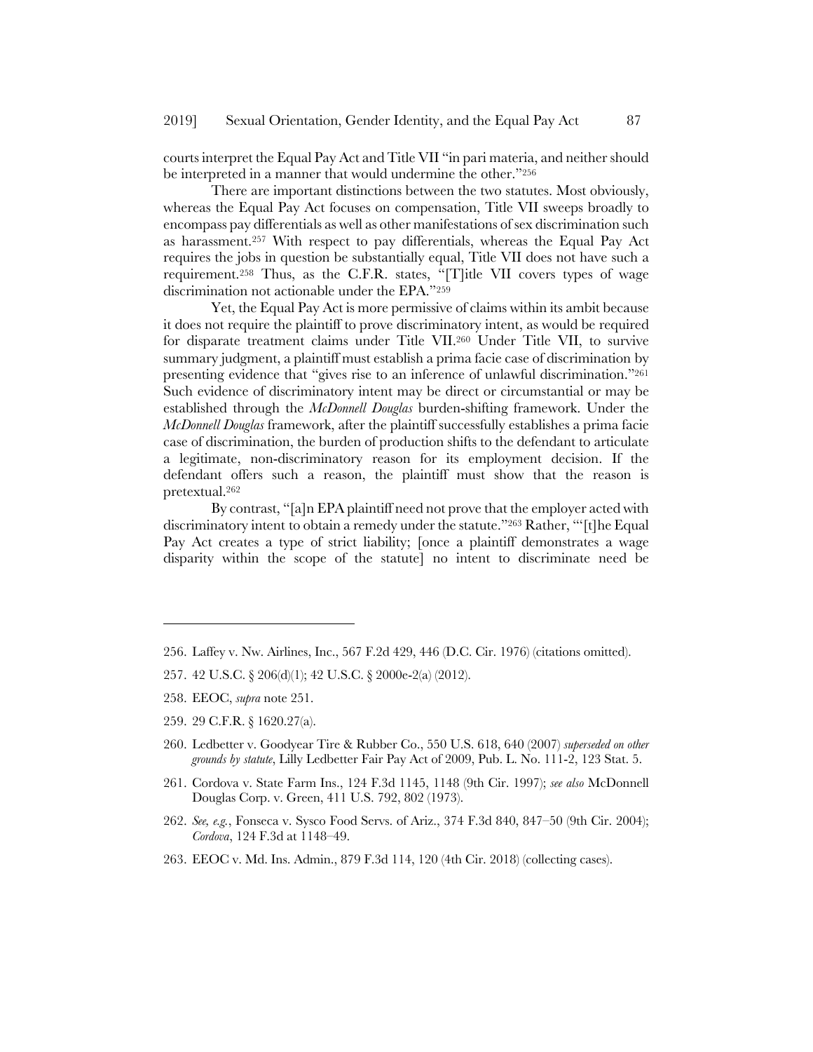courts interpret the Equal Pay Act and Title VII "in pari materia, and neither should be interpreted in a manner that would undermine the other."[256]

There are important distinctions between the two statutes. Most obviously, whereas the Equal Pay Act focuses on compensation, Title VII sweeps broadly to encompass pay differentials as well as other manifestations of sex discrimination such as harassment.[257] With respect to pay differentials, whereas the Equal Pay Act requires the jobs in question be substantially equal, Title VII does not have such a requirement.[258] Thus, as the C.F.R. states, "[T]itle VII covers types of wage discrimination not actionable under the EPA."[259]

Yet, the Equal Pay Act is more permissive of claims within its ambit because it does not require the plaintiff to prove discriminatory intent, as would be required for disparate treatment claims under Title VII.[260] Under Title VII, to survive summary judgment, a plaintiff must establish a prima facie case of discrimination by presenting evidence that "gives rise to an inference of unlawful discrimination."[261] Such evidence of discriminatory intent may be direct or circumstantial or may be established through the *McDonnell Douglas* burden-shifting framework. Under the *McDonnell Douglas* framework, after the plaintiff successfully establishes a prima facie case of discrimination, the burden of production shifts to the defendant to articulate a legitimate, non-discriminatory reason for its employment decision. If the defendant offers such a reason, the plaintiff must show that the reason is pretextual.[262]

By contrast, "[a]n EPA plaintiff need not prove that the employer acted with discriminatory intent to obtain a remedy under the statute."[263] Rather, "'[t]he Equal Pay Act creates a type of strict liability; [once a plaintiff demonstrates a wage disparity within the scope of the statute] no intent to discriminate need be

---

256. Laffey v. Nw. Airlines, Inc., 567 F.2d 429, 446 (D.C. Cir. 1976) (citations omitted).

257. 42 U.S.C. § 206(d)(1); 42 U.S.C. § 2000e-2(a) (2012).

258. EEOC, *supra* note 251.

259. 29 C.F.R. § 1620.27(a).

260. Ledbetter v. Goodyear Tire & Rubber Co., 550 U.S. 618, 640 (2007) *superseded on other grounds by statute*, Lilly Ledbetter Fair Pay Act of 2009, Pub. L. No. 111-2, 123 Stat. 5.

261. Cordova v. State Farm Ins., 124 F.3d 1145, 1148 (9th Cir. 1997); *see also* McDonnell Douglas Corp. v. Green, 411 U.S. 792, 802 (1973).

262. *See, e.g.*, Fonseca v. Sysco Food Servs. of Ariz., 374 F.3d 840, 847–50 (9th Cir. 2004); *Cordova*, 124 F.3d at 1148–49.

263. EEOC v. Md. Ins. Admin., 879 F.3d 114, 120 (4th Cir. 2018) (collecting cases).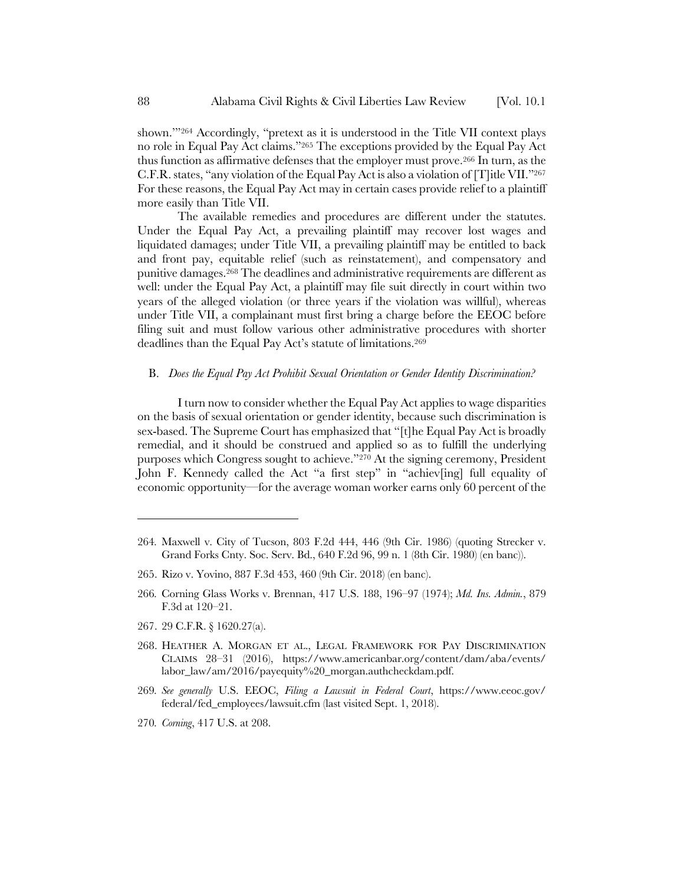shown.'"[264] Accordingly, "pretext as it is understood in the Title VII context plays no role in Equal Pay Act claims."[265] The exceptions provided by the Equal Pay Act thus function as affirmative defenses that the employer must prove.[266] In turn, as the C.F.R. states, "any violation of the Equal Pay Act is also a violation of [T]itle VII."[267] For these reasons, the Equal Pay Act may in certain cases provide relief to a plaintiff more easily than Title VII.

The available remedies and procedures are different under the statutes. Under the Equal Pay Act, a prevailing plaintiff may recover lost wages and liquidated damages; under Title VII, a prevailing plaintiff may be entitled to back and front pay, equitable relief (such as reinstatement), and compensatory and punitive damages.[268] The deadlines and administrative requirements are different as well: under the Equal Pay Act, a plaintiff may file suit directly in court within two years of the alleged violation (or three years if the violation was willful), whereas under Title VII, a complainant must first bring a charge before the EEOC before filing suit and must follow various other administrative procedures with shorter deadlines than the Equal Pay Act's statute of limitations.[269]

### B. *Does the Equal Pay Act Prohibit Sexual Orientation or Gender Identity Discrimination?*

I turn now to consider whether the Equal Pay Act applies to wage disparities on the basis of sexual orientation or gender identity, because such discrimination is sex-based. The Supreme Court has emphasized that "[t]he Equal Pay Act is broadly remedial, and it should be construed and applied so as to fulfill the underlying purposes which Congress sought to achieve."[270] At the signing ceremony, President John F. Kennedy called the Act "a first step" in "achiev[ing] full equality of economic opportunity—for the average woman worker earns only 60 percent of the

---

264. Maxwell v. City of Tucson, 803 F.2d 444, 446 (9th Cir. 1986) (quoting Strecker v. Grand Forks Cnty. Soc. Serv. Bd., 640 F.2d 96, 99 n. 1 (8th Cir. 1980) (en banc)).

265. Rizo v. Yovino, 887 F.3d 453, 460 (9th Cir. 2018) (en banc).

266. Corning Glass Works v. Brennan, 417 U.S. 188, 196–97 (1974); *Md. Ins. Admin.*, 879 F.3d at 120–21.

267. 29 C.F.R. § 1620.27(a).

268. HEATHER A. MORGAN ET AL., LEGAL FRAMEWORK FOR PAY DISCRIMINATION CLAIMS 28–31 (2016), https://www.americanbar.org/content/dam/aba/events/labor_law/am/2016/payequity%20_morgan.authcheckdam.pdf.

269. *See generally* U.S. EEOC, *Filing a Lawsuit in Federal Court*, https://www.eeoc.gov/federal/fed_employees/lawsuit.cfm (last visited Sept. 1, 2018).

270. *Corning*, 417 U.S. at 208.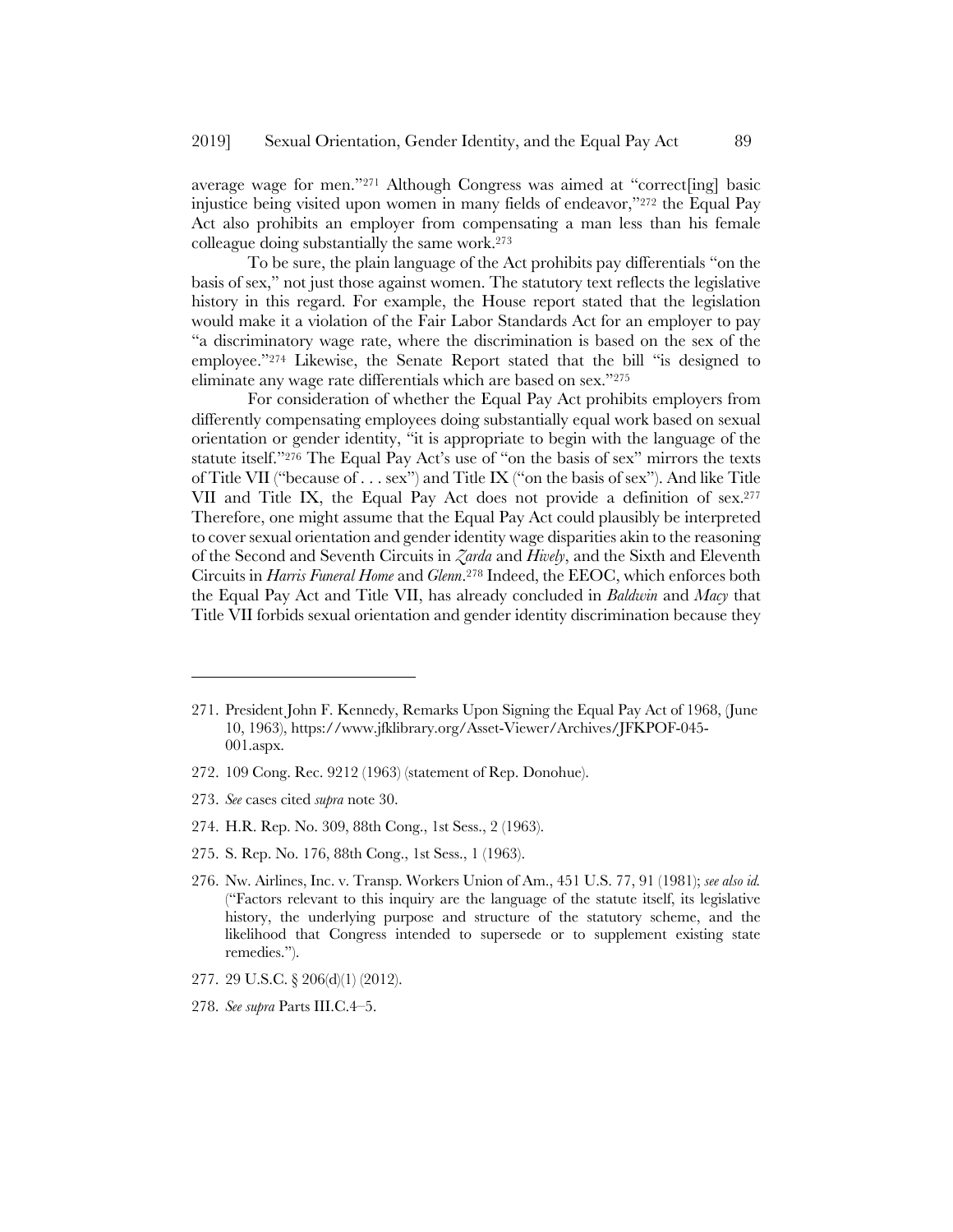average wage for men."[271] Although Congress was aimed at "correct[ing] basic injustice being visited upon women in many fields of endeavor,"[272] the Equal Pay Act also prohibits an employer from compensating a man less than his female colleague doing substantially the same work.[273]

To be sure, the plain language of the Act prohibits pay differentials "on the basis of sex," not just those against women. The statutory text reflects the legislative history in this regard. For example, the House report stated that the legislation would make it a violation of the Fair Labor Standards Act for an employer to pay "a discriminatory wage rate, where the discrimination is based on the sex of the employee."[274] Likewise, the Senate Report stated that the bill "is designed to eliminate any wage rate differentials which are based on sex."[275]

For consideration of whether the Equal Pay Act prohibits employers from differently compensating employees doing substantially equal work based on sexual orientation or gender identity, "it is appropriate to begin with the language of the statute itself."[276] The Equal Pay Act's use of "on the basis of sex" mirrors the texts of Title VII ("because of . . . sex") and Title IX ("on the basis of sex"). And like Title VII and Title IX, the Equal Pay Act does not provide a definition of sex.[277] Therefore, one might assume that the Equal Pay Act could plausibly be interpreted to cover sexual orientation and gender identity wage disparities akin to the reasoning of the Second and Seventh Circuits in *Zarda* and *Hively*, and the Sixth and Eleventh Circuits in *Harris Funeral Home* and *Glenn*.[278] Indeed, the EEOC, which enforces both the Equal Pay Act and Title VII, has already concluded in *Baldwin* and *Macy* that Title VII forbids sexual orientation and gender identity discrimination because they

---

271. President John F. Kennedy, Remarks Upon Signing the Equal Pay Act of 1968, (June 10, 1963), https://www.jfklibrary.org/Asset-Viewer/Archives/JFKPOF-045-001.aspx.

272. 109 Cong. Rec. 9212 (1963) (statement of Rep. Donohue).

273. *See* cases cited *supra* note 30.

274. H.R. Rep. No. 309, 88th Cong., 1st Sess., 2 (1963).

275. S. Rep. No. 176, 88th Cong., 1st Sess., 1 (1963).

276. Nw. Airlines, Inc. v. Transp. Workers Union of Am., 451 U.S. 77, 91 (1981); *see also id.* ("Factors relevant to this inquiry are the language of the statute itself, its legislative history, the underlying purpose and structure of the statutory scheme, and the likelihood that Congress intended to supersede or to supplement existing state remedies.").

277. 29 U.S.C. § 206(d)(1) (2012).

278. *See supra* Parts III.C.4–5.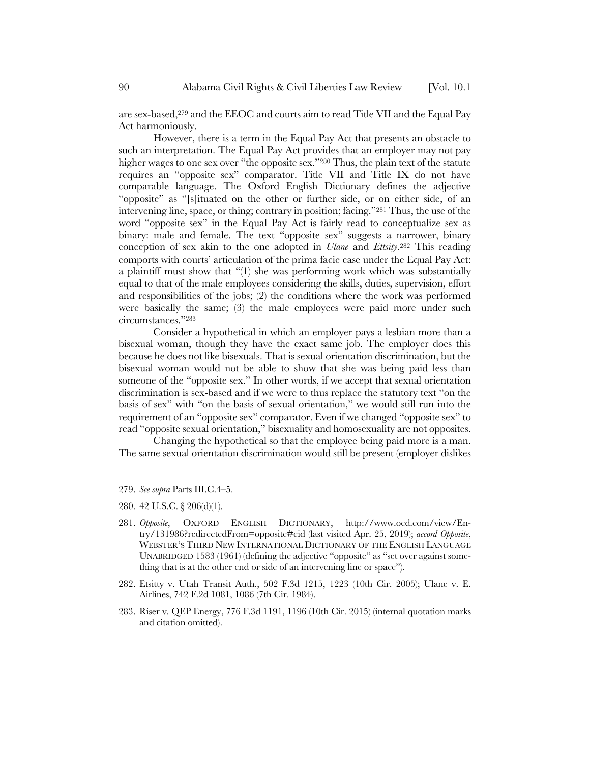are sex-based,[279] and the EEOC and courts aim to read Title VII and the Equal Pay Act harmoniously.

However, there is a term in the Equal Pay Act that presents an obstacle to such an interpretation. The Equal Pay Act provides that an employer may not pay higher wages to one sex over "the opposite sex."[280] Thus, the plain text of the statute requires an "opposite sex" comparator. Title VII and Title IX do not have comparable language. The Oxford English Dictionary defines the adjective "opposite" as "[s]ituated on the other or further side, or on either side, of an intervening line, space, or thing; contrary in position; facing."[281] Thus, the use of the word "opposite sex" in the Equal Pay Act is fairly read to conceptualize sex as binary: male and female. The text "opposite sex" suggests a narrower, binary conception of sex akin to the one adopted in *Ulane* and *Ettsity*.[282] This reading comports with courts' articulation of the prima facie case under the Equal Pay Act: a plaintiff must show that "(1) she was performing work which was substantially equal to that of the male employees considering the skills, duties, supervision, effort and responsibilities of the jobs; (2) the conditions where the work was performed were basically the same; (3) the male employees were paid more under such circumstances."[283]

Consider a hypothetical in which an employer pays a lesbian more than a bisexual woman, though they have the exact same job. The employer does this because he does not like bisexuals. That is sexual orientation discrimination, but the bisexual woman would not be able to show that she was being paid less than someone of the "opposite sex." In other words, if we accept that sexual orientation discrimination is sex-based and if we were to thus replace the statutory text "on the basis of sex" with "on the basis of sexual orientation," we would still run into the requirement of an "opposite sex" comparator. Even if we changed "opposite sex" to read "opposite sexual orientation," bisexuality and homosexuality are not opposites.

Changing the hypothetical so that the employee being paid more is a man. The same sexual orientation discrimination would still be present (employer dislikes

---

279. *See supra* Parts III.C.4–5.

280. 42 U.S.C. § 206(d)(1).

281. *Opposite*, OXFORD ENGLISH DICTIONARY, http://www.oed.com/view/Entry/131986?redirectedFrom=opposite#eid (last visited Apr. 25, 2019); *accord Opposite*, WEBSTER'S THIRD NEW INTERNATIONAL DICTIONARY OF THE ENGLISH LANGUAGE UNABRIDGED 1583 (1961) (defining the adjective "opposite" as "set over against something that is at the other end or side of an intervening line or space").

282. Etsitty v. Utah Transit Auth., 502 F.3d 1215, 1223 (10th Cir. 2005); Ulane v. E. Airlines, 742 F.2d 1081, 1086 (7th Cir. 1984).

283. Riser v. QEP Energy, 776 F.3d 1191, 1196 (10th Cir. 2015) (internal quotation marks and citation omitted).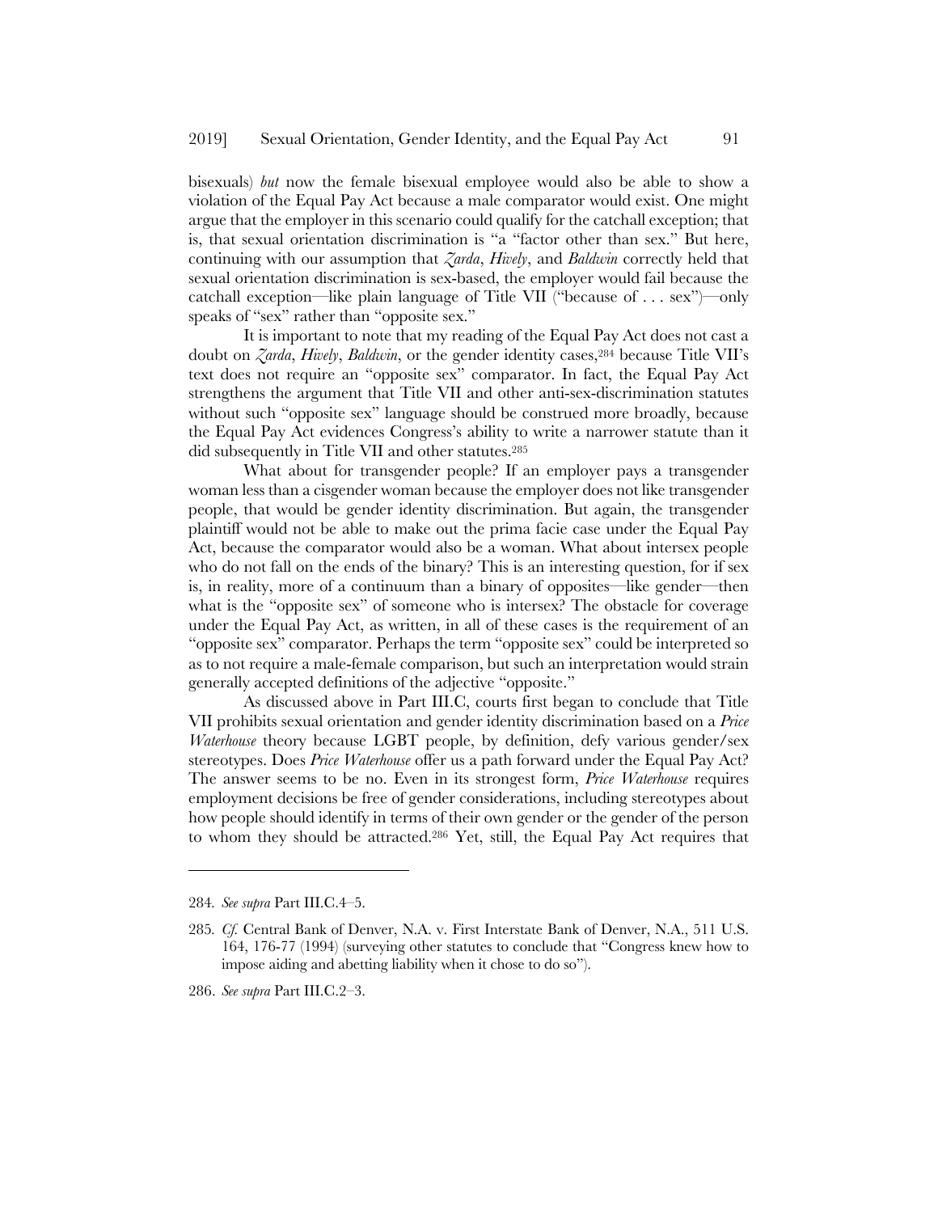bisexuals) *but* now the female bisexual employee would also be able to show a violation of the Equal Pay Act because a male comparator would exist. One might argue that the employer in this scenario could qualify for the catchall exception; that is, that sexual orientation discrimination is "a "factor other than sex." But here, continuing with our assumption that *Zarda*, *Hively*, and *Baldwin* correctly held that sexual orientation discrimination is sex-based, the employer would fail because the catchall exception—like plain language of Title VII ("because of . . . sex")—only speaks of "sex" rather than "opposite sex."

It is important to note that my reading of the Equal Pay Act does not cast a doubt on *Zarda*, *Hively*, *Baldwin*, or the gender identity cases,[284] because Title VII's text does not require an "opposite sex" comparator. In fact, the Equal Pay Act strengthens the argument that Title VII and other anti-sex-discrimination statutes without such "opposite sex" language should be construed more broadly, because the Equal Pay Act evidences Congress's ability to write a narrower statute than it did subsequently in Title VII and other statutes.[285]

What about for transgender people? If an employer pays a transgender woman less than a cisgender woman because the employer does not like transgender people, that would be gender identity discrimination. But again, the transgender plaintiff would not be able to make out the prima facie case under the Equal Pay Act, because the comparator would also be a woman. What about intersex people who do not fall on the ends of the binary? This is an interesting question, for if sex is, in reality, more of a continuum than a binary of opposites—like gender—then what is the "opposite sex" of someone who is intersex? The obstacle for coverage under the Equal Pay Act, as written, in all of these cases is the requirement of an "opposite sex" comparator. Perhaps the term "opposite sex" could be interpreted so as to not require a male-female comparison, but such an interpretation would strain generally accepted definitions of the adjective "opposite."

As discussed above in Part III.C, courts first began to conclude that Title VII prohibits sexual orientation and gender identity discrimination based on a *Price Waterhouse* theory because LGBT people, by definition, defy various gender/sex stereotypes. Does *Price Waterhouse* offer us a path forward under the Equal Pay Act? The answer seems to be no. Even in its strongest form, *Price Waterhouse* requires employment decisions be free of gender considerations, including stereotypes about how people should identify in terms of their own gender or the gender of the person to whom they should be attracted.[286] Yet, still, the Equal Pay Act requires that

---

284. *See supra* Part III.C.4–5.

285. *Cf.* Central Bank of Denver, N.A. v. First Interstate Bank of Denver, N.A., 511 U.S. 164, 176-77 (1994) (surveying other statutes to conclude that "Congress knew how to impose aiding and abetting liability when it chose to do so").

286. *See supra* Part III.C.2–3.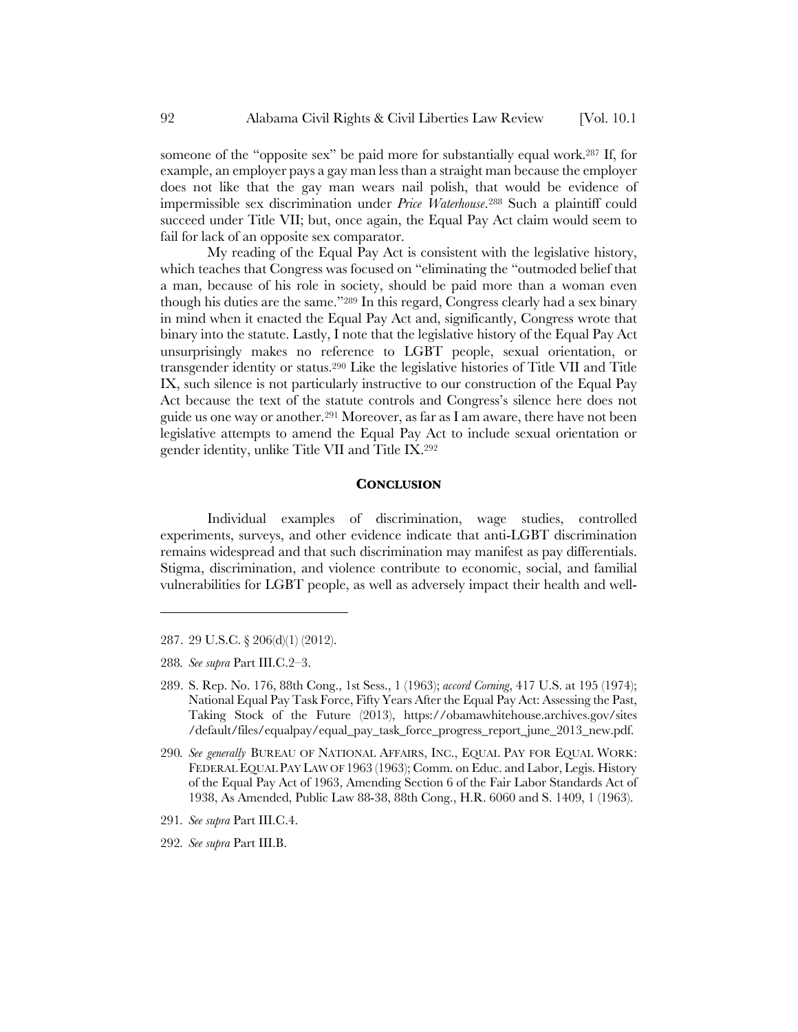someone of the "opposite sex" be paid more for substantially equal work.[287] If, for example, an employer pays a gay man less than a straight man because the employer does not like that the gay man wears nail polish, that would be evidence of impermissible sex discrimination under *Price Waterhouse*.[288] Such a plaintiff could succeed under Title VII; but, once again, the Equal Pay Act claim would seem to fail for lack of an opposite sex comparator.

My reading of the Equal Pay Act is consistent with the legislative history, which teaches that Congress was focused on "eliminating the "outmoded belief that a man, because of his role in society, should be paid more than a woman even though his duties are the same."[289] In this regard, Congress clearly had a sex binary in mind when it enacted the Equal Pay Act and, significantly, Congress wrote that binary into the statute. Lastly, I note that the legislative history of the Equal Pay Act unsurprisingly makes no reference to LGBT people, sexual orientation, or transgender identity or status.[290] Like the legislative histories of Title VII and Title IX, such silence is not particularly instructive to our construction of the Equal Pay Act because the text of the statute controls and Congress's silence here does not guide us one way or another.[291] Moreover, as far as I am aware, there have not been legislative attempts to amend the Equal Pay Act to include sexual orientation or gender identity, unlike Title VII and Title IX.[292]

## CONCLUSION

Individual examples of discrimination, wage studies, controlled experiments, surveys, and other evidence indicate that anti-LGBT discrimination remains widespread and that such discrimination may manifest as pay differentials. Stigma, discrimination, and violence contribute to economic, social, and familial vulnerabilities for LGBT people, as well as adversely impact their health and well-

---

287. 29 U.S.C. § 206(d)(1) (2012).

288. *See supra* Part III.C.2–3.

289. S. Rep. No. 176, 88th Cong., 1st Sess., 1 (1963); *accord Corning*, 417 U.S. at 195 (1974); National Equal Pay Task Force, Fifty Years After the Equal Pay Act: Assessing the Past, Taking Stock of the Future (2013), https://obamawhitehouse.archives.gov/sites/default/files/equalpay/equal_pay_task_force_progress_report_june_2013_new.pdf.

290. *See generally* BUREAU OF NATIONAL AFFAIRS, INC., EQUAL PAY FOR EQUAL WORK: FEDERAL EQUAL PAY LAW OF 1963 (1963); Comm. on Educ. and Labor, Legis. History of the Equal Pay Act of 1963, Amending Section 6 of the Fair Labor Standards Act of 1938, As Amended, Public Law 88-38, 88th Cong., H.R. 6060 and S. 1409, 1 (1963).

291. *See supra* Part III.C.4.

292. *See supra* Part III.B.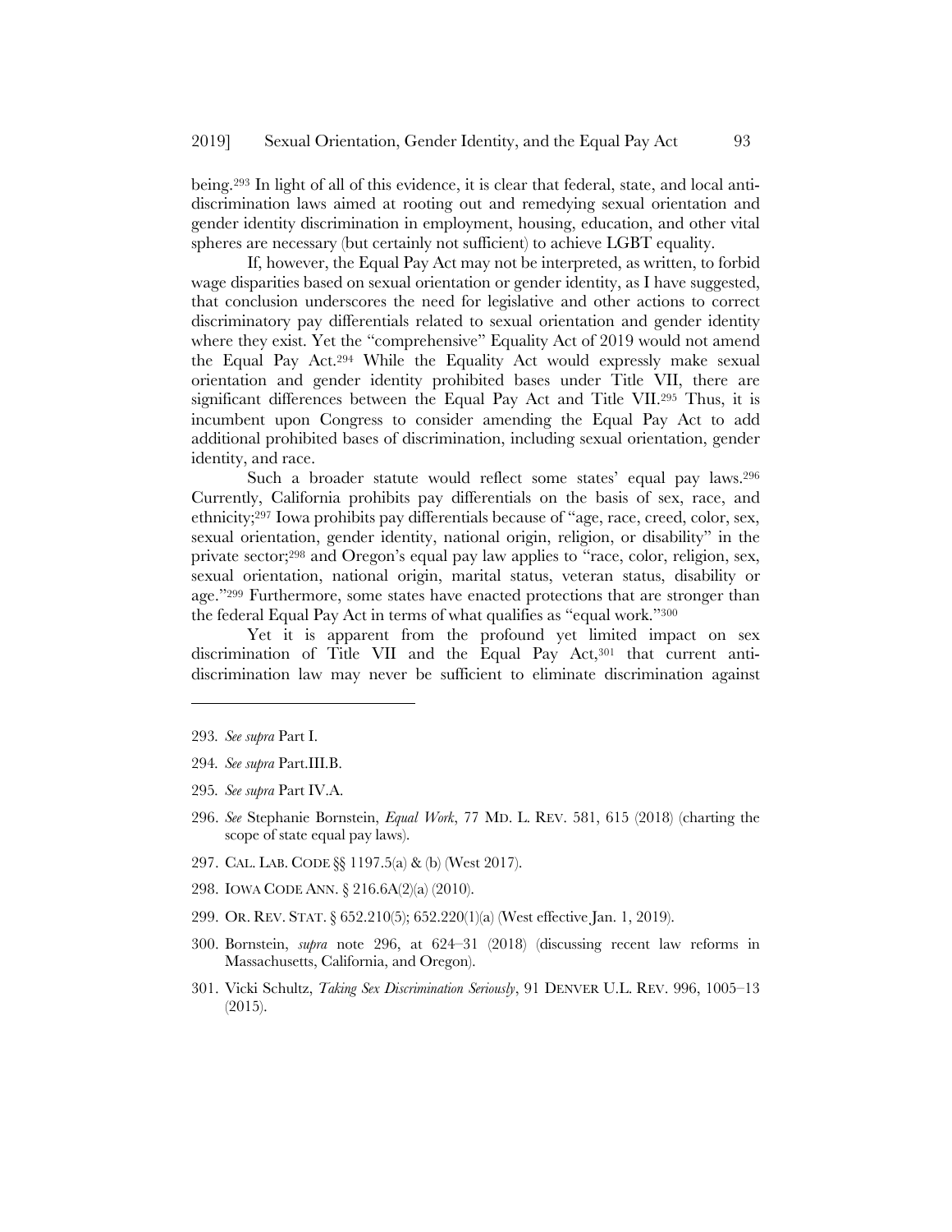being.[293] In light of all of this evidence, it is clear that federal, state, and local anti-discrimination laws aimed at rooting out and remedying sexual orientation and gender identity discrimination in employment, housing, education, and other vital spheres are necessary (but certainly not sufficient) to achieve LGBT equality.

If, however, the Equal Pay Act may not be interpreted, as written, to forbid wage disparities based on sexual orientation or gender identity, as I have suggested, that conclusion underscores the need for legislative and other actions to correct discriminatory pay differentials related to sexual orientation and gender identity where they exist. Yet the "comprehensive" Equality Act of 2019 would not amend the Equal Pay Act.[294] While the Equality Act would expressly make sexual orientation and gender identity prohibited bases under Title VII, there are significant differences between the Equal Pay Act and Title VII.[295] Thus, it is incumbent upon Congress to consider amending the Equal Pay Act to add additional prohibited bases of discrimination, including sexual orientation, gender identity, and race.

Such a broader statute would reflect some states' equal pay laws.[296] Currently, California prohibits pay differentials on the basis of sex, race, and ethnicity;[297] Iowa prohibits pay differentials because of "age, race, creed, color, sex, sexual orientation, gender identity, national origin, religion, or disability" in the private sector;[298] and Oregon's equal pay law applies to "race, color, religion, sex, sexual orientation, national origin, marital status, veteran status, disability or age."[299] Furthermore, some states have enacted protections that are stronger than the federal Equal Pay Act in terms of what qualifies as "equal work."[300]

Yet it is apparent from the profound yet limited impact on sex discrimination of Title VII and the Equal Pay Act,[301] that current anti-discrimination law may never be sufficient to eliminate discrimination against

---

293. *See supra* Part I.

294. *See supra* Part.III.B.

295. *See supra* Part IV.A.

296. *See* Stephanie Bornstein, *Equal Work*, 77 MD. L. REV. 581, 615 (2018) (charting the scope of state equal pay laws).

297. CAL. LAB. CODE §§ 1197.5(a) & (b) (West 2017).

298. IOWA CODE ANN. § 216.6A(2)(a) (2010).

299. OR. REV. STAT. § 652.210(5); 652.220(1)(a) (West effective Jan. 1, 2019).

300. Bornstein, *supra* note 296, at 624–31 (2018) (discussing recent law reforms in Massachusetts, California, and Oregon).

301. Vicki Schultz, *Taking Sex Discrimination Seriously*, 91 DENVER U.L. REV. 996, 1005–13 (2015).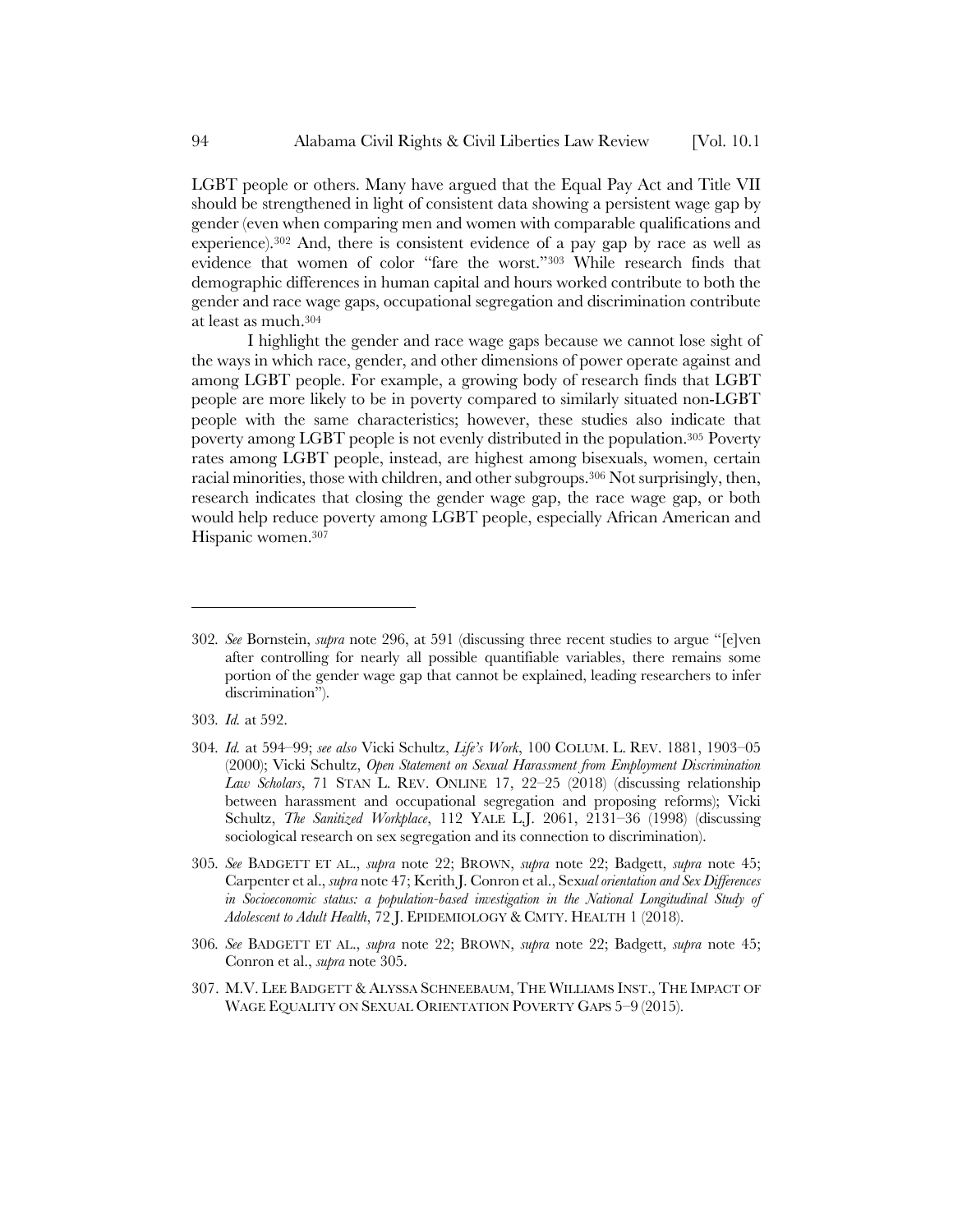LGBT people or others. Many have argued that the Equal Pay Act and Title VII should be strengthened in light of consistent data showing a persistent wage gap by gender (even when comparing men and women with comparable qualifications and experience).[302] And, there is consistent evidence of a pay gap by race as well as evidence that women of color "fare the worst."[303] While research finds that demographic differences in human capital and hours worked contribute to both the gender and race wage gaps, occupational segregation and discrimination contribute at least as much.[304]

I highlight the gender and race wage gaps because we cannot lose sight of the ways in which race, gender, and other dimensions of power operate against and among LGBT people. For example, a growing body of research finds that LGBT people are more likely to be in poverty compared to similarly situated non-LGBT people with the same characteristics; however, these studies also indicate that poverty among LGBT people is not evenly distributed in the population.[305] Poverty rates among LGBT people, instead, are highest among bisexuals, women, certain racial minorities, those with children, and other subgroups.[306] Not surprisingly, then, research indicates that closing the gender wage gap, the race wage gap, or both would help reduce poverty among LGBT people, especially African American and Hispanic women.[307]

---

302. *See* Bornstein, *supra* note 296, at 591 (discussing three recent studies to argue "[e]ven after controlling for nearly all possible quantifiable variables, there remains some portion of the gender wage gap that cannot be explained, leading researchers to infer discrimination").

303. *Id.* at 592.

304. *Id.* at 594–99; *see also* Vicki Schultz, *Life's Work*, 100 COLUM. L. REV. 1881, 1903–05 (2000); Vicki Schultz, *Open Statement on Sexual Harassment from Employment Discrimination Law Scholars*, 71 STAN L. REV. ONLINE 17, 22–25 (2018) (discussing relationship between harassment and occupational segregation and proposing reforms); Vicki Schultz, *The Sanitized Workplace*, 112 YALE L.J. 2061, 2131–36 (1998) (discussing sociological research on sex segregation and its connection to discrimination).

305. *See* BADGETT ET AL., *supra* note 22; BROWN, *supra* note 22; Badgett, *supra* note 45; Carpenter et al., *supra* note 47; Kerith J. Conron et al., *Sexual orientation and Sex Differences in Socioeconomic status: a population-based investigation in the National Longitudinal Study of Adolescent to Adult Health*, 72 J. EPIDEMIOLOGY & CMTY. HEALTH 1 (2018).

306. *See* BADGETT ET AL., *supra* note 22; BROWN, *supra* note 22; Badgett, *supra* note 45; Conron et al., *supra* note 305.

307. M.V. LEE BADGETT & ALYSSA SCHNEEBAUM, THE WILLIAMS INST., THE IMPACT OF WAGE EQUALITY ON SEXUAL ORIENTATION POVERTY GAPS 5–9 (2015).